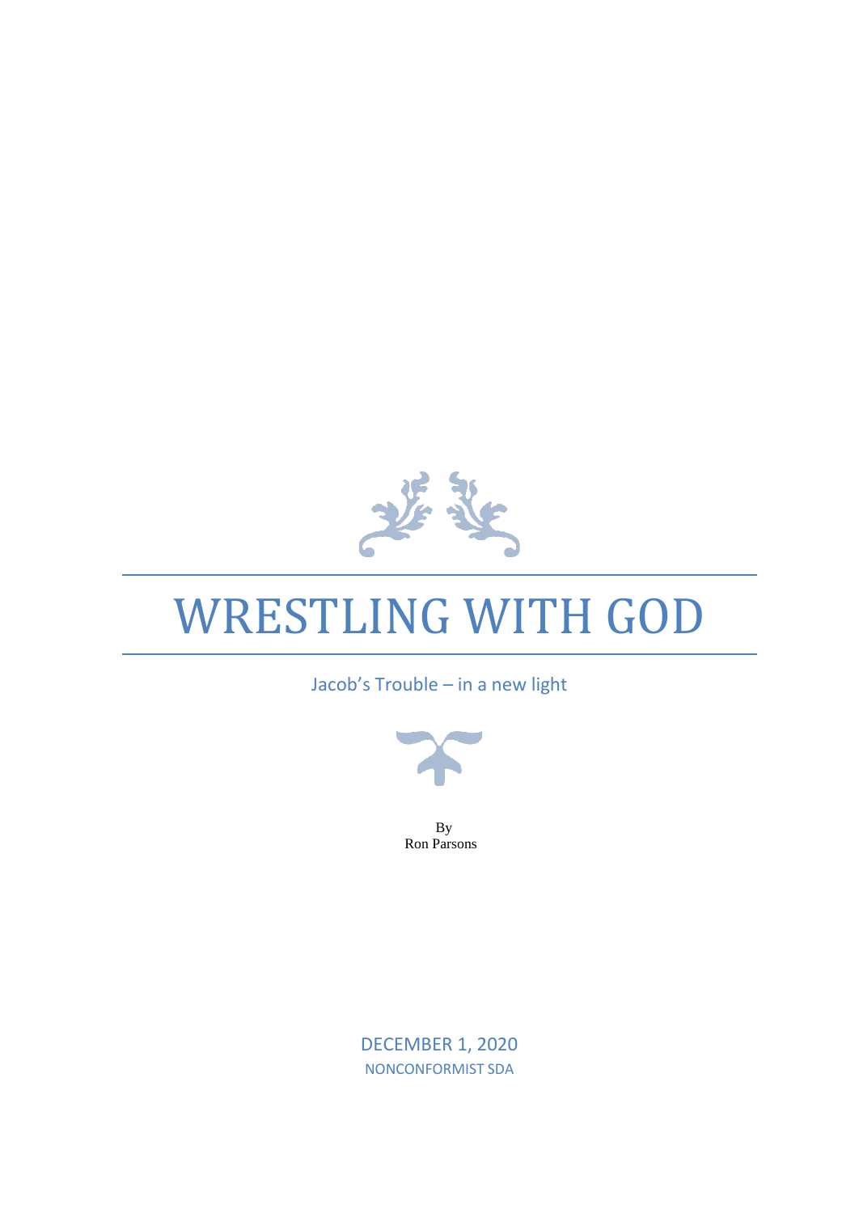# WRESTLING WITH GOD

Jacob's Trouble – in a new light

By
Ron Parsons

DECEMBER 1, 2020
NONCONFORMIST SDA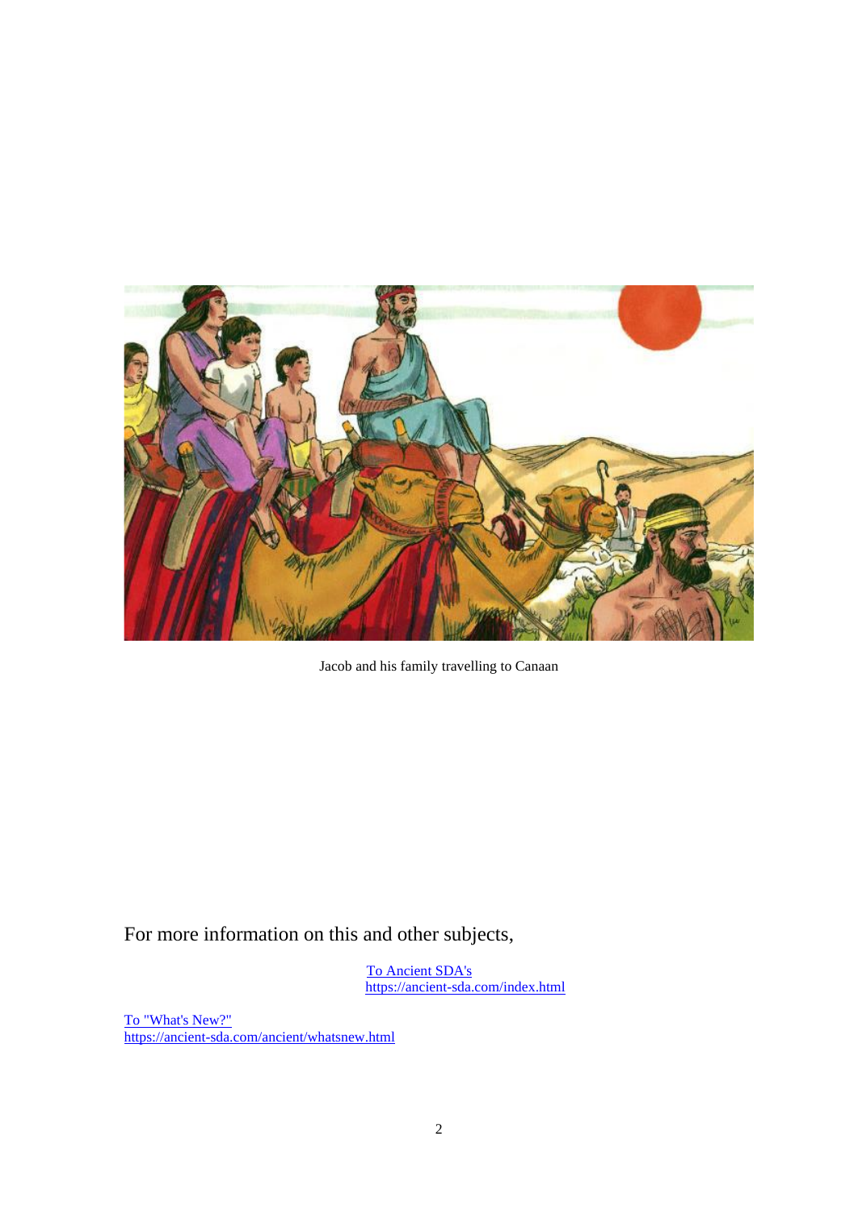Jacob and his family travelling to Canaan

For more information on this and other subjects,

[To Ancient SDA's](https://ancient-sda.com/index.html)
https://ancient-sda.com/index.html

[To "What's New?"](https://ancient-sda.com/ancient/whatsnew.html)
https://ancient-sda.com/ancient/whatsnew.html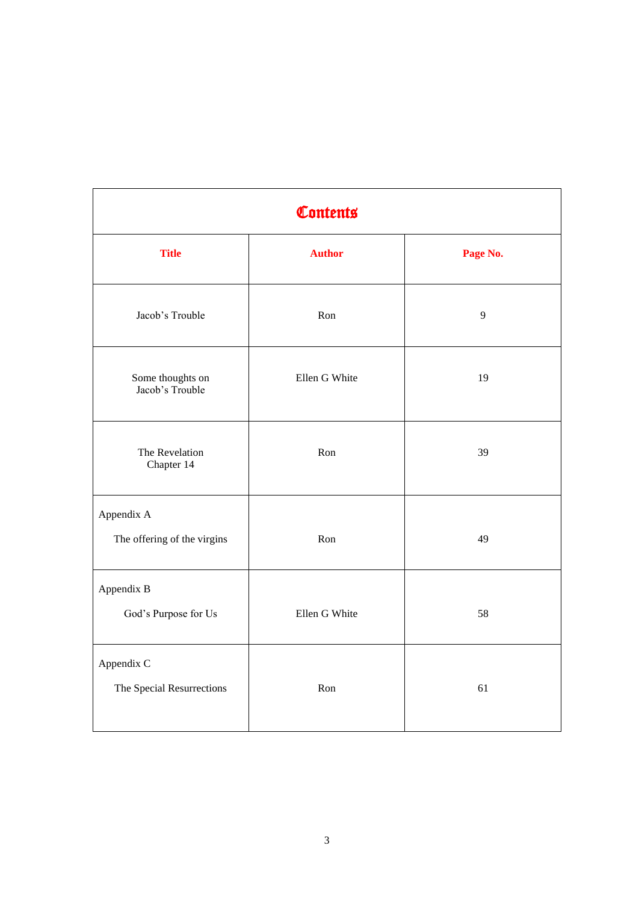# Contents

| Title | Author | Page No. |
|---|---|---|
| Jacob's Trouble | Ron | 9 |
| Some thoughts on Jacob's Trouble | Ellen G White | 19 |
| The Revelation Chapter 14 | Ron | 39 |
| Appendix A The offering of the virgins | Ron | 49 |
| Appendix B God's Purpose for Us | Ellen G White | 58 |
| Appendix C The Special Resurrections | Ron | 61 |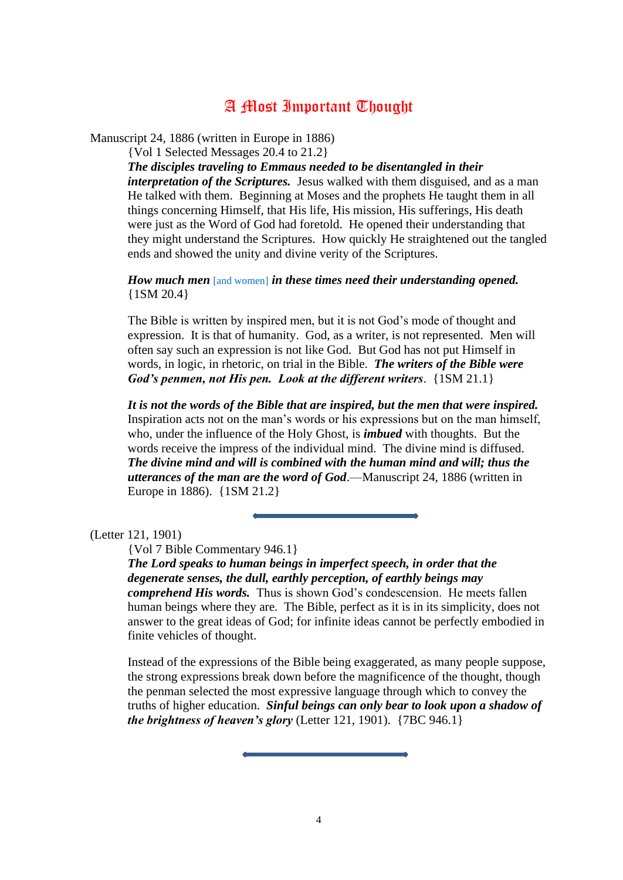# A Most Important Thought

Manuscript 24, 1886 (written in Europe in 1886)

{Vol 1 Selected Messages 20.4 to 21.2}

***The disciples traveling to Emmaus needed to be disentangled in their interpretation of the Scriptures.*** Jesus walked with them disguised, and as a man He talked with them. Beginning at Moses and the prophets He taught them in all things concerning Himself, that His life, His mission, His sufferings, His death were just as the Word of God had foretold. He opened their understanding that they might understand the Scriptures. How quickly He straightened out the tangled ends and showed the unity and divine verity of the Scriptures.

***How much men*** [and women] ***in these times need their understanding opened.*** {1SM 20.4}

The Bible is written by inspired men, but it is not God's mode of thought and expression. It is that of humanity. God, as a writer, is not represented. Men will often say such an expression is not like God. But God has not put Himself in words, in logic, in rhetoric, on trial in the Bible. ***The writers of the Bible were God's penmen, not His pen. Look at the different writers***. {1SM 21.1}

***It is not the words of the Bible that are inspired, but the men that were inspired.*** Inspiration acts not on the man's words or his expressions but on the man himself, who, under the influence of the Holy Ghost, is ***imbued*** with thoughts. But the words receive the impress of the individual mind. The divine mind is diffused. ***The divine mind and will is combined with the human mind and will; thus the utterances of the man are the word of God***.—Manuscript 24, 1886 (written in Europe in 1886). {1SM 21.2}

---

(Letter 121, 1901)

{Vol 7 Bible Commentary 946.1}

***The Lord speaks to human beings in imperfect speech, in order that the degenerate senses, the dull, earthly perception, of earthly beings may comprehend His words.*** Thus is shown God's condescension. He meets fallen human beings where they are. The Bible, perfect as it is in its simplicity, does not answer to the great ideas of God; for infinite ideas cannot be perfectly embodied in finite vehicles of thought.

Instead of the expressions of the Bible being exaggerated, as many people suppose, the strong expressions break down before the magnificence of the thought, though the penman selected the most expressive language through which to convey the truths of higher education. ***Sinful beings can only bear to look upon a shadow of the brightness of heaven's glory*** (Letter 121, 1901). {7BC 946.1}

---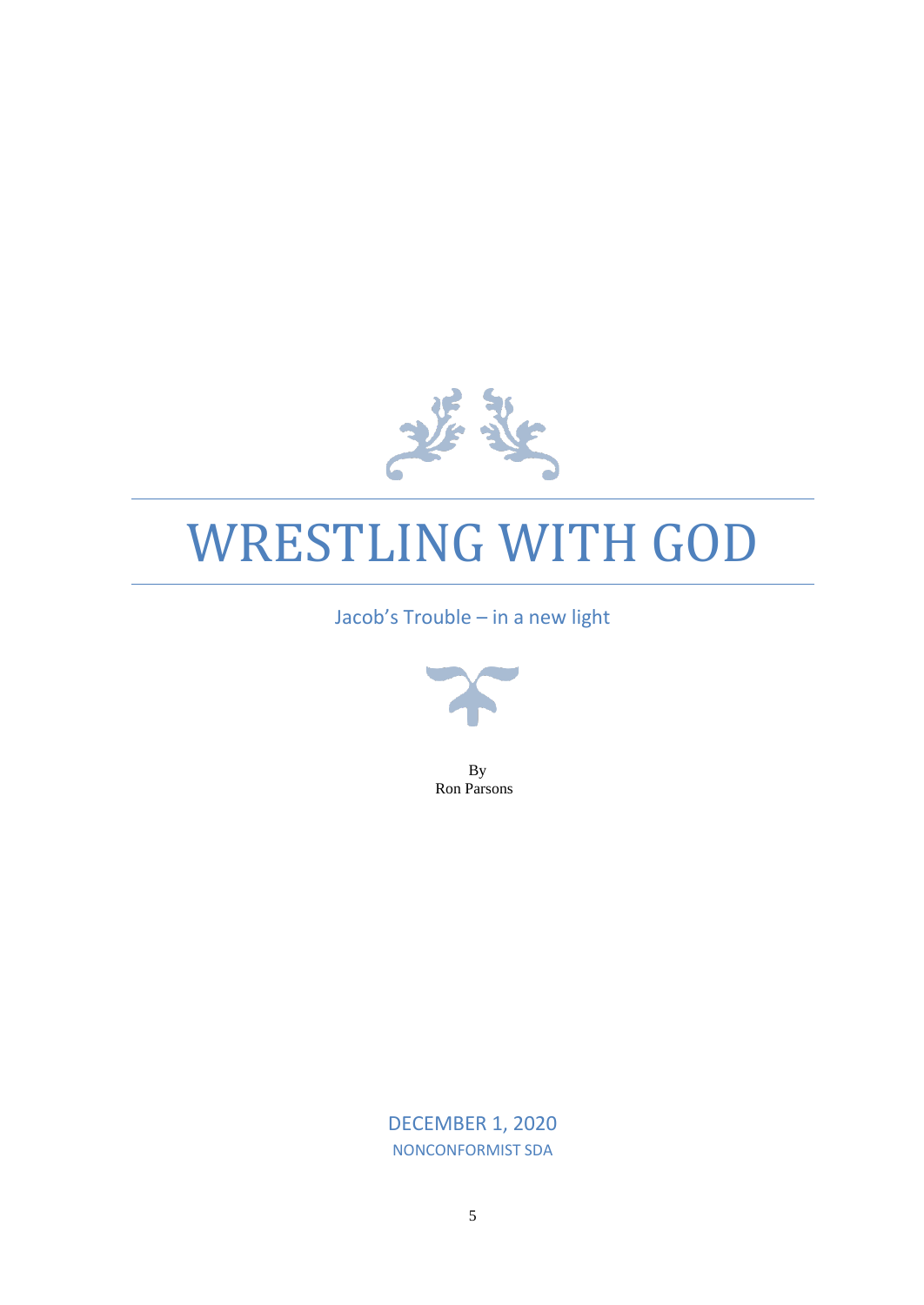# WRESTLING WITH GOD

Jacob's Trouble – in a new light

By
Ron Parsons

DECEMBER 1, 2020
NONCONFORMIST SDA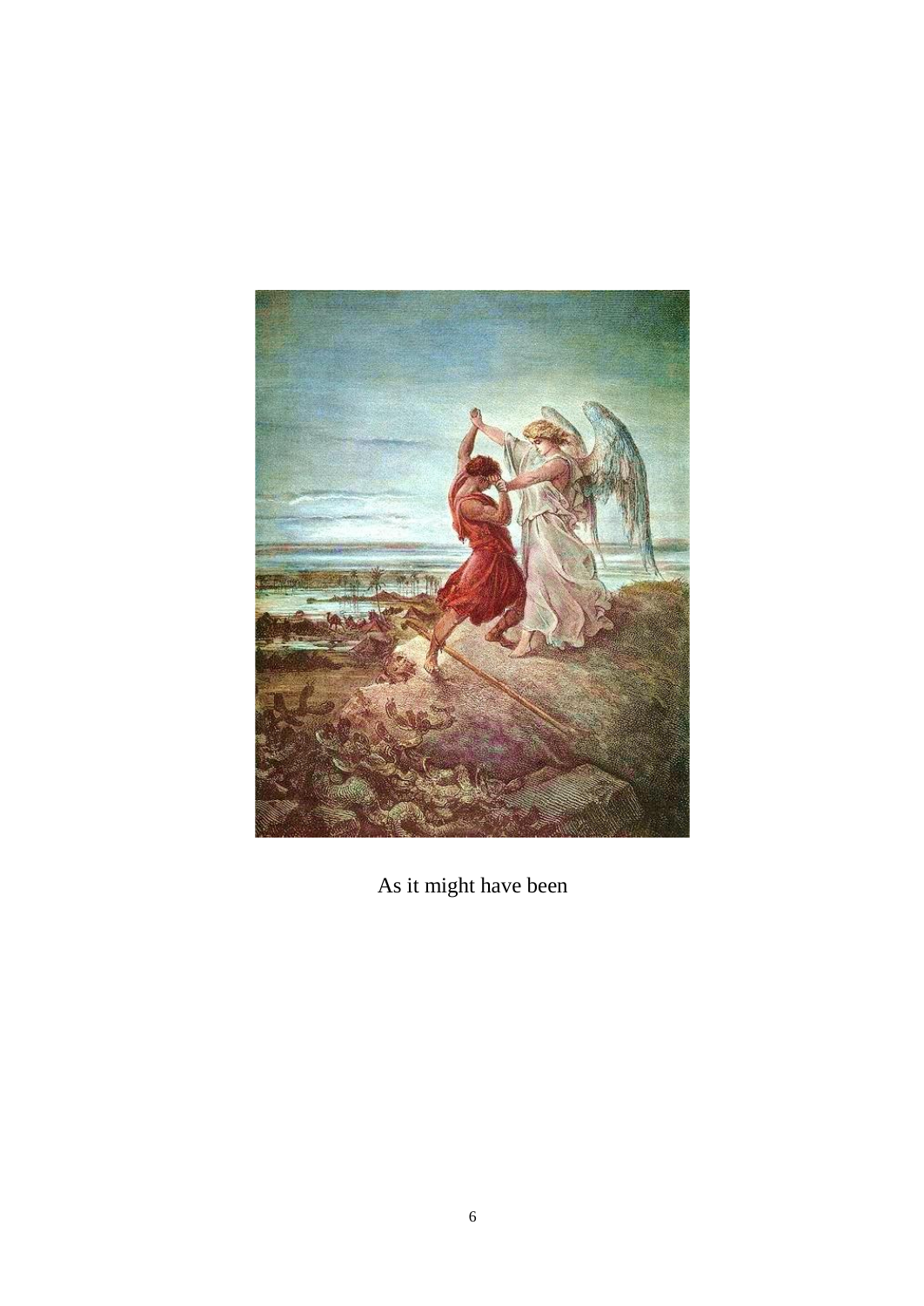As it might have been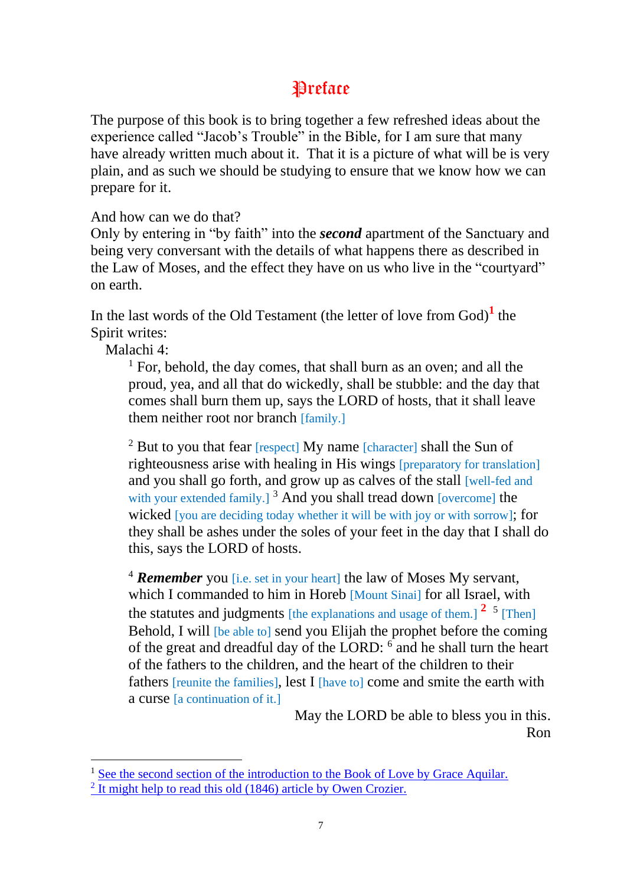# Preface

The purpose of this book is to bring together a few refreshed ideas about the experience called "Jacob's Trouble" in the Bible, for I am sure that many have already written much about it. That it is a picture of what will be is very plain, and as such we should be studying to ensure that we know how we can prepare for it.

And how can we do that?
Only by entering in "by faith" into the ***second*** apartment of the Sanctuary and being very conversant with the details of what happens there as described in the Law of Moses, and the effect they have on us who live in the "courtyard" on earth.

In the last words of the Old Testament (the letter of love from God)[1] the Spirit writes:

Malachi 4:

> [1] For, behold, the day comes, that shall burn as an oven; and all the proud, yea, and all that do wickedly, shall be stubble: and the day that comes shall burn them up, says the LORD of hosts, that it shall leave them neither root nor branch [family.]
>
> [2] But to you that fear [respect] My name [character] shall the Sun of righteousness arise with healing in His wings [preparatory for translation] and you shall go forth, and grow up as calves of the stall [well-fed and with your extended family.] [3] And you shall tread down [overcome] the wicked [you are deciding today whether it will be with joy or with sorrow]; for they shall be ashes under the soles of your feet in the day that I shall do this, says the LORD of hosts.
>
> [4] ***Remember*** you [i.e. set in your heart] the law of Moses My servant, which I commanded to him in Horeb [Mount Sinai] for all Israel, with the statutes and judgments [the explanations and usage of them.] [2] [5] [Then] Behold, I will [be able to] send you Elijah the prophet before the coming of the great and dreadful day of the LORD: [6] and he shall turn the heart of the fathers to the children, and the heart of the children to their fathers [reunite the families], lest I [have to] come and smite the earth with a curse [a continuation of it.]

May the LORD be able to bless you in this.
Ron

---

[1] See the second section of the introduction to the Book of Love by Grace Aquilar.

[2] It might help to read this old (1846) article by Owen Crozier.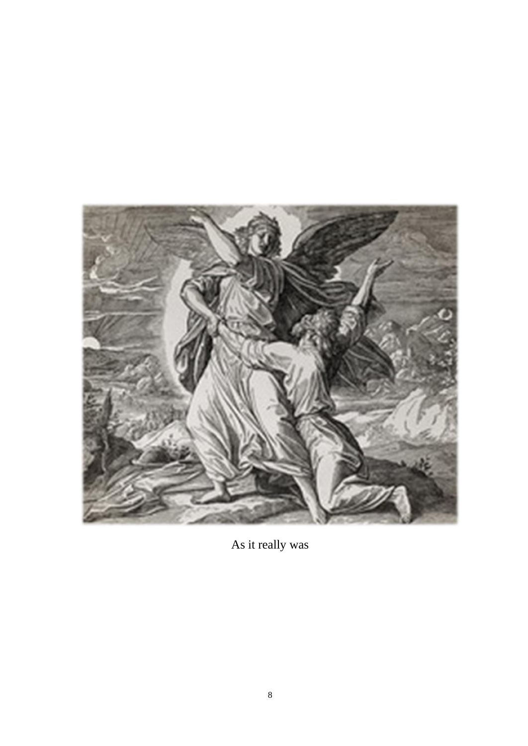As it really was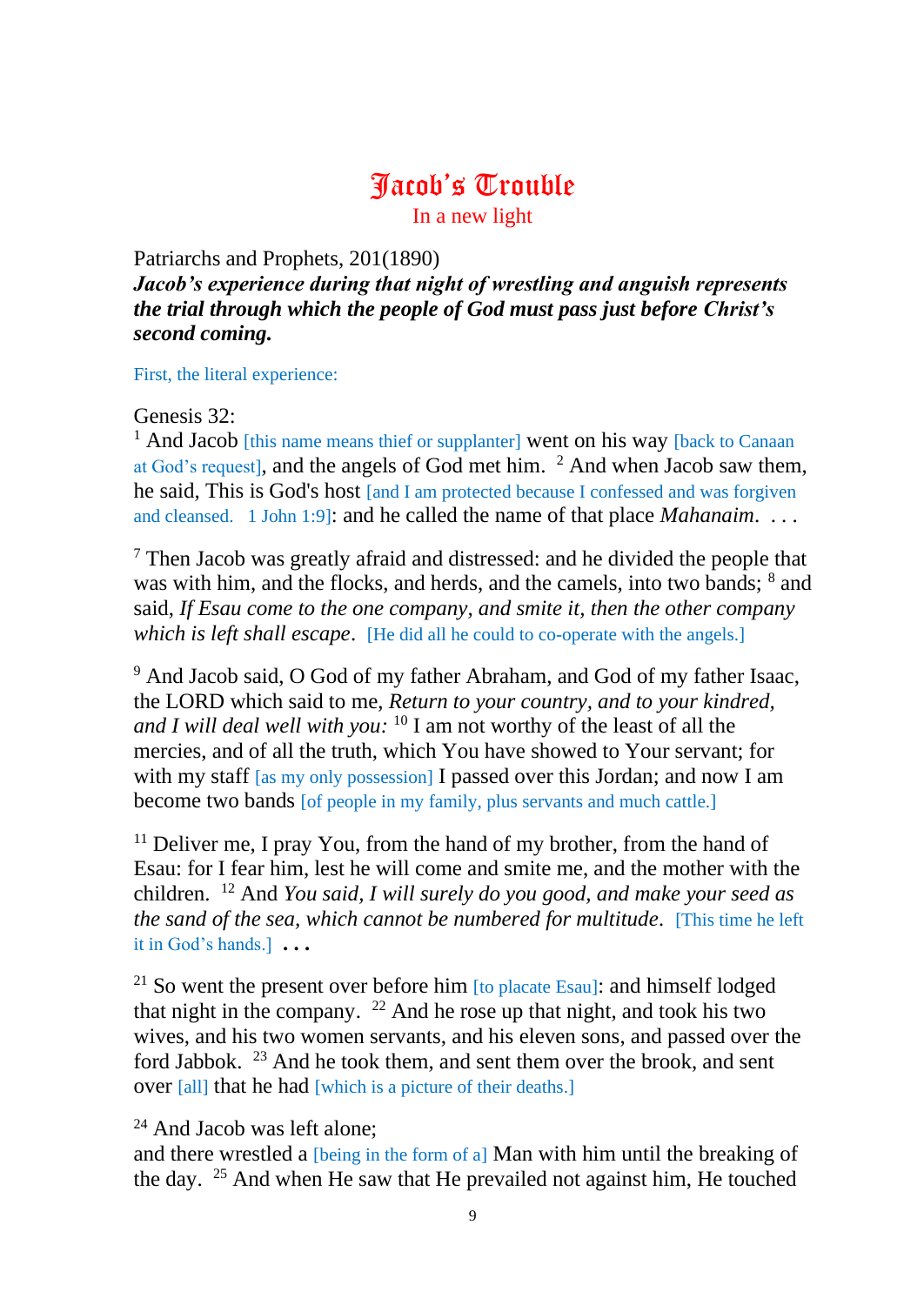# Jacob's Trouble

In a new light

Patriarchs and Prophets, 201(1890)
***Jacob's experience during that night of wrestling and anguish represents the trial through which the people of God must pass just before Christ's second coming.***

First, the literal experience:

Genesis 32:
[1] And Jacob [this name means thief or supplanter] went on his way [back to Canaan at God's request], and the angels of God met him. [2] And when Jacob saw them, he said, This is God's host [and I am protected because I confessed and was forgiven and cleansed. 1 John 1:9]: and he called the name of that place *Mahanaim*. . . .

[7] Then Jacob was greatly afraid and distressed: and he divided the people that was with him, and the flocks, and herds, and the camels, into two bands; [8] and said, *If Esau come to the one company, and smite it, then the other company which is left shall escape*. [He did all he could to co-operate with the angels.]

[9] And Jacob said, O God of my father Abraham, and God of my father Isaac, the LORD which said to me, *Return to your country, and to your kindred, and I will deal well with you:* [10] I am not worthy of the least of all the mercies, and of all the truth, which You have showed to Your servant; for with my staff [as my only possession] I passed over this Jordan; and now I am become two bands [of people in my family, plus servants and much cattle.]

[11] Deliver me, I pray You, from the hand of my brother, from the hand of Esau: for I fear him, lest he will come and smite me, and the mother with the children. [12] And *You said, I will surely do you good, and make your seed as the sand of the sea, which cannot be numbered for multitude*. [This time he left it in God's hands.] . . .

[21] So went the present over before him [to placate Esau]: and himself lodged that night in the company. [22] And he rose up that night, and took his two wives, and his two women servants, and his eleven sons, and passed over the ford Jabbok. [23] And he took them, and sent them over the brook, and sent over [all] that he had [which is a picture of their deaths.]

[24] And Jacob was left alone;
and there wrestled a [being in the form of a] Man with him until the breaking of the day. [25] And when He saw that He prevailed not against him, He touched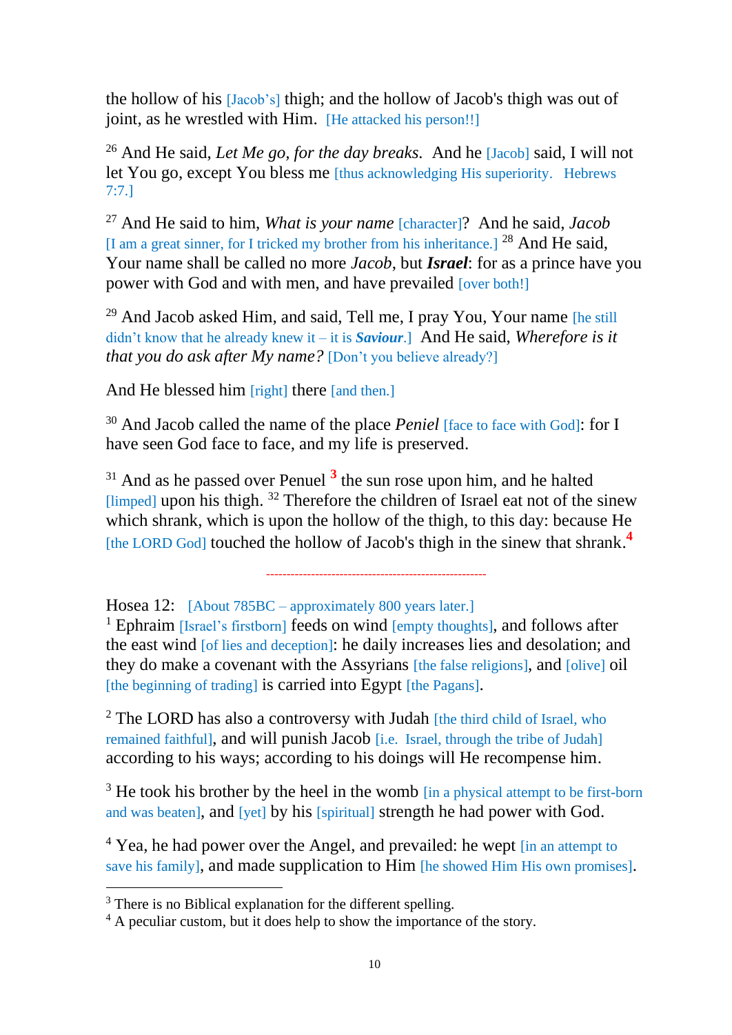the hollow of his [Jacob's] thigh; and the hollow of Jacob's thigh was out of joint, as he wrestled with Him. [He attacked his person!!]

[26] And He said, *Let Me go, for the day breaks.* And he [Jacob] said, I will not let You go, except You bless me [thus acknowledging His superiority. Hebrews 7:7.]

[27] And He said to him, *What is your name* [character]? And he said, *Jacob* [I am a great sinner, for I tricked my brother from his inheritance.] [28] And He said, Your name shall be called no more *Jacob*, but ***Israel***: for as a prince have you power with God and with men, and have prevailed [over both!]

[29] And Jacob asked Him, and said, Tell me, I pray You, Your name [he still didn't know that he already knew it – it is ***Saviour***.] And He said, *Wherefore is it that you do ask after My name?* [Don't you believe already?]

And He blessed him [right] there [and then.]

[30] And Jacob called the name of the place *Peniel* [face to face with God]: for I have seen God face to face, and my life is preserved.

[31] And as he passed over Penuel [3] the sun rose upon him, and he halted [limped] upon his thigh. [32] Therefore the children of Israel eat not of the sinew which shrank, which is upon the hollow of the thigh, to this day: because He [the LORD God] touched the hollow of Jacob's thigh in the sinew that shrank.[4]

---

Hosea 12: [About 785BC – approximately 800 years later.]

[1] Ephraim [Israel's firstborn] feeds on wind [empty thoughts], and follows after the east wind [of lies and deception]: he daily increases lies and desolation; and they do make a covenant with the Assyrians [the false religions], and [olive] oil [the beginning of trading] is carried into Egypt [the Pagans].

[2] The LORD has also a controversy with Judah [the third child of Israel, who remained faithful], and will punish Jacob [i.e. Israel, through the tribe of Judah] according to his ways; according to his doings will He recompense him.

[3] He took his brother by the heel in the womb [in a physical attempt to be first-born and was beaten], and [yet] by his [spiritual] strength he had power with God.

[4] Yea, he had power over the Angel, and prevailed: he wept [in an attempt to save his family], and made supplication to Him [he showed Him His own promises].

---

[3] There is no Biblical explanation for the different spelling.

[4] A peculiar custom, but it does help to show the importance of the story.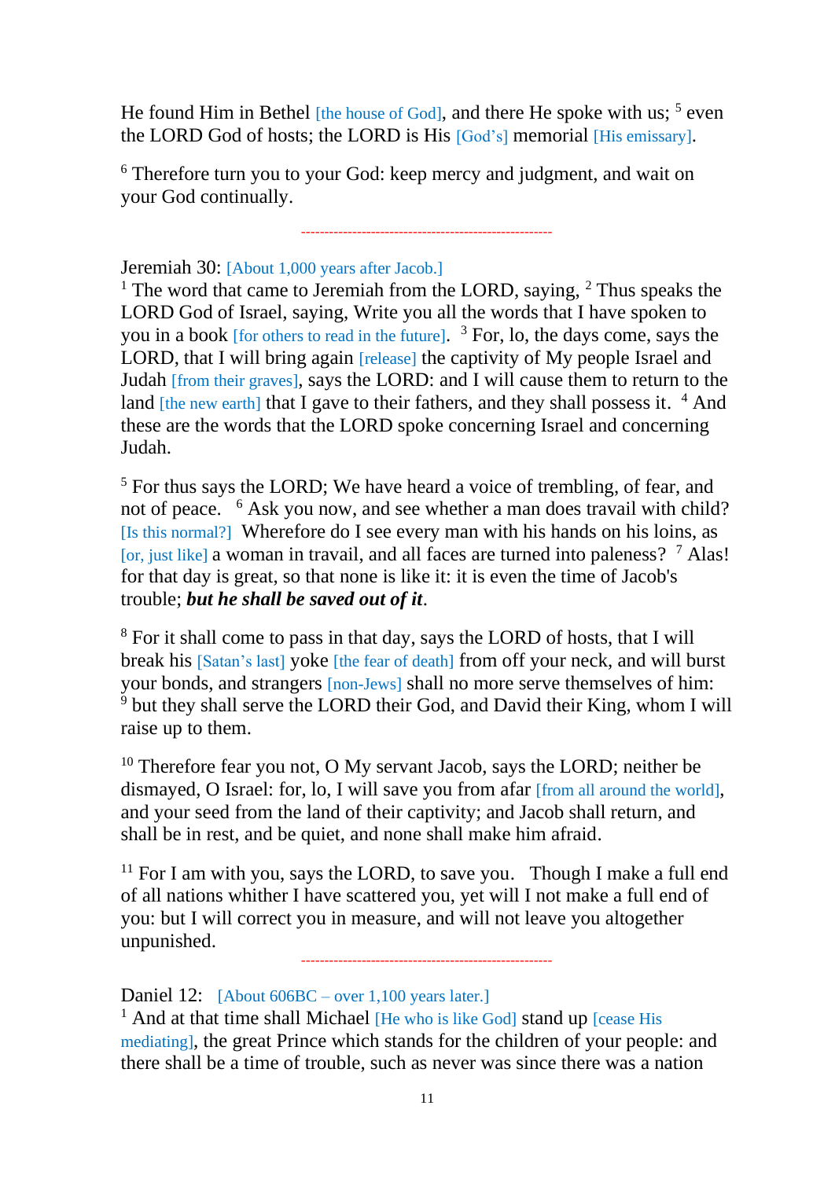He found Him in Bethel [the house of God], and there He spoke with us; [5] even the LORD God of hosts; the LORD is His [God's] memorial [His emissary].

[6] Therefore turn you to your God: keep mercy and judgment, and wait on your God continually.

---

Jeremiah 30: [About 1,000 years after Jacob.]
[1] The word that came to Jeremiah from the LORD, saying, [2] Thus speaks the LORD God of Israel, saying, Write you all the words that I have spoken to you in a book [for others to read in the future]. [3] For, lo, the days come, says the LORD, that I will bring again [release] the captivity of My people Israel and Judah [from their graves], says the LORD: and I will cause them to return to the land [the new earth] that I gave to their fathers, and they shall possess it. [4] And these are the words that the LORD spoke concerning Israel and concerning Judah.

[5] For thus says the LORD; We have heard a voice of trembling, of fear, and not of peace. [6] Ask you now, and see whether a man does travail with child? [Is this normal?] Wherefore do I see every man with his hands on his loins, as [or, just like] a woman in travail, and all faces are turned into paleness? [7] Alas! for that day is great, so that none is like it: it is even the time of Jacob's trouble; ***but he shall be saved out of it***.

[8] For it shall come to pass in that day, says the LORD of hosts, that I will break his [Satan's last] yoke [the fear of death] from off your neck, and will burst your bonds, and strangers [non-Jews] shall no more serve themselves of him: [9] but they shall serve the LORD their God, and David their King, whom I will raise up to them.

[10] Therefore fear you not, O My servant Jacob, says the LORD; neither be dismayed, O Israel: for, lo, I will save you from afar [from all around the world], and your seed from the land of their captivity; and Jacob shall return, and shall be in rest, and be quiet, and none shall make him afraid.

[11] For I am with you, says the LORD, to save you. Though I make a full end of all nations whither I have scattered you, yet will I not make a full end of you: but I will correct you in measure, and will not leave you altogether unpunished.

---

Daniel 12: [About 606BC – over 1,100 years later.]
[1] And at that time shall Michael [He who is like God] stand up [cease His mediating], the great Prince which stands for the children of your people: and there shall be a time of trouble, such as never was since there was a nation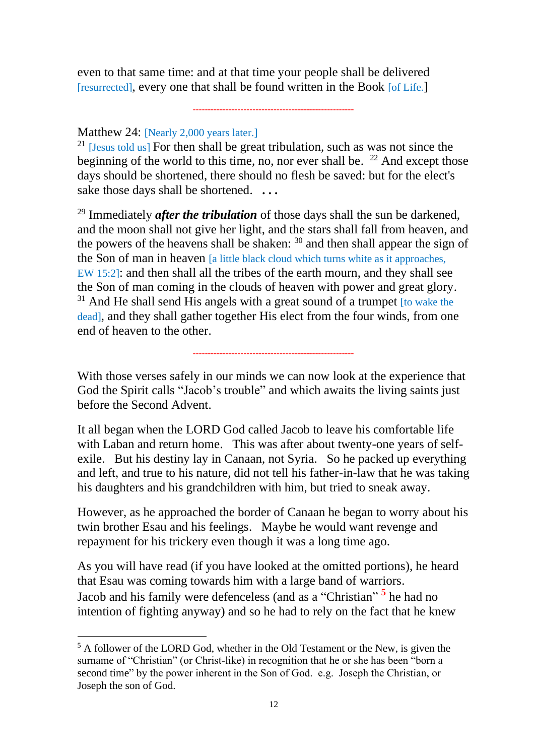even to that same time: and at that time your people shall be delivered [resurrected], every one that shall be found written in the Book [of Life.]

------------------------------------------------------

Matthew 24: [Nearly 2,000 years later.]

[21] [Jesus told us] For then shall be great tribulation, such as was not since the beginning of the world to this time, no, nor ever shall be. [22] And except those days should be shortened, there should no flesh be saved: but for the elect's sake those days shall be shortened. **. . .**

[29] Immediately ***after the tribulation*** of those days shall the sun be darkened, and the moon shall not give her light, and the stars shall fall from heaven, and the powers of the heavens shall be shaken: [30] and then shall appear the sign of the Son of man in heaven [a little black cloud which turns white as it approaches, EW 15:2]: and then shall all the tribes of the earth mourn, and they shall see the Son of man coming in the clouds of heaven with power and great glory. [31] And He shall send His angels with a great sound of a trumpet [to wake the dead], and they shall gather together His elect from the four winds, from one end of heaven to the other.

------------------------------------------------------

With those verses safely in our minds we can now look at the experience that God the Spirit calls "Jacob's trouble" and which awaits the living saints just before the Second Advent.

It all began when the LORD God called Jacob to leave his comfortable life with Laban and return home. This was after about twenty-one years of self-exile. But his destiny lay in Canaan, not Syria. So he packed up everything and left, and true to his nature, did not tell his father-in-law that he was taking his daughters and his grandchildren with him, but tried to sneak away.

However, as he approached the border of Canaan he began to worry about his twin brother Esau and his feelings. Maybe he would want revenge and repayment for his trickery even though it was a long time ago.

As you will have read (if you have looked at the omitted portions), he heard that Esau was coming towards him with a large band of warriors. Jacob and his family were defenceless (and as a "Christian" [5] he had no intention of fighting anyway) and so he had to rely on the fact that he knew

---

[5] A follower of the LORD God, whether in the Old Testament or the New, is given the surname of "Christian" (or Christ-like) in recognition that he or she has been "born a second time" by the power inherent in the Son of God. e.g. Joseph the Christian, or Joseph the son of God.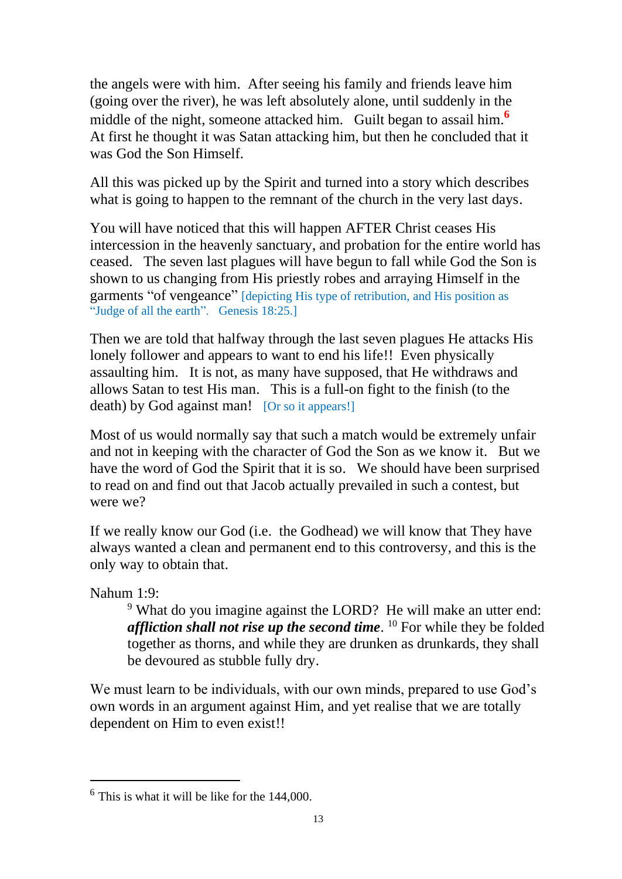the angels were with him. After seeing his family and friends leave him (going over the river), he was left absolutely alone, until suddenly in the middle of the night, someone attacked him. Guilt began to assail him.[6] At first he thought it was Satan attacking him, but then he concluded that it was God the Son Himself.

All this was picked up by the Spirit and turned into a story which describes what is going to happen to the remnant of the church in the very last days.

You will have noticed that this will happen AFTER Christ ceases His intercession in the heavenly sanctuary, and probation for the entire world has ceased. The seven last plagues will have begun to fall while God the Son is shown to us changing from His priestly robes and arraying Himself in the garments "of vengeance" [depicting His type of retribution, and His position as "Judge of all the earth". Genesis 18:25.]

Then we are told that halfway through the last seven plagues He attacks His lonely follower and appears to want to end his life!! Even physically assaulting him. It is not, as many have supposed, that He withdraws and allows Satan to test His man. This is a full-on fight to the finish (to the death) by God against man! [Or so it appears!]

Most of us would normally say that such a match would be extremely unfair and not in keeping with the character of God the Son as we know it. But we have the word of God the Spirit that it is so. We should have been surprised to read on and find out that Jacob actually prevailed in such a contest, but were we?

If we really know our God (i.e. the Godhead) we will know that They have always wanted a clean and permanent end to this controversy, and this is the only way to obtain that.

Nahum 1:9:

> [9] What do you imagine against the LORD? He will make an utter end: ***affliction shall not rise up the second time***. [10] For while they be folded together as thorns, and while they are drunken as drunkards, they shall be devoured as stubble fully dry.

We must learn to be individuals, with our own minds, prepared to use God's own words in an argument against Him, and yet realise that we are totally dependent on Him to even exist!!

---

[6] This is what it will be like for the 144,000.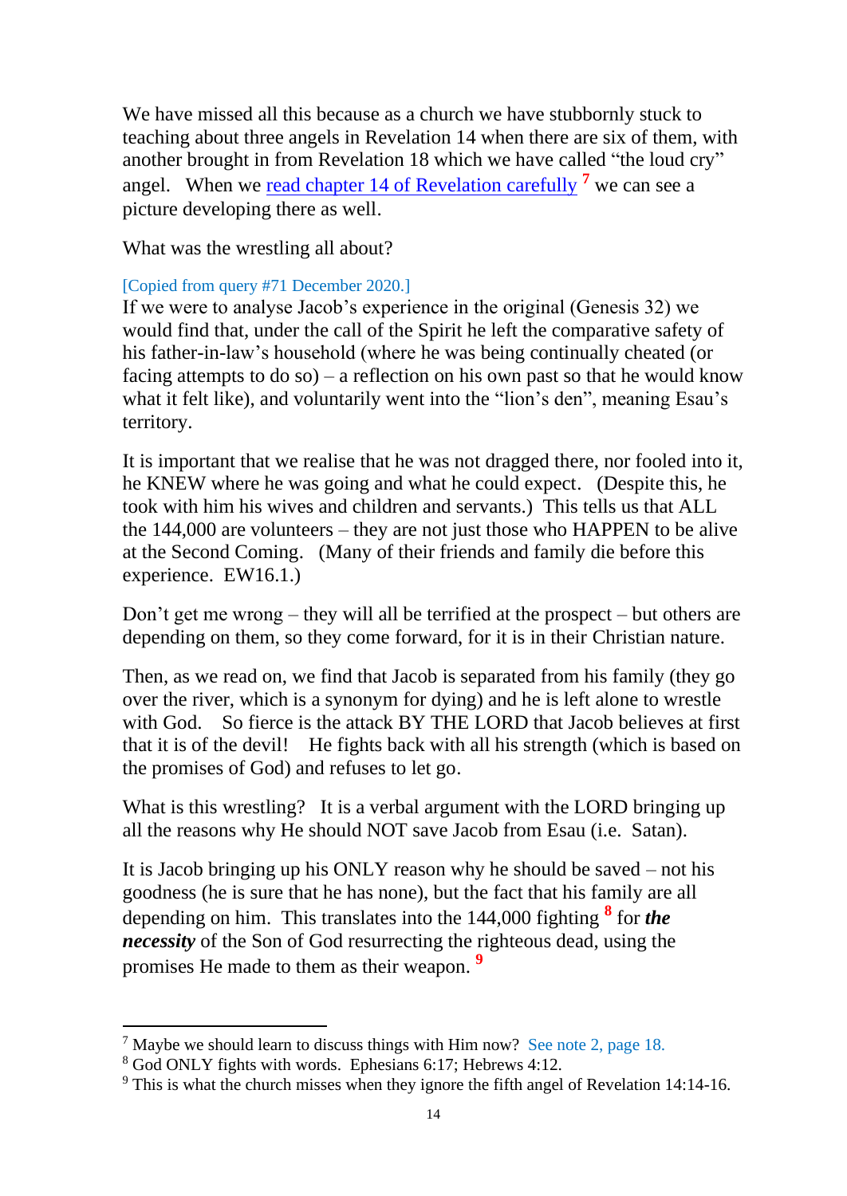We have missed all this because as a church we have stubbornly stuck to teaching about three angels in Revelation 14 when there are six of them, with another brought in from Revelation 18 which we have called "the loud cry" angel.   When we read chapter 14 of Revelation carefully [7] we can see a picture developing there as well.

What was the wrestling all about?

[Copied from query #71 December 2020.]
If we were to analyse Jacob's experience in the original (Genesis 32) we would find that, under the call of the Spirit he left the comparative safety of his father-in-law's household (where he was being continually cheated (or facing attempts to do so) – a reflection on his own past so that he would know what it felt like), and voluntarily went into the "lion's den", meaning Esau's territory.

It is important that we realise that he was not dragged there, nor fooled into it, he KNEW where he was going and what he could expect.   (Despite this, he took with him his wives and children and servants.)  This tells us that ALL the 144,000 are volunteers – they are not just those who HAPPEN to be alive at the Second Coming.   (Many of their friends and family die before this experience.  EW16.1.)

Don't get me wrong – they will all be terrified at the prospect – but others are depending on them, so they come forward, for it is in their Christian nature.

Then, as we read on, we find that Jacob is separated from his family (they go over the river, which is a synonym for dying) and he is left alone to wrestle with God.    So fierce is the attack BY THE LORD that Jacob believes at first that it is of the devil!    He fights back with all his strength (which is based on the promises of God) and refuses to let go.

What is this wrestling?   It is a verbal argument with the LORD bringing up all the reasons why He should NOT save Jacob from Esau (i.e.  Satan).

It is Jacob bringing up his ONLY reason why he should be saved – not his goodness (he is sure that he has none), but the fact that his family are all depending on him.  This translates into the 144,000 fighting [8] for ***the necessity*** of the Son of God resurrecting the righteous dead, using the promises He made to them as their weapon. [9]

---

[7] Maybe we should learn to discuss things with Him now?  See note 2, page 18.

[8] God ONLY fights with words.  Ephesians 6:17; Hebrews 4:12.

[9] This is what the church misses when they ignore the fifth angel of Revelation 14:14-16.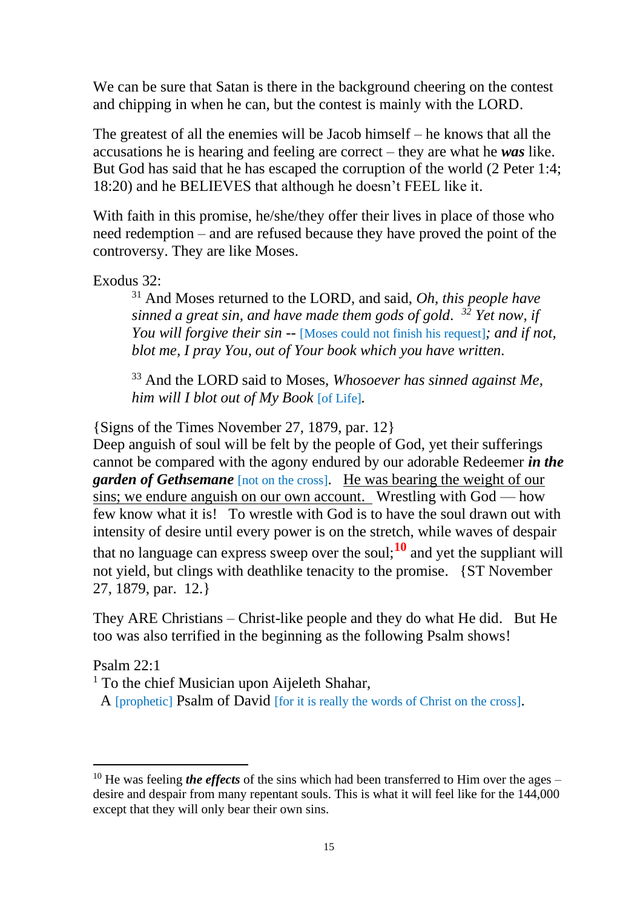We can be sure that Satan is there in the background cheering on the contest and chipping in when he can, but the contest is mainly with the LORD.

The greatest of all the enemies will be Jacob himself – he knows that all the accusations he is hearing and feeling are correct – they are what he ***was*** like. But God has said that he has escaped the corruption of the world (2 Peter 1:4; 18:20) and he BELIEVES that although he doesn't FEEL like it.

With faith in this promise, he/she/they offer their lives in place of those who need redemption – and are refused because they have proved the point of the controversy. They are like Moses.

Exodus 32:

> [31] And Moses returned to the LORD, and said, *Oh, this people have sinned a great sin, and have made them gods of gold.* [32] *Yet now, if You will forgive their sin --* [Moses could not finish his request]*; and if not, blot me, I pray You, out of Your book which you have written.*
>
> [33] And the LORD said to Moses, *Whosoever has sinned against Me, him will I blot out of My Book* [of Life].

{Signs of the Times November 27, 1879, par. 12}
Deep anguish of soul will be felt by the people of God, yet their sufferings cannot be compared with the agony endured by our adorable Redeemer ***in the garden of Gethsemane*** [not on the cross]. <u>He was bearing the weight of our sins; we endure anguish on our own account.</u> Wrestling with God — how few know what it is! To wrestle with God is to have the soul drawn out with intensity of desire until every power is on the stretch, while waves of despair that no language can express sweep over the soul;[10] and yet the suppliant will not yield, but clings with deathlike tenacity to the promise. {ST November 27, 1879, par. 12.}

They ARE Christians – Christ-like people and they do what He did. But He too was also terrified in the beginning as the following Psalm shows!

Psalm 22:1

[1] To the chief Musician upon Aijeleth Shahar,
A [prophetic] Psalm of David [for it is really the words of Christ on the cross].

---

[10] He was feeling ***the effects*** of the sins which had been transferred to Him over the ages – desire and despair from many repentant souls. This is what it will feel like for the 144,000 except that they will only bear their own sins.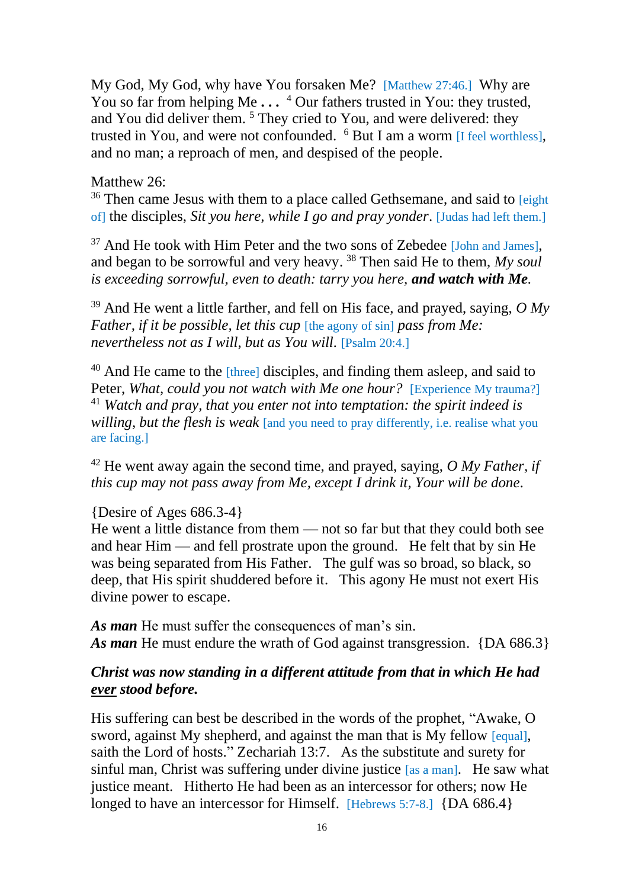My God, My God, why have You forsaken Me? [Matthew 27:46.] Why are You so far from helping Me **. . .** [4] Our fathers trusted in You: they trusted, and You did deliver them. [5] They cried to You, and were delivered: they trusted in You, and were not confounded. [6] But I am a worm [I feel worthless], and no man; a reproach of men, and despised of the people.

Matthew 26:
[36] Then came Jesus with them to a place called Gethsemane, and said to [eight of] the disciples, *Sit you here, while I go and pray yonder*. [Judas had left them.]

[37] And He took with Him Peter and the two sons of Zebedee [John and James], and began to be sorrowful and very heavy. [38] Then said He to them, *My soul is exceeding sorrowful, even to death: tarry you here,* ***and watch with Me.***

[39] And He went a little farther, and fell on His face, and prayed, saying, *O My Father, if it be possible, let this cup* [the agony of sin] *pass from Me: nevertheless not as I will, but as You will.* [Psalm 20:4.]

[40] And He came to the [three] disciples, and finding them asleep, and said to Peter, *What, could you not watch with Me one hour?* [Experience My trauma?] [41] *Watch and pray, that you enter not into temptation: the spirit indeed is willing, but the flesh is weak* [and you need to pray differently, i.e. realise what you are facing.]

[42] He went away again the second time, and prayed, saying, *O My Father, if this cup may not pass away from Me, except I drink it, Your will be done*.

{Desire of Ages 686.3-4}
He went a little distance from them — not so far but that they could both see and hear Him — and fell prostrate upon the ground. He felt that by sin He was being separated from His Father. The gulf was so broad, so black, so deep, that His spirit shuddered before it. This agony He must not exert His divine power to escape.

***As man*** He must suffer the consequences of man's sin.
***As man*** He must endure the wrath of God against transgression. {DA 686.3}

***Christ was now standing in a different attitude from that in which He had <u>ever</u> stood before.***

His suffering can best be described in the words of the prophet, "Awake, O sword, against My shepherd, and against the man that is My fellow [equal], saith the Lord of hosts." Zechariah 13:7. As the substitute and surety for sinful man, Christ was suffering under divine justice [as a man]. He saw what justice meant. Hitherto He had been as an intercessor for others; now He longed to have an intercessor for Himself. [Hebrews 5:7-8.] {DA 686.4}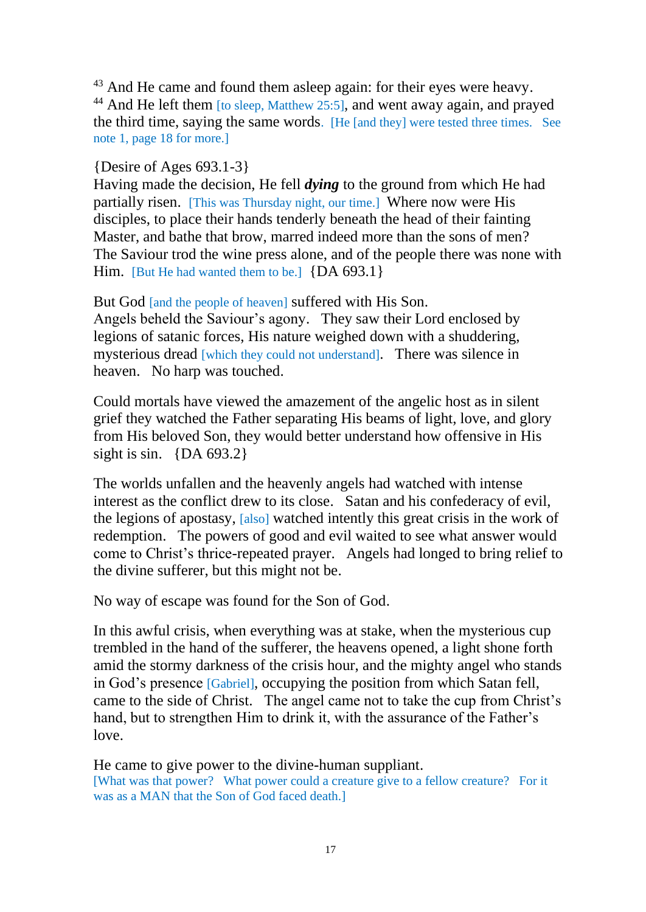[43] And He came and found them asleep again: for their eyes were heavy.
[44] And He left them [to sleep, Matthew 25:5], and went away again, and prayed the third time, saying the same words. [He [and they] were tested three times. See note 1, page 18 for more.]

{Desire of Ages 693.1-3}
Having made the decision, He fell ***dying*** to the ground from which He had partially risen. [This was Thursday night, our time.] Where now were His disciples, to place their hands tenderly beneath the head of their fainting Master, and bathe that brow, marred indeed more than the sons of men? The Saviour trod the wine press alone, and of the people there was none with Him. [But He had wanted them to be.] {DA 693.1}

But God [and the people of heaven] suffered with His Son.
Angels beheld the Saviour's agony. They saw their Lord enclosed by legions of satanic forces, His nature weighed down with a shuddering, mysterious dread [which they could not understand]. There was silence in heaven. No harp was touched.

Could mortals have viewed the amazement of the angelic host as in silent grief they watched the Father separating His beams of light, love, and glory from His beloved Son, they would better understand how offensive in His sight is sin. {DA 693.2}

The worlds unfallen and the heavenly angels had watched with intense interest as the conflict drew to its close. Satan and his confederacy of evil, the legions of apostasy, [also] watched intently this great crisis in the work of redemption. The powers of good and evil waited to see what answer would come to Christ's thrice-repeated prayer. Angels had longed to bring relief to the divine sufferer, but this might not be.

No way of escape was found for the Son of God.

In this awful crisis, when everything was at stake, when the mysterious cup trembled in the hand of the sufferer, the heavens opened, a light shone forth amid the stormy darkness of the crisis hour, and the mighty angel who stands in God's presence [Gabriel], occupying the position from which Satan fell, came to the side of Christ. The angel came not to take the cup from Christ's hand, but to strengthen Him to drink it, with the assurance of the Father's love.

He came to give power to the divine-human suppliant.
[What was that power? What power could a creature give to a fellow creature? For it was as a MAN that the Son of God faced death.]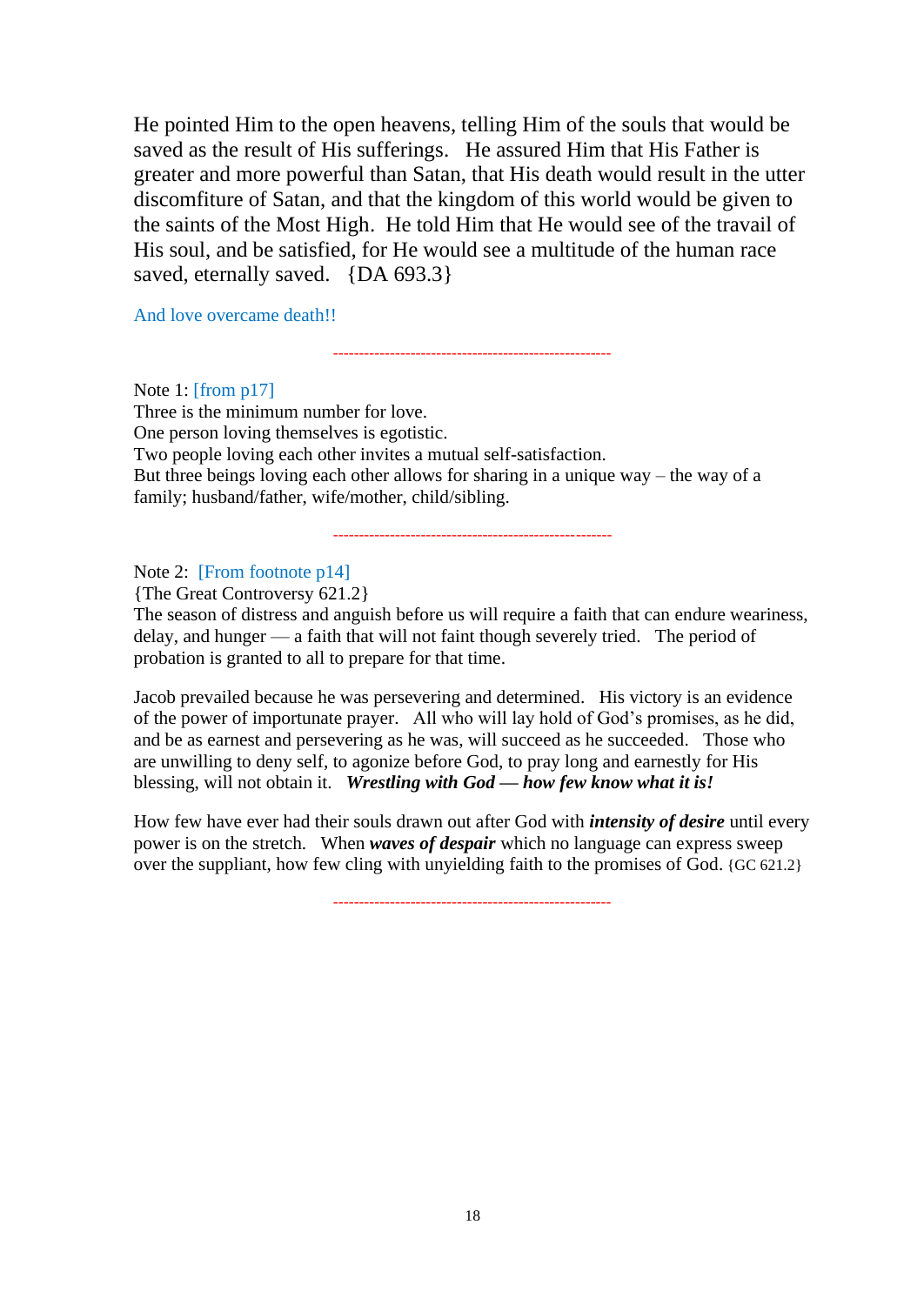He pointed Him to the open heavens, telling Him of the souls that would be saved as the result of His sufferings. He assured Him that His Father is greater and more powerful than Satan, that His death would result in the utter discomfiture of Satan, and that the kingdom of this world would be given to the saints of the Most High. He told Him that He would see of the travail of His soul, and be satisfied, for He would see a multitude of the human race saved, eternally saved. {DA 693.3}

And love overcame death!!

---

Note 1: [from p17]
Three is the minimum number for love.
One person loving themselves is egotistic.
Two people loving each other invites a mutual self-satisfaction.
But three beings loving each other allows for sharing in a unique way – the way of a family; husband/father, wife/mother, child/sibling.

---

Note 2: [From footnote p14]
{The Great Controversy 621.2}
The season of distress and anguish before us will require a faith that can endure weariness, delay, and hunger — a faith that will not faint though severely tried. The period of probation is granted to all to prepare for that time.

Jacob prevailed because he was persevering and determined. His victory is an evidence of the power of importunate prayer. All who will lay hold of God's promises, as he did, and be as earnest and persevering as he was, will succeed as he succeeded. Those who are unwilling to deny self, to agonize before God, to pray long and earnestly for His blessing, will not obtain it. ***Wrestling with God — how few know what it is!***

How few have ever had their souls drawn out after God with ***intensity of desire*** until every power is on the stretch. When ***waves of despair*** which no language can express sweep over the suppliant, how few cling with unyielding faith to the promises of God. {GC 621.2}

---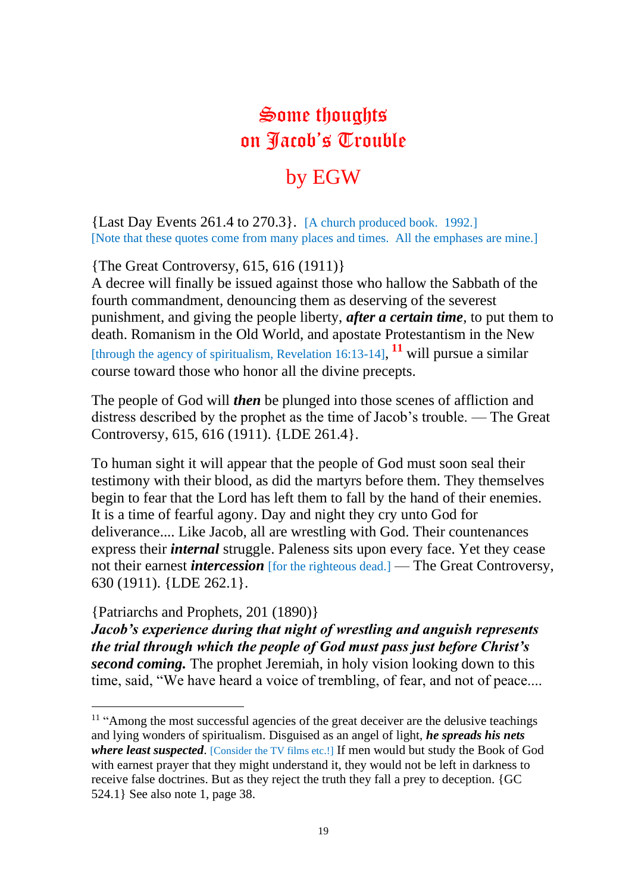# Some thoughts on Jacob's Trouble

## by EGW

{Last Day Events 261.4 to 270.3}. [A church produced book. 1992.]
[Note that these quotes come from many places and times. All the emphases are mine.]

{The Great Controversy, 615, 616 (1911)}
A decree will finally be issued against those who hallow the Sabbath of the fourth commandment, denouncing them as deserving of the severest punishment, and giving the people liberty, ***after a certain time***, to put them to death. Romanism in the Old World, and apostate Protestantism in the New [through the agency of spiritualism, Revelation 16:13-14], [11] will pursue a similar course toward those who honor all the divine precepts.

The people of God will ***then*** be plunged into those scenes of affliction and distress described by the prophet as the time of Jacob's trouble. — The Great Controversy, 615, 616 (1911). {LDE 261.4}.

To human sight it will appear that the people of God must soon seal their testimony with their blood, as did the martyrs before them. They themselves begin to fear that the Lord has left them to fall by the hand of their enemies. It is a time of fearful agony. Day and night they cry unto God for deliverance.... Like Jacob, all are wrestling with God. Their countenances express their ***internal*** struggle. Paleness sits upon every face. Yet they cease not their earnest ***intercession*** [for the righteous dead.] — The Great Controversy, 630 (1911). {LDE 262.1}.

{Patriarchs and Prophets, 201 (1890)}
***Jacob's experience during that night of wrestling and anguish represents the trial through which the people of God must pass just before Christ's second coming.*** The prophet Jeremiah, in holy vision looking down to this time, said, "We have heard a voice of trembling, of fear, and not of peace....

---

[11] "Among the most successful agencies of the great deceiver are the delusive teachings and lying wonders of spiritualism. Disguised as an angel of light, ***he spreads his nets where least suspected***. [Consider the TV films etc.!] If men would but study the Book of God with earnest prayer that they might understand it, they would not be left in darkness to receive false doctrines. But as they reject the truth they fall a prey to deception. {GC 524.1} See also note 1, page 38.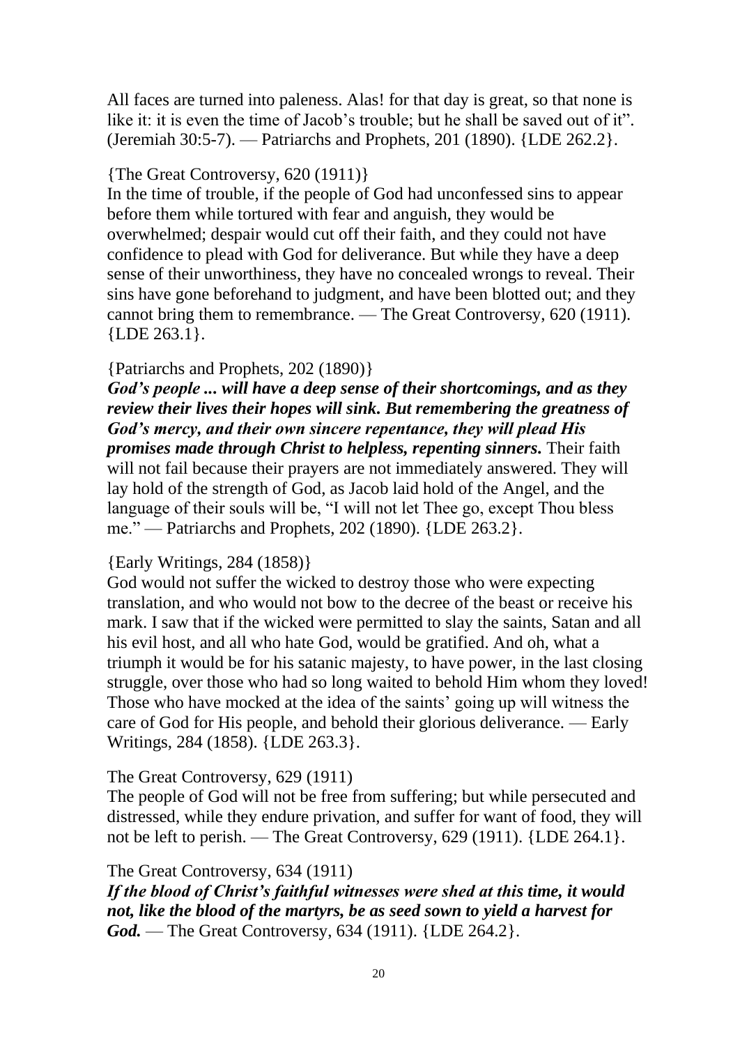All faces are turned into paleness. Alas! for that day is great, so that none is like it: it is even the time of Jacob's trouble; but he shall be saved out of it". (Jeremiah 30:5-7). — Patriarchs and Prophets, 201 (1890). {LDE 262.2}.

{The Great Controversy, 620 (1911)}

In the time of trouble, if the people of God had unconfessed sins to appear before them while tortured with fear and anguish, they would be overwhelmed; despair would cut off their faith, and they could not have confidence to plead with God for deliverance. But while they have a deep sense of their unworthiness, they have no concealed wrongs to reveal. Their sins have gone beforehand to judgment, and have been blotted out; and they cannot bring them to remembrance. — The Great Controversy, 620 (1911). {LDE 263.1}.

{Patriarchs and Prophets, 202 (1890)}

***God's people ... will have a deep sense of their shortcomings, and as they review their lives their hopes will sink. But remembering the greatness of God's mercy, and their own sincere repentance, they will plead His promises made through Christ to helpless, repenting sinners.*** Their faith will not fail because their prayers are not immediately answered. They will lay hold of the strength of God, as Jacob laid hold of the Angel, and the language of their souls will be, "I will not let Thee go, except Thou bless me." — Patriarchs and Prophets, 202 (1890). {LDE 263.2}.

{Early Writings, 284 (1858)}

God would not suffer the wicked to destroy those who were expecting translation, and who would not bow to the decree of the beast or receive his mark. I saw that if the wicked were permitted to slay the saints, Satan and all his evil host, and all who hate God, would be gratified. And oh, what a triumph it would be for his satanic majesty, to have power, in the last closing struggle, over those who had so long waited to behold Him whom they loved! Those who have mocked at the idea of the saints' going up will witness the care of God for His people, and behold their glorious deliverance. — Early Writings, 284 (1858). {LDE 263.3}.

The Great Controversy, 629 (1911)

The people of God will not be free from suffering; but while persecuted and distressed, while they endure privation, and suffer for want of food, they will not be left to perish. — The Great Controversy, 629 (1911). {LDE 264.1}.

The Great Controversy, 634 (1911)

***If the blood of Christ's faithful witnesses were shed at this time, it would not, like the blood of the martyrs, be as seed sown to yield a harvest for God.*** — The Great Controversy, 634 (1911). {LDE 264.2}.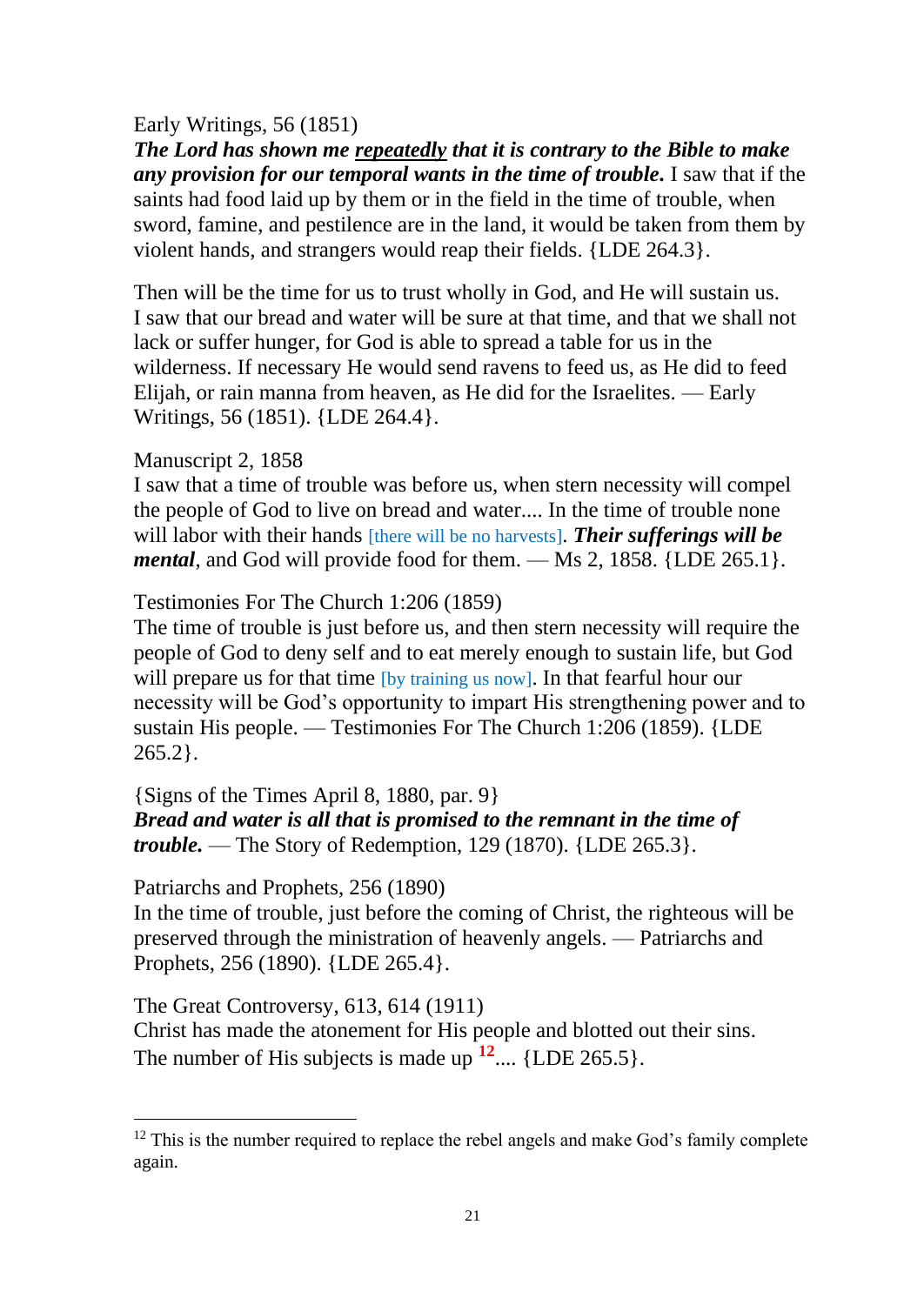Early Writings, 56 (1851)
***The Lord has shown me <u>repeatedly</u> that it is contrary to the Bible to make any provision for our temporal wants in the time of trouble.*** I saw that if the saints had food laid up by them or in the field in the time of trouble, when sword, famine, and pestilence are in the land, it would be taken from them by violent hands, and strangers would reap their fields. {LDE 264.3}.

Then will be the time for us to trust wholly in God, and He will sustain us. I saw that our bread and water will be sure at that time, and that we shall not lack or suffer hunger, for God is able to spread a table for us in the wilderness. If necessary He would send ravens to feed us, as He did to feed Elijah, or rain manna from heaven, as He did for the Israelites. — Early Writings, 56 (1851). {LDE 264.4}.

Manuscript 2, 1858
I saw that a time of trouble was before us, when stern necessity will compel the people of God to live on bread and water.... In the time of trouble none will labor with their hands [there will be no harvests]. ***Their sufferings will be mental***, and God will provide food for them. — Ms 2, 1858. {LDE 265.1}.

Testimonies For The Church 1:206 (1859)
The time of trouble is just before us, and then stern necessity will require the people of God to deny self and to eat merely enough to sustain life, but God will prepare us for that time [by training us now]. In that fearful hour our necessity will be God's opportunity to impart His strengthening power and to sustain His people. — Testimonies For The Church 1:206 (1859). {LDE 265.2}.

{Signs of the Times April 8, 1880, par. 9}
***Bread and water is all that is promised to the remnant in the time of trouble.*** — The Story of Redemption, 129 (1870). {LDE 265.3}.

Patriarchs and Prophets, 256 (1890)
In the time of trouble, just before the coming of Christ, the righteous will be preserved through the ministration of heavenly angels. — Patriarchs and Prophets, 256 (1890). {LDE 265.4}.

The Great Controversy, 613, 614 (1911)
Christ has made the atonement for His people and blotted out their sins. The number of His subjects is made up [12].... {LDE 265.5}.

---

[12] This is the number required to replace the rebel angels and make God's family complete again.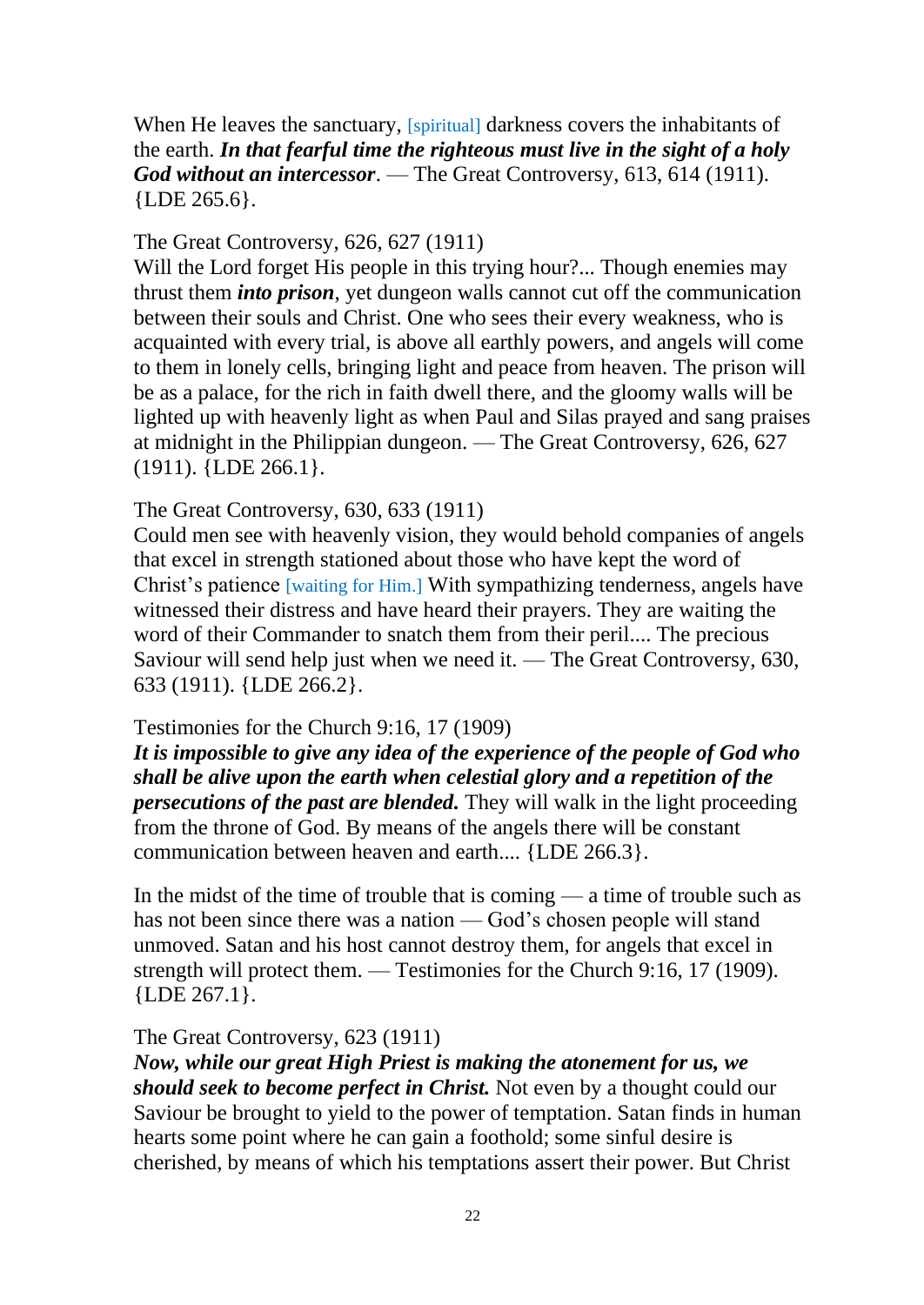When He leaves the sanctuary, [spiritual] darkness covers the inhabitants of the earth. ***In that fearful time the righteous must live in the sight of a holy God without an intercessor***. — The Great Controversy, 613, 614 (1911). {LDE 265.6}.

The Great Controversy, 626, 627 (1911)
Will the Lord forget His people in this trying hour?... Though enemies may thrust them ***into prison***, yet dungeon walls cannot cut off the communication between their souls and Christ. One who sees their every weakness, who is acquainted with every trial, is above all earthly powers, and angels will come to them in lonely cells, bringing light and peace from heaven. The prison will be as a palace, for the rich in faith dwell there, and the gloomy walls will be lighted up with heavenly light as when Paul and Silas prayed and sang praises at midnight in the Philippian dungeon. — The Great Controversy, 626, 627 (1911). {LDE 266.1}.

The Great Controversy, 630, 633 (1911)
Could men see with heavenly vision, they would behold companies of angels that excel in strength stationed about those who have kept the word of Christ's patience [waiting for Him.] With sympathizing tenderness, angels have witnessed their distress and have heard their prayers. They are waiting the word of their Commander to snatch them from their peril.... The precious Saviour will send help just when we need it. — The Great Controversy, 630, 633 (1911). {LDE 266.2}.

Testimonies for the Church 9:16, 17 (1909)
***It is impossible to give any idea of the experience of the people of God who shall be alive upon the earth when celestial glory and a repetition of the persecutions of the past are blended.*** They will walk in the light proceeding from the throne of God. By means of the angels there will be constant communication between heaven and earth.... {LDE 266.3}.

In the midst of the time of trouble that is coming — a time of trouble such as has not been since there was a nation — God's chosen people will stand unmoved. Satan and his host cannot destroy them, for angels that excel in strength will protect them. — Testimonies for the Church 9:16, 17 (1909). {LDE 267.1}.

The Great Controversy, 623 (1911)
***Now, while our great High Priest is making the atonement for us, we should seek to become perfect in Christ.*** Not even by a thought could our Saviour be brought to yield to the power of temptation. Satan finds in human hearts some point where he can gain a foothold; some sinful desire is cherished, by means of which his temptations assert their power. But Christ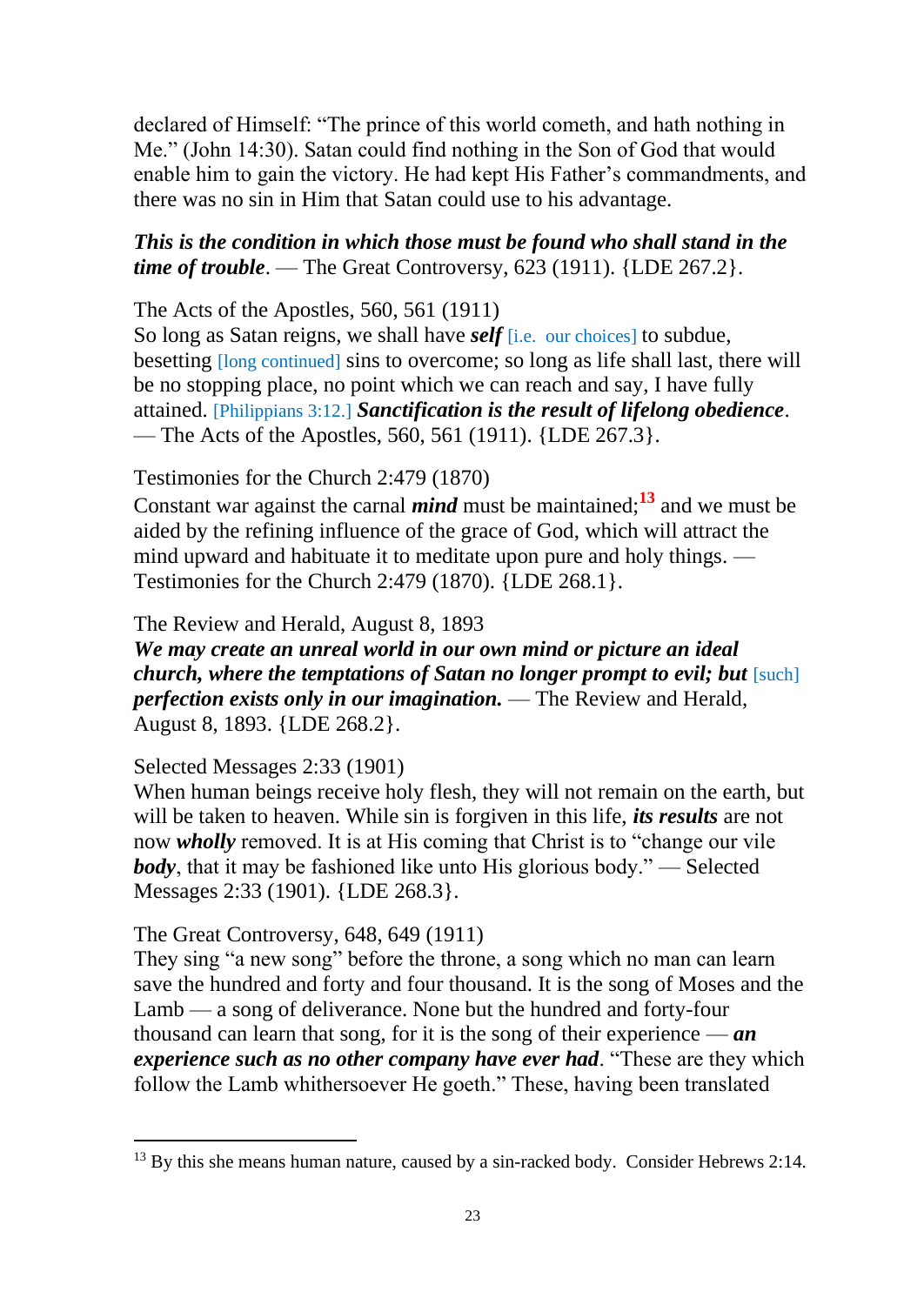declared of Himself: “The prince of this world cometh, and hath nothing in Me.” (John 14:30). Satan could find nothing in the Son of God that would enable him to gain the victory. He had kept His Father’s commandments, and there was no sin in Him that Satan could use to his advantage.

***This is the condition in which those must be found who shall stand in the time of trouble***. — The Great Controversy, 623 (1911). {LDE 267.2}.

The Acts of the Apostles, 560, 561 (1911)
So long as Satan reigns, we shall have ***self*** [i.e. our choices] to subdue, besetting [long continued] sins to overcome; so long as life shall last, there will be no stopping place, no point which we can reach and say, I have fully attained. [Philippians 3:12.] ***Sanctification is the result of lifelong obedience***. — The Acts of the Apostles, 560, 561 (1911). {LDE 267.3}.

Testimonies for the Church 2:479 (1870)
Constant war against the carnal ***mind*** must be maintained;[13] and we must be aided by the refining influence of the grace of God, which will attract the mind upward and habituate it to meditate upon pure and holy things. — Testimonies for the Church 2:479 (1870). {LDE 268.1}.

The Review and Herald, August 8, 1893
***We may create an unreal world in our own mind or picture an ideal church, where the temptations of Satan no longer prompt to evil; but*** [such] ***perfection exists only in our imagination.*** — The Review and Herald, August 8, 1893. {LDE 268.2}.

Selected Messages 2:33 (1901)
When human beings receive holy flesh, they will not remain on the earth, but will be taken to heaven. While sin is forgiven in this life, ***its results*** are not now ***wholly*** removed. It is at His coming that Christ is to “change our vile ***body***, that it may be fashioned like unto His glorious body.” — Selected Messages 2:33 (1901). {LDE 268.3}.

The Great Controversy, 648, 649 (1911)
They sing “a new song” before the throne, a song which no man can learn save the hundred and forty and four thousand. It is the song of Moses and the Lamb — a song of deliverance. None but the hundred and forty-four thousand can learn that song, for it is the song of their experience — ***an experience such as no other company have ever had***. “These are they which follow the Lamb whithersoever He goeth.” These, having been translated

---

[13] By this she means human nature, caused by a sin-racked body. Consider Hebrews 2:14.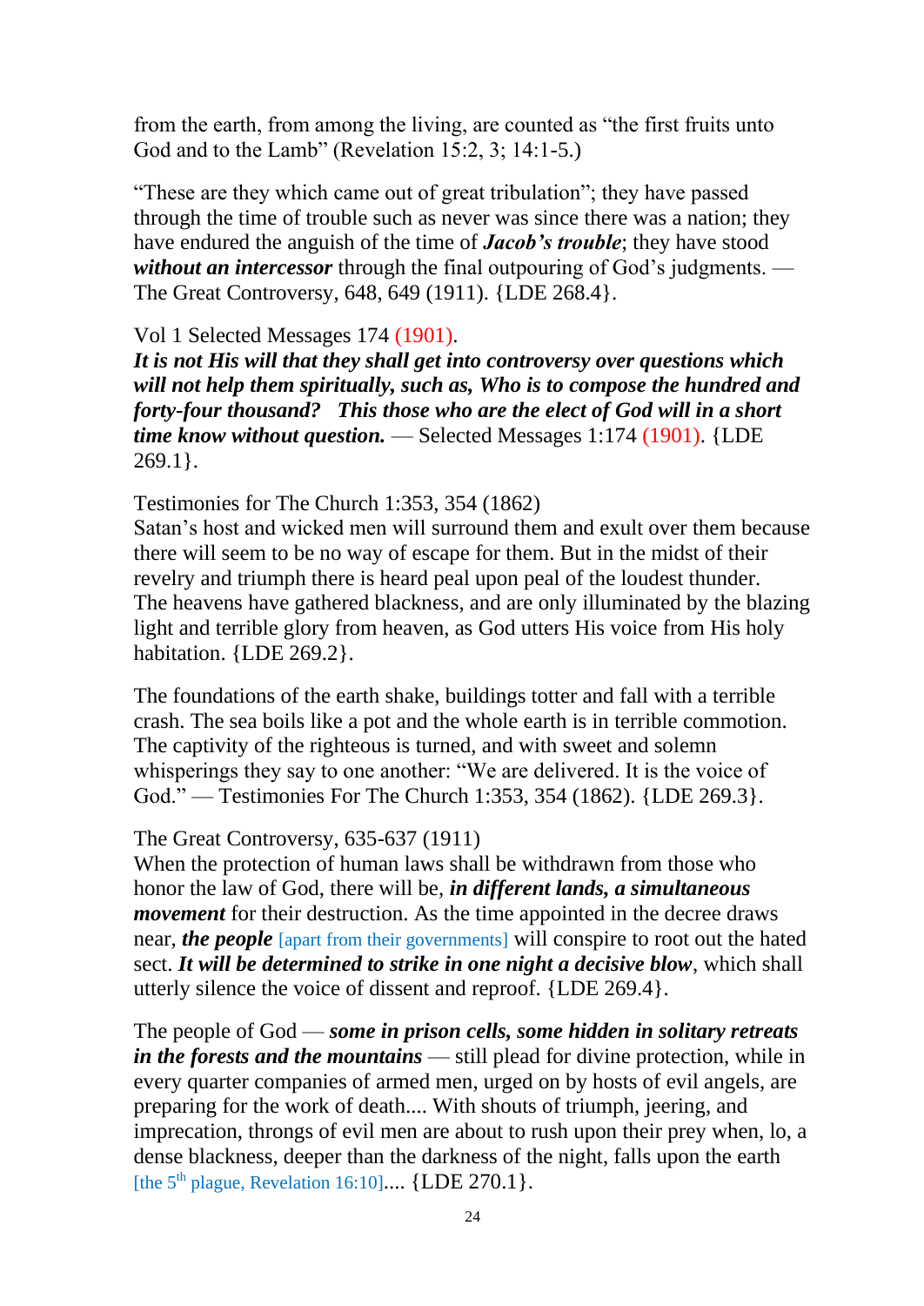from the earth, from among the living, are counted as "the first fruits unto God and to the Lamb" (Revelation 15:2, 3; 14:1-5.)

"These are they which came out of great tribulation"; they have passed through the time of trouble such as never was since there was a nation; they have endured the anguish of the time of ***Jacob's trouble***; they have stood ***without an intercessor*** through the final outpouring of God's judgments. — The Great Controversy, 648, 649 (1911). {LDE 268.4}.

Vol 1 Selected Messages 174 (1901).
***It is not His will that they shall get into controversy over questions which will not help them spiritually, such as, Who is to compose the hundred and forty-four thousand? This those who are the elect of God will in a short time know without question.*** — Selected Messages 1:174 (1901). {LDE 269.1}.

Testimonies for The Church 1:353, 354 (1862)
Satan's host and wicked men will surround them and exult over them because there will seem to be no way of escape for them. But in the midst of their revelry and triumph there is heard peal upon peal of the loudest thunder. The heavens have gathered blackness, and are only illuminated by the blazing light and terrible glory from heaven, as God utters His voice from His holy habitation. {LDE 269.2}.

The foundations of the earth shake, buildings totter and fall with a terrible crash. The sea boils like a pot and the whole earth is in terrible commotion. The captivity of the righteous is turned, and with sweet and solemn whisperings they say to one another: "We are delivered. It is the voice of God." — Testimonies For The Church 1:353, 354 (1862). {LDE 269.3}.

The Great Controversy, 635-637 (1911)
When the protection of human laws shall be withdrawn from those who honor the law of God, there will be, ***in different lands, a simultaneous movement*** for their destruction. As the time appointed in the decree draws near, ***the people*** [apart from their governments] will conspire to root out the hated sect. ***It will be determined to strike in one night a decisive blow***, which shall utterly silence the voice of dissent and reproof. {LDE 269.4}.

The people of God — ***some in prison cells, some hidden in solitary retreats in the forests and the mountains*** — still plead for divine protection, while in every quarter companies of armed men, urged on by hosts of evil angels, are preparing for the work of death.... With shouts of triumph, jeering, and imprecation, throngs of evil men are about to rush upon their prey when, lo, a dense blackness, deeper than the darkness of the night, falls upon the earth [the 5th plague, Revelation 16:10].... {LDE 270.1}.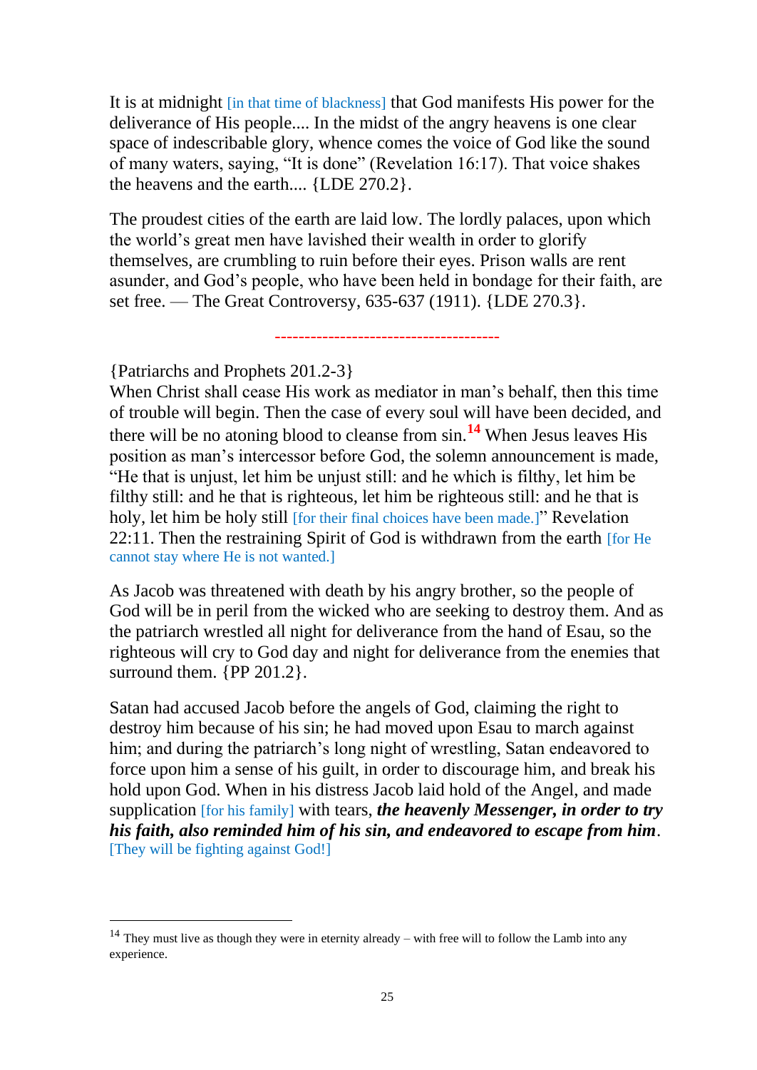It is at midnight [in that time of blackness] that God manifests His power for the deliverance of His people.... In the midst of the angry heavens is one clear space of indescribable glory, whence comes the voice of God like the sound of many waters, saying, "It is done" (Revelation 16:17). That voice shakes the heavens and the earth.... {LDE 270.2}.

The proudest cities of the earth are laid low. The lordly palaces, upon which the world's great men have lavished their wealth in order to glorify themselves, are crumbling to ruin before their eyes. Prison walls are rent asunder, and God's people, who have been held in bondage for their faith, are set free. — The Great Controversy, 635-637 (1911). {LDE 270.3}.

-------------------------------------

{Patriarchs and Prophets 201.2-3}
When Christ shall cease His work as mediator in man's behalf, then this time of trouble will begin. Then the case of every soul will have been decided, and there will be no atoning blood to cleanse from sin.[14] When Jesus leaves His position as man's intercessor before God, the solemn announcement is made, "He that is unjust, let him be unjust still: and he which is filthy, let him be filthy still: and he that is righteous, let him be righteous still: and he that is holy, let him be holy still [for their final choices have been made.]" Revelation 22:11. Then the restraining Spirit of God is withdrawn from the earth [for He cannot stay where He is not wanted.]

As Jacob was threatened with death by his angry brother, so the people of God will be in peril from the wicked who are seeking to destroy them. And as the patriarch wrestled all night for deliverance from the hand of Esau, so the righteous will cry to God day and night for deliverance from the enemies that surround them. {PP 201.2}.

Satan had accused Jacob before the angels of God, claiming the right to destroy him because of his sin; he had moved upon Esau to march against him; and during the patriarch's long night of wrestling, Satan endeavored to force upon him a sense of his guilt, in order to discourage him, and break his hold upon God. When in his distress Jacob laid hold of the Angel, and made supplication [for his family] with tears, ***the heavenly Messenger, in order to try his faith, also reminded him of his sin, and endeavored to escape from him***. [They will be fighting against God!]

---

[14] They must live as though they were in eternity already – with free will to follow the Lamb into any experience.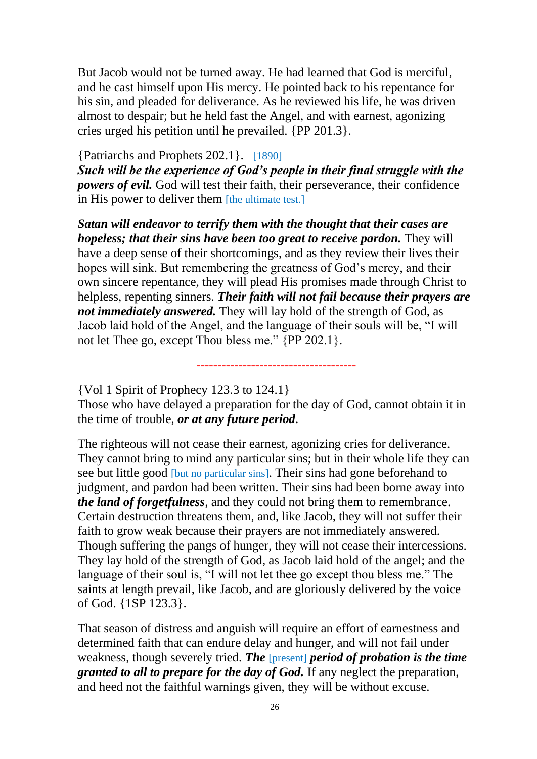But Jacob would not be turned away. He had learned that God is merciful, and he cast himself upon His mercy. He pointed back to his repentance for his sin, and pleaded for deliverance. As he reviewed his life, he was driven almost to despair; but he held fast the Angel, and with earnest, agonizing cries urged his petition until he prevailed. {PP 201.3}.

{Patriarchs and Prophets 202.1}. [1890]
***Such will be the experience of God's people in their final struggle with the powers of evil.*** God will test their faith, their perseverance, their confidence in His power to deliver them [the ultimate test.]

***Satan will endeavor to terrify them with the thought that their cases are hopeless; that their sins have been too great to receive pardon.*** They will have a deep sense of their shortcomings, and as they review their lives their hopes will sink. But remembering the greatness of God's mercy, and their own sincere repentance, they will plead His promises made through Christ to helpless, repenting sinners. ***Their faith will not fail because their prayers are not immediately answered.*** They will lay hold of the strength of God, as Jacob laid hold of the Angel, and the language of their souls will be, "I will not let Thee go, except Thou bless me." {PP 202.1}.

--------------------------------------

{Vol 1 Spirit of Prophecy 123.3 to 124.1}
Those who have delayed a preparation for the day of God, cannot obtain it in the time of trouble, ***or at any future period***.

The righteous will not cease their earnest, agonizing cries for deliverance. They cannot bring to mind any particular sins; but in their whole life they can see but little good [but no particular sins]. Their sins had gone beforehand to judgment, and pardon had been written. Their sins had been borne away into ***the land of forgetfulness***, and they could not bring them to remembrance. Certain destruction threatens them, and, like Jacob, they will not suffer their faith to grow weak because their prayers are not immediately answered. Though suffering the pangs of hunger, they will not cease their intercessions. They lay hold of the strength of God, as Jacob laid hold of the angel; and the language of their soul is, "I will not let thee go except thou bless me." The saints at length prevail, like Jacob, and are gloriously delivered by the voice of God. {1SP 123.3}.

That season of distress and anguish will require an effort of earnestness and determined faith that can endure delay and hunger, and will not fail under weakness, though severely tried. ***The*** [present] ***period of probation is the time granted to all to prepare for the day of God.*** If any neglect the preparation, and heed not the faithful warnings given, they will be without excuse.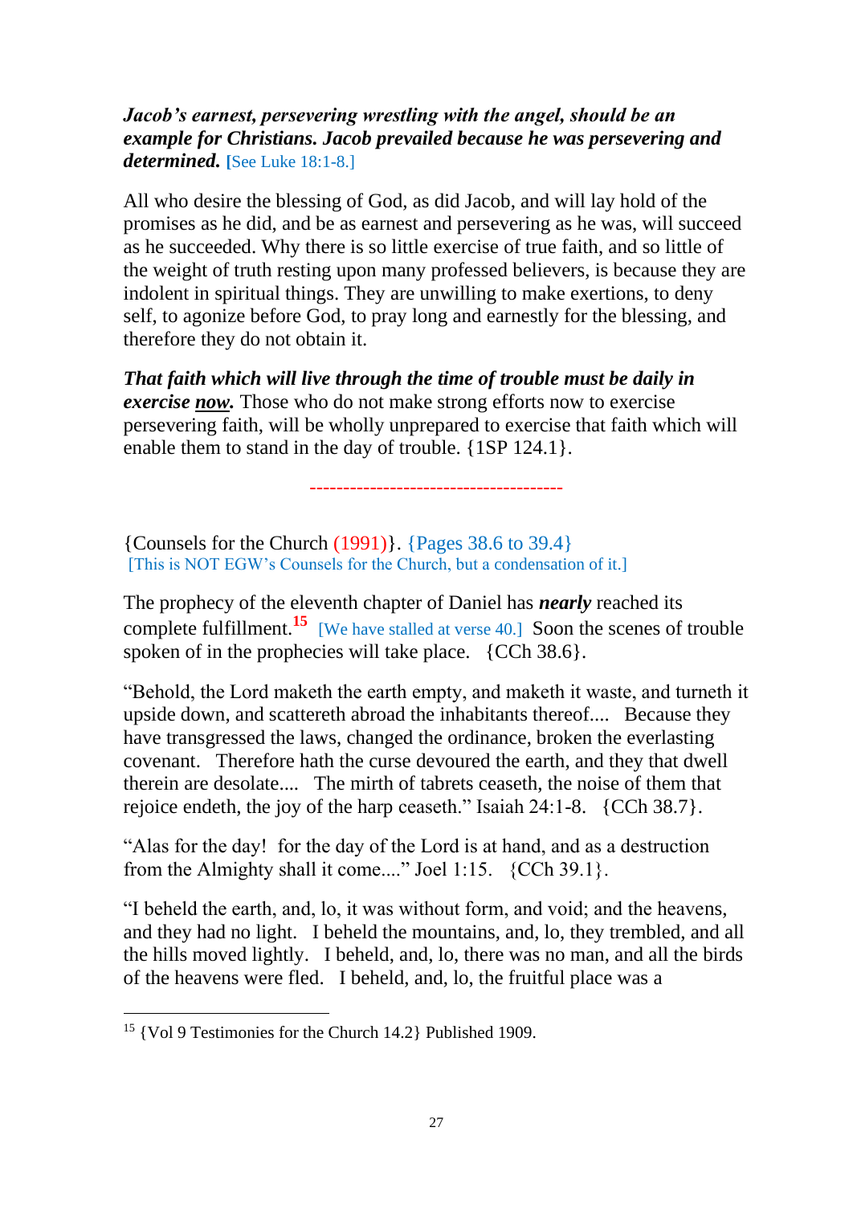***Jacob's earnest, persevering wrestling with the angel, should be an example for Christians. Jacob prevailed because he was persevering and determined.*** [See Luke 18:1-8.]

All who desire the blessing of God, as did Jacob, and will lay hold of the promises as he did, and be as earnest and persevering as he was, will succeed as he succeeded. Why there is so little exercise of true faith, and so little of the weight of truth resting upon many professed believers, is because they are indolent in spiritual things. They are unwilling to make exertions, to deny self, to agonize before God, to pray long and earnestly for the blessing, and therefore they do not obtain it.

***That faith which will live through the time of trouble must be daily in exercise <u>now</u>.*** Those who do not make strong efforts now to exercise persevering faith, will be wholly unprepared to exercise that faith which will enable them to stand in the day of trouble. {1SP 124.1}.

---

{Counsels for the Church (1991)}. {Pages 38.6 to 39.4}
[This is NOT EGW's Counsels for the Church, but a condensation of it.]

The prophecy of the eleventh chapter of Daniel has ***nearly*** reached its complete fulfillment.[15] [We have stalled at verse 40.] Soon the scenes of trouble spoken of in the prophecies will take place. {CCh 38.6}.

"Behold, the Lord maketh the earth empty, and maketh it waste, and turneth it upside down, and scattereth abroad the inhabitants thereof.... Because they have transgressed the laws, changed the ordinance, broken the everlasting covenant. Therefore hath the curse devoured the earth, and they that dwell therein are desolate.... The mirth of tabrets ceaseth, the noise of them that rejoice endeth, the joy of the harp ceaseth." Isaiah 24:1-8. {CCh 38.7}.

"Alas for the day! for the day of the Lord is at hand, and as a destruction from the Almighty shall it come...." Joel 1:15. {CCh 39.1}.

"I beheld the earth, and, lo, it was without form, and void; and the heavens, and they had no light. I beheld the mountains, and, lo, they trembled, and all the hills moved lightly. I beheld, and, lo, there was no man, and all the birds of the heavens were fled. I beheld, and, lo, the fruitful place was a

---

[15] {Vol 9 Testimonies for the Church 14.2} Published 1909.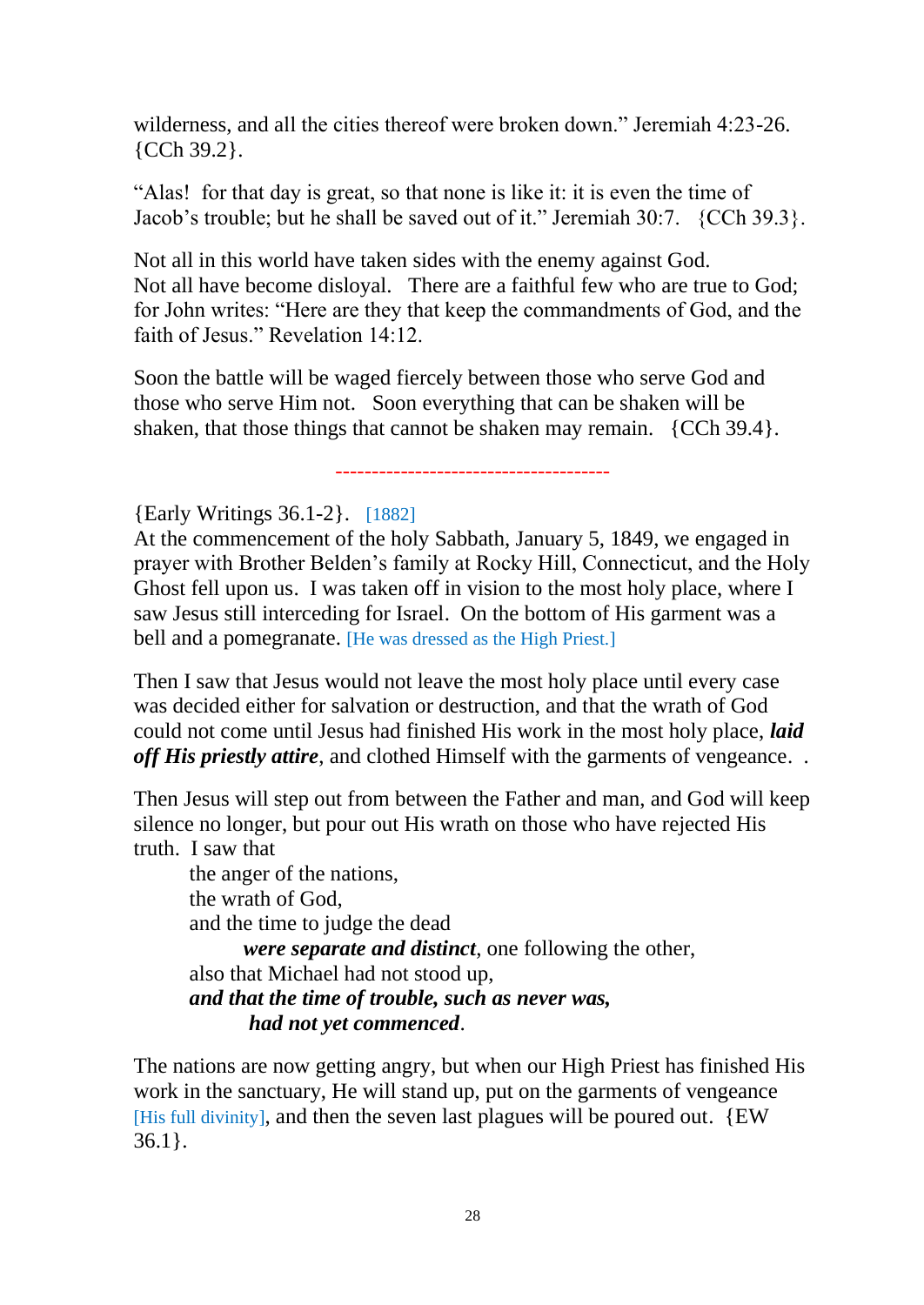wilderness, and all the cities thereof were broken down." Jeremiah 4:23-26. {CCh 39.2}.

"Alas! for that day is great, so that none is like it: it is even the time of Jacob's trouble; but he shall be saved out of it." Jeremiah 30:7. {CCh 39.3}.

Not all in this world have taken sides with the enemy against God. Not all have become disloyal. There are a faithful few who are true to God; for John writes: "Here are they that keep the commandments of God, and the faith of Jesus." Revelation 14:12.

Soon the battle will be waged fiercely between those who serve God and those who serve Him not. Soon everything that can be shaken will be shaken, that those things that cannot be shaken may remain. {CCh 39.4}.

-------------------------------------

{Early Writings 36.1-2}. [1882]
At the commencement of the holy Sabbath, January 5, 1849, we engaged in prayer with Brother Belden's family at Rocky Hill, Connecticut, and the Holy Ghost fell upon us. I was taken off in vision to the most holy place, where I saw Jesus still interceding for Israel. On the bottom of His garment was a bell and a pomegranate. [He was dressed as the High Priest.]

Then I saw that Jesus would not leave the most holy place until every case was decided either for salvation or destruction, and that the wrath of God could not come until Jesus had finished His work in the most holy place, ***laid off His priestly attire***, and clothed Himself with the garments of vengeance. .

Then Jesus will step out from between the Father and man, and God will keep silence no longer, but pour out His wrath on those who have rejected His truth. I saw that

the anger of the nations,
the wrath of God,
and the time to judge the dead
*were separate and distinct*, one following the other,
also that Michael had not stood up,
***and that the time of trouble, such as never was, had not yet commenced***.

The nations are now getting angry, but when our High Priest has finished His work in the sanctuary, He will stand up, put on the garments of vengeance [His full divinity], and then the seven last plagues will be poured out. {EW 36.1}.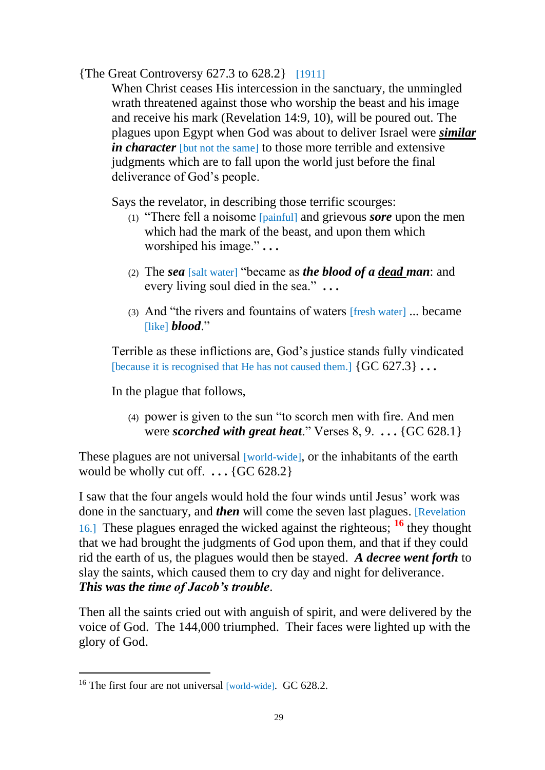{The Great Controversy 627.3 to 628.2} [1911]

When Christ ceases His intercession in the sanctuary, the unmingled wrath threatened against those who worship the beast and his image and receive his mark (Revelation 14:9, 10), will be poured out. The plagues upon Egypt when God was about to deliver Israel were ***similar in character*** [but not the same] to those more terrible and extensive judgments which are to fall upon the world just before the final deliverance of God's people.

Says the revelator, in describing those terrific scourges:

(1) "There fell a noisome [painful] and grievous ***sore*** upon the men which had the mark of the beast, and upon them which worshiped his image." **. . .**

(2) The ***sea*** [salt water] "became as ***the blood of a dead man***: and every living soul died in the sea." **. . .**

(3) And "the rivers and fountains of waters [fresh water] ... became [like] ***blood***."

Terrible as these inflictions are, God's justice stands fully vindicated [because it is recognised that He has not caused them.] {GC 627.3} **. . .**

In the plague that follows,

(4) power is given to the sun "to scorch men with fire. And men were ***scorched with great heat***." Verses 8, 9. **. . .** {GC 628.1}

These plagues are not universal [world-wide], or the inhabitants of the earth would be wholly cut off. **. . .** {GC 628.2}

I saw that the four angels would hold the four winds until Jesus' work was done in the sanctuary, and ***then*** will come the seven last plagues. [Revelation 16.] These plagues enraged the wicked against the righteous; [16] they thought that we had brought the judgments of God upon them, and that if they could rid the earth of us, the plagues would then be stayed. ***A decree went forth*** to slay the saints, which caused them to cry day and night for deliverance. ***This was the time of Jacob's trouble***.

Then all the saints cried out with anguish of spirit, and were delivered by the voice of God. The 144,000 triumphed. Their faces were lighted up with the glory of God.

---

[16] The first four are not universal [world-wide]. GC 628.2.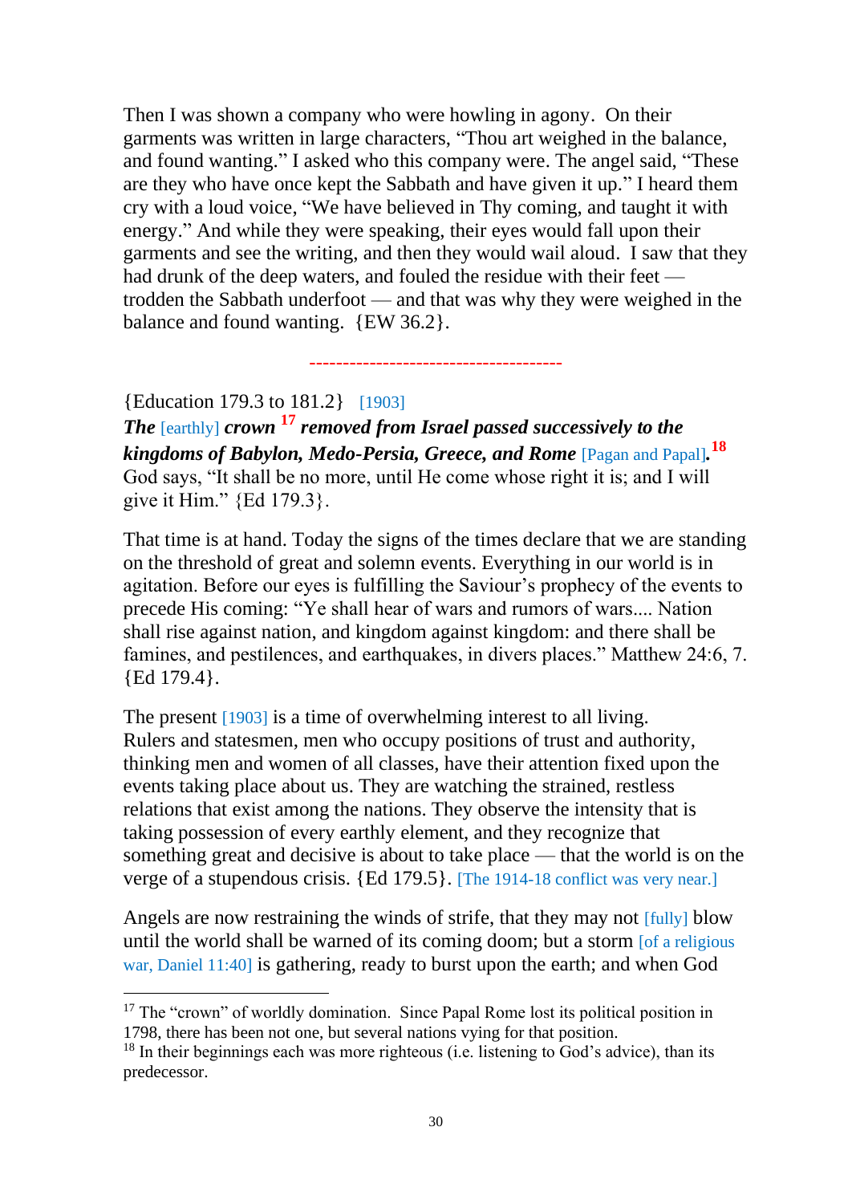Then I was shown a company who were howling in agony. On their garments was written in large characters, "Thou art weighed in the balance, and found wanting." I asked who this company were. The angel said, "These are they who have once kept the Sabbath and have given it up." I heard them cry with a loud voice, "We have believed in Thy coming, and taught it with energy." And while they were speaking, their eyes would fall upon their garments and see the writing, and then they would wail aloud. I saw that they had drunk of the deep waters, and fouled the residue with their feet — trodden the Sabbath underfoot — and that was why they were weighed in the balance and found wanting. {EW 36.2}.

---

{Education 179.3 to 181.2} [1903]

***The*** [earthly] ***crown*** [17] ***removed from Israel passed successively to the kingdoms of Babylon, Medo-Persia, Greece, and Rome*** [Pagan and Papal]**.**[18] God says, "It shall be no more, until He come whose right it is; and I will give it Him." {Ed 179.3}.

That time is at hand. Today the signs of the times declare that we are standing on the threshold of great and solemn events. Everything in our world is in agitation. Before our eyes is fulfilling the Saviour's prophecy of the events to precede His coming: "Ye shall hear of wars and rumors of wars.... Nation shall rise against nation, and kingdom against kingdom: and there shall be famines, and pestilences, and earthquakes, in divers places." Matthew 24:6, 7. {Ed 179.4}.

The present [1903] is a time of overwhelming interest to all living. Rulers and statesmen, men who occupy positions of trust and authority, thinking men and women of all classes, have their attention fixed upon the events taking place about us. They are watching the strained, restless relations that exist among the nations. They observe the intensity that is taking possession of every earthly element, and they recognize that something great and decisive is about to take place — that the world is on the verge of a stupendous crisis. {Ed 179.5}. [The 1914-18 conflict was very near.]

Angels are now restraining the winds of strife, that they may not [fully] blow until the world shall be warned of its coming doom; but a storm [of a religious war, Daniel 11:40] is gathering, ready to burst upon the earth; and when God

---

[17] The "crown" of worldly domination. Since Papal Rome lost its political position in 1798, there has been not one, but several nations vying for that position.

[18] In their beginnings each was more righteous (i.e. listening to God's advice), than its predecessor.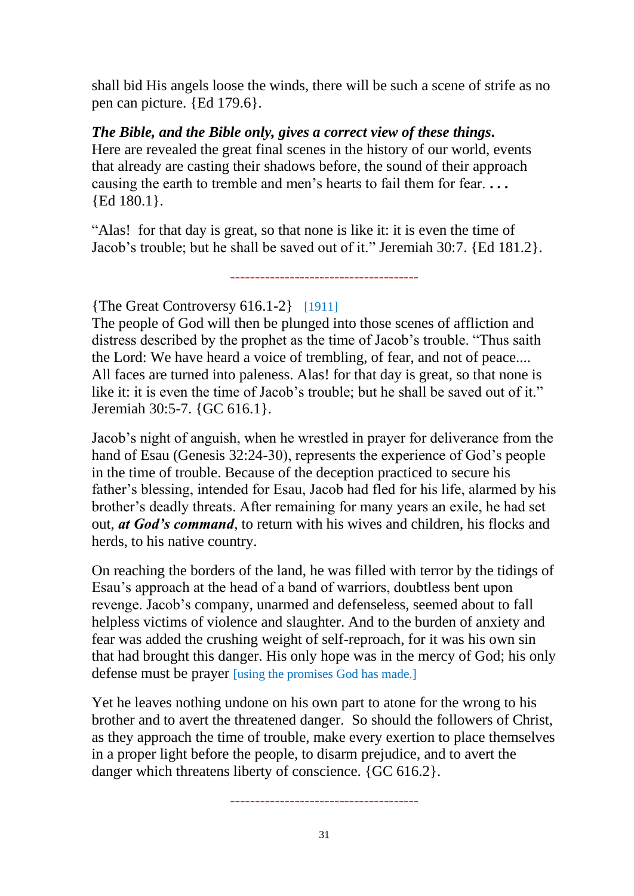shall bid His angels loose the winds, there will be such a scene of strife as no pen can picture. {Ed 179.6}.

***The Bible, and the Bible only, gives a correct view of these things.***
Here are revealed the great final scenes in the history of our world, events that already are casting their shadows before, the sound of their approach causing the earth to tremble and men's hearts to fail them for fear. **. . .** {Ed 180.1}.

"Alas! for that day is great, so that none is like it: it is even the time of Jacob's trouble; but he shall be saved out of it." Jeremiah 30:7. {Ed 181.2}.

---

{The Great Controversy 616.1-2} [1911]
The people of God will then be plunged into those scenes of affliction and distress described by the prophet as the time of Jacob's trouble. "Thus saith the Lord: We have heard a voice of trembling, of fear, and not of peace.... All faces are turned into paleness. Alas! for that day is great, so that none is like it: it is even the time of Jacob's trouble; but he shall be saved out of it." Jeremiah 30:5-7. {GC 616.1}.

Jacob's night of anguish, when he wrestled in prayer for deliverance from the hand of Esau (Genesis 32:24-30), represents the experience of God's people in the time of trouble. Because of the deception practiced to secure his father's blessing, intended for Esau, Jacob had fled for his life, alarmed by his brother's deadly threats. After remaining for many years an exile, he had set out, ***at God's command***, to return with his wives and children, his flocks and herds, to his native country.

On reaching the borders of the land, he was filled with terror by the tidings of Esau's approach at the head of a band of warriors, doubtless bent upon revenge. Jacob's company, unarmed and defenseless, seemed about to fall helpless victims of violence and slaughter. And to the burden of anxiety and fear was added the crushing weight of self-reproach, for it was his own sin that had brought this danger. His only hope was in the mercy of God; his only defense must be prayer [using the promises God has made.]

Yet he leaves nothing undone on his own part to atone for the wrong to his brother and to avert the threatened danger. So should the followers of Christ, as they approach the time of trouble, make every exertion to place themselves in a proper light before the people, to disarm prejudice, and to avert the danger which threatens liberty of conscience. {GC 616.2}.

---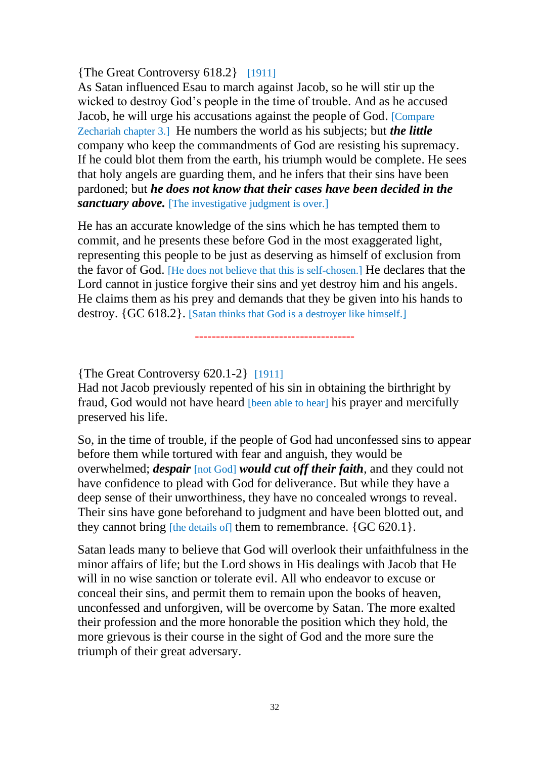{The Great Controversy 618.2} [1911]
As Satan influenced Esau to march against Jacob, so he will stir up the wicked to destroy God's people in the time of trouble. And as he accused Jacob, he will urge his accusations against the people of God. [Compare Zechariah chapter 3.] He numbers the world as his subjects; but ***the little*** company who keep the commandments of God are resisting his supremacy. If he could blot them from the earth, his triumph would be complete. He sees that holy angels are guarding them, and he infers that their sins have been pardoned; but ***he does not know that their cases have been decided in the sanctuary above.*** [The investigative judgment is over.]

He has an accurate knowledge of the sins which he has tempted them to commit, and he presents these before God in the most exaggerated light, representing this people to be just as deserving as himself of exclusion from the favor of God. [He does not believe that this is self-chosen.] He declares that the Lord cannot in justice forgive their sins and yet destroy him and his angels. He claims them as his prey and demands that they be given into his hands to destroy. {GC 618.2}. [Satan thinks that God is a destroyer like himself.]

-------------------------------------

{The Great Controversy 620.1-2} [1911]
Had not Jacob previously repented of his sin in obtaining the birthright by fraud, God would not have heard [been able to hear] his prayer and mercifully preserved his life.

So, in the time of trouble, if the people of God had unconfessed sins to appear before them while tortured with fear and anguish, they would be overwhelmed; ***despair*** [not God] ***would cut off their faith***, and they could not have confidence to plead with God for deliverance. But while they have a deep sense of their unworthiness, they have no concealed wrongs to reveal. Their sins have gone beforehand to judgment and have been blotted out, and they cannot bring [the details of] them to remembrance. {GC 620.1}.

Satan leads many to believe that God will overlook their unfaithfulness in the minor affairs of life; but the Lord shows in His dealings with Jacob that He will in no wise sanction or tolerate evil. All who endeavor to excuse or conceal their sins, and permit them to remain upon the books of heaven, unconfessed and unforgiven, will be overcome by Satan. The more exalted their profession and the more honorable the position which they hold, the more grievous is their course in the sight of God and the more sure the triumph of their great adversary.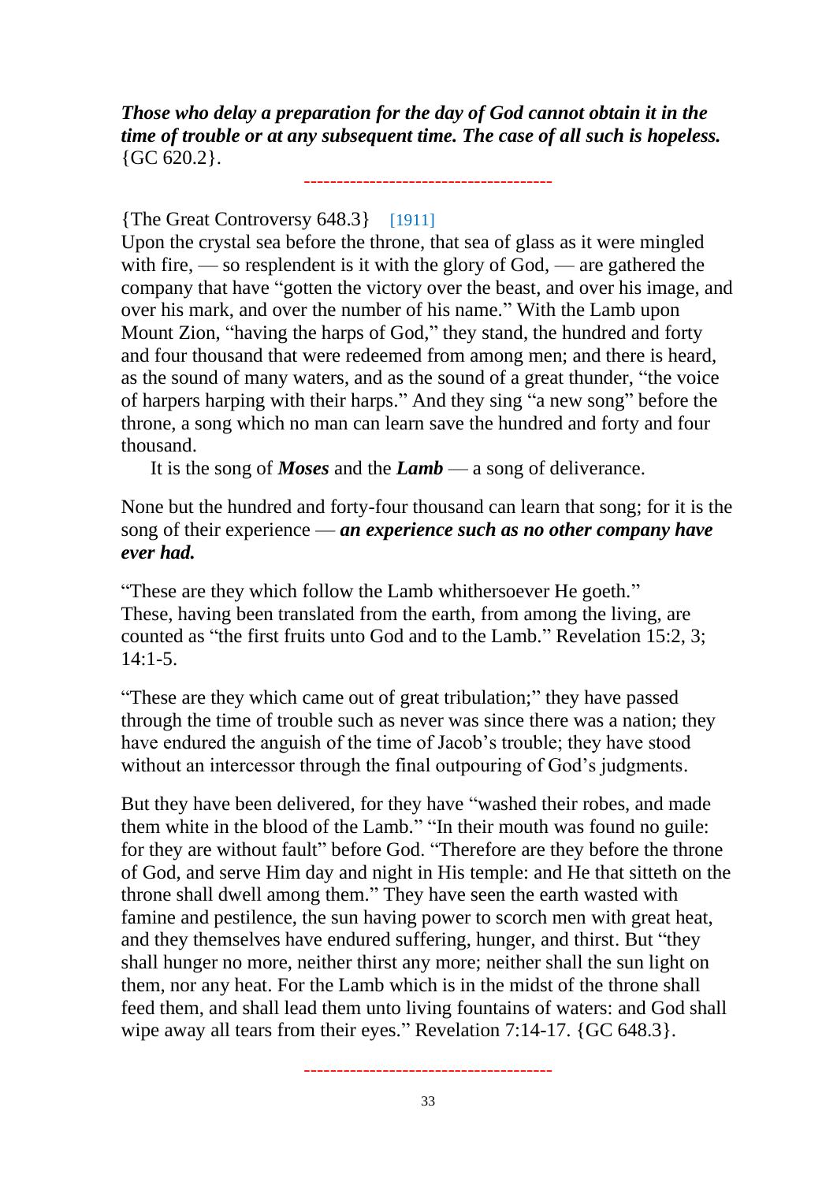***Those who delay a preparation for the day of God cannot obtain it in the time of trouble or at any subsequent time. The case of all such is hopeless.*** {GC 620.2}.

-------------------------------------

{The Great Controversy 648.3} [1911]

Upon the crystal sea before the throne, that sea of glass as it were mingled with fire, — so resplendent is it with the glory of God, — are gathered the company that have "gotten the victory over the beast, and over his image, and over his mark, and over the number of his name." With the Lamb upon Mount Zion, "having the harps of God," they stand, the hundred and forty and four thousand that were redeemed from among men; and there is heard, as the sound of many waters, and as the sound of a great thunder, "the voice of harpers harping with their harps." And they sing "a new song" before the throne, a song which no man can learn save the hundred and forty and four thousand.

It is the song of ***Moses*** and the ***Lamb*** — a song of deliverance.

None but the hundred and forty-four thousand can learn that song; for it is the song of their experience — ***an experience such as no other company have ever had.***

"These are they which follow the Lamb whithersoever He goeth." These, having been translated from the earth, from among the living, are counted as "the first fruits unto God and to the Lamb." Revelation 15:2, 3; 14:1-5.

"These are they which came out of great tribulation;" they have passed through the time of trouble such as never was since there was a nation; they have endured the anguish of the time of Jacob's trouble; they have stood without an intercessor through the final outpouring of God's judgments.

But they have been delivered, for they have "washed their robes, and made them white in the blood of the Lamb." "In their mouth was found no guile: for they are without fault" before God. "Therefore are they before the throne of God, and serve Him day and night in His temple: and He that sitteth on the throne shall dwell among them." They have seen the earth wasted with famine and pestilence, the sun having power to scorch men with great heat, and they themselves have endured suffering, hunger, and thirst. But "they shall hunger no more, neither thirst any more; neither shall the sun light on them, nor any heat. For the Lamb which is in the midst of the throne shall feed them, and shall lead them unto living fountains of waters: and God shall wipe away all tears from their eyes." Revelation 7:14-17. {GC 648.3}.

-------------------------------------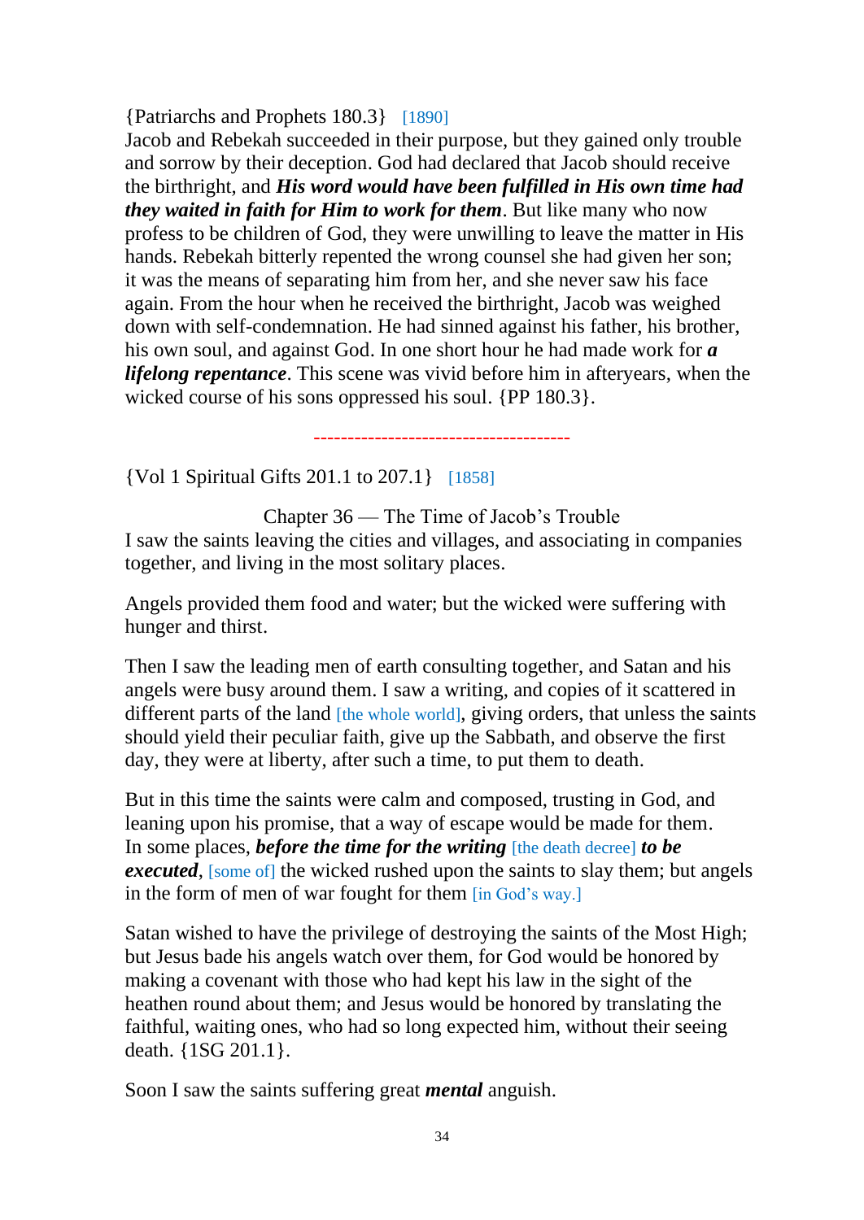{Patriarchs and Prophets 180.3} [1890]
Jacob and Rebekah succeeded in their purpose, but they gained only trouble and sorrow by their deception. God had declared that Jacob should receive the birthright, and ***His word would have been fulfilled in His own time had they waited in faith for Him to work for them***. But like many who now profess to be children of God, they were unwilling to leave the matter in His hands. Rebekah bitterly repented the wrong counsel she had given her son; it was the means of separating him from her, and she never saw his face again. From the hour when he received the birthright, Jacob was weighed down with self-condemnation. He had sinned against his father, his brother, his own soul, and against God. In one short hour he had made work for ***a lifelong repentance***. This scene was vivid before him in afteryears, when the wicked course of his sons oppressed his soul. {PP 180.3}.

--------------------------------------

{Vol 1 Spiritual Gifts 201.1 to 207.1} [1858]

Chapter 36 — The Time of Jacob's Trouble

I saw the saints leaving the cities and villages, and associating in companies together, and living in the most solitary places.

Angels provided them food and water; but the wicked were suffering with hunger and thirst.

Then I saw the leading men of earth consulting together, and Satan and his angels were busy around them. I saw a writing, and copies of it scattered in different parts of the land [the whole world], giving orders, that unless the saints should yield their peculiar faith, give up the Sabbath, and observe the first day, they were at liberty, after such a time, to put them to death.

But in this time the saints were calm and composed, trusting in God, and leaning upon his promise, that a way of escape would be made for them. In some places, ***before the time for the writing*** [the death decree] ***to be executed***, [some of] the wicked rushed upon the saints to slay them; but angels in the form of men of war fought for them [in God's way.]

Satan wished to have the privilege of destroying the saints of the Most High; but Jesus bade his angels watch over them, for God would be honored by making a covenant with those who had kept his law in the sight of the heathen round about them; and Jesus would be honored by translating the faithful, waiting ones, who had so long expected him, without their seeing death. {1SG 201.1}.

Soon I saw the saints suffering great ***mental*** anguish.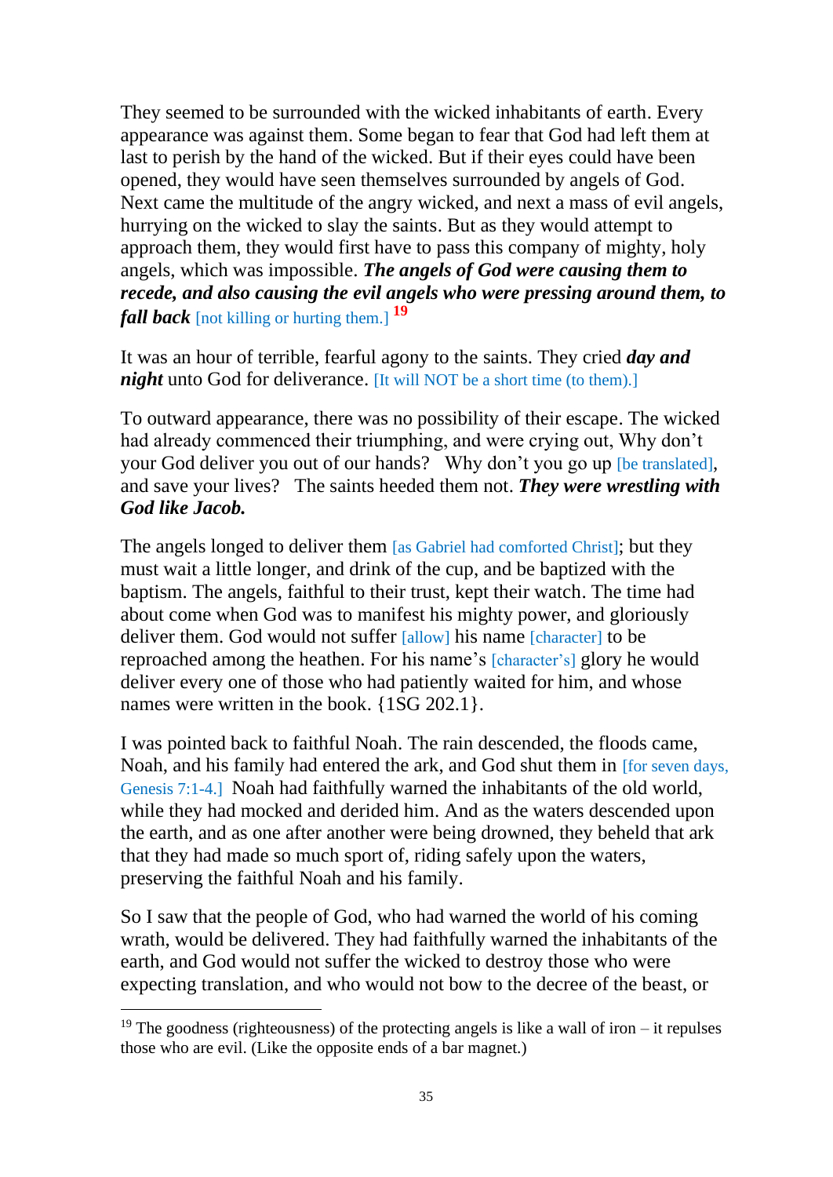They seemed to be surrounded with the wicked inhabitants of earth. Every appearance was against them. Some began to fear that God had left them at last to perish by the hand of the wicked. But if their eyes could have been opened, they would have seen themselves surrounded by angels of God. Next came the multitude of the angry wicked, and next a mass of evil angels, hurrying on the wicked to slay the saints. But as they would attempt to approach them, they would first have to pass this company of mighty, holy angels, which was impossible. ***The angels of God were causing them to recede, and also causing the evil angels who were pressing around them, to fall back*** [not killing or hurting them.] [19]

It was an hour of terrible, fearful agony to the saints. They cried ***day and night*** unto God for deliverance. [It will NOT be a short time (to them).]

To outward appearance, there was no possibility of their escape. The wicked had already commenced their triumphing, and were crying out, Why don't your God deliver you out of our hands? Why don't you go up [be translated], and save your lives? The saints heeded them not. ***They were wrestling with God like Jacob.***

The angels longed to deliver them [as Gabriel had comforted Christ]; but they must wait a little longer, and drink of the cup, and be baptized with the baptism. The angels, faithful to their trust, kept their watch. The time had about come when God was to manifest his mighty power, and gloriously deliver them. God would not suffer [allow] his name [character] to be reproached among the heathen. For his name's [character's] glory he would deliver every one of those who had patiently waited for him, and whose names were written in the book. {1SG 202.1}.

I was pointed back to faithful Noah. The rain descended, the floods came, Noah, and his family had entered the ark, and God shut them in [for seven days, Genesis 7:1-4.] Noah had faithfully warned the inhabitants of the old world, while they had mocked and derided him. And as the waters descended upon the earth, and as one after another were being drowned, they beheld that ark that they had made so much sport of, riding safely upon the waters, preserving the faithful Noah and his family.

So I saw that the people of God, who had warned the world of his coming wrath, would be delivered. They had faithfully warned the inhabitants of the earth, and God would not suffer the wicked to destroy those who were expecting translation, and who would not bow to the decree of the beast, or

---

[19] The goodness (righteousness) of the protecting angels is like a wall of iron – it repulses those who are evil. (Like the opposite ends of a bar magnet.)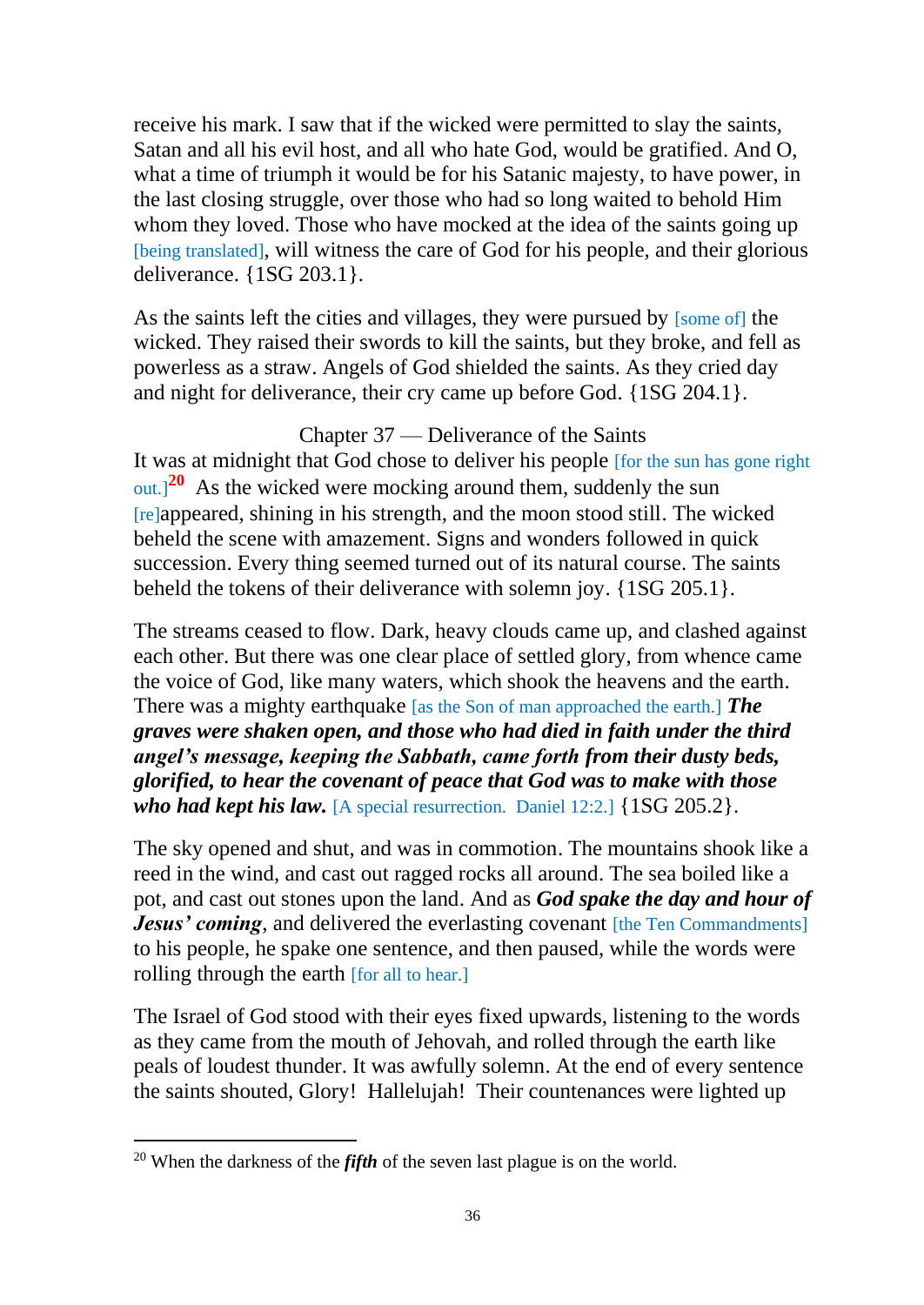receive his mark. I saw that if the wicked were permitted to slay the saints, Satan and all his evil host, and all who hate God, would be gratified. And O, what a time of triumph it would be for his Satanic majesty, to have power, in the last closing struggle, over those who had so long waited to behold Him whom they loved. Those who have mocked at the idea of the saints going up [being translated], will witness the care of God for his people, and their glorious deliverance. {1SG 203.1}.

As the saints left the cities and villages, they were pursued by [some of] the wicked. They raised their swords to kill the saints, but they broke, and fell as powerless as a straw. Angels of God shielded the saints. As they cried day and night for deliverance, their cry came up before God. {1SG 204.1}.

Chapter 37 — Deliverance of the Saints

It was at midnight that God chose to deliver his people [for the sun has gone right out.][20] As the wicked were mocking around them, suddenly the sun [re]appeared, shining in his strength, and the moon stood still. The wicked beheld the scene with amazement. Signs and wonders followed in quick succession. Every thing seemed turned out of its natural course. The saints beheld the tokens of their deliverance with solemn joy. {1SG 205.1}.

The streams ceased to flow. Dark, heavy clouds came up, and clashed against each other. But there was one clear place of settled glory, from whence came the voice of God, like many waters, which shook the heavens and the earth. There was a mighty earthquake [as the Son of man approached the earth.] ***The graves were shaken open, and those who had died in faith under the third angel's message, keeping the Sabbath, came forth from their dusty beds, glorified, to hear the covenant of peace that God was to make with those who had kept his law.*** [A special resurrection. Daniel 12:2.] {1SG 205.2}.

The sky opened and shut, and was in commotion. The mountains shook like a reed in the wind, and cast out ragged rocks all around. The sea boiled like a pot, and cast out stones upon the land. And as ***God spake the day and hour of Jesus' coming***, and delivered the everlasting covenant [the Ten Commandments] to his people, he spake one sentence, and then paused, while the words were rolling through the earth [for all to hear.]

The Israel of God stood with their eyes fixed upwards, listening to the words as they came from the mouth of Jehovah, and rolled through the earth like peals of loudest thunder. It was awfully solemn. At the end of every sentence the saints shouted, Glory! Hallelujah! Their countenances were lighted up

---

[20] When the darkness of the ***fifth*** of the seven last plague is on the world.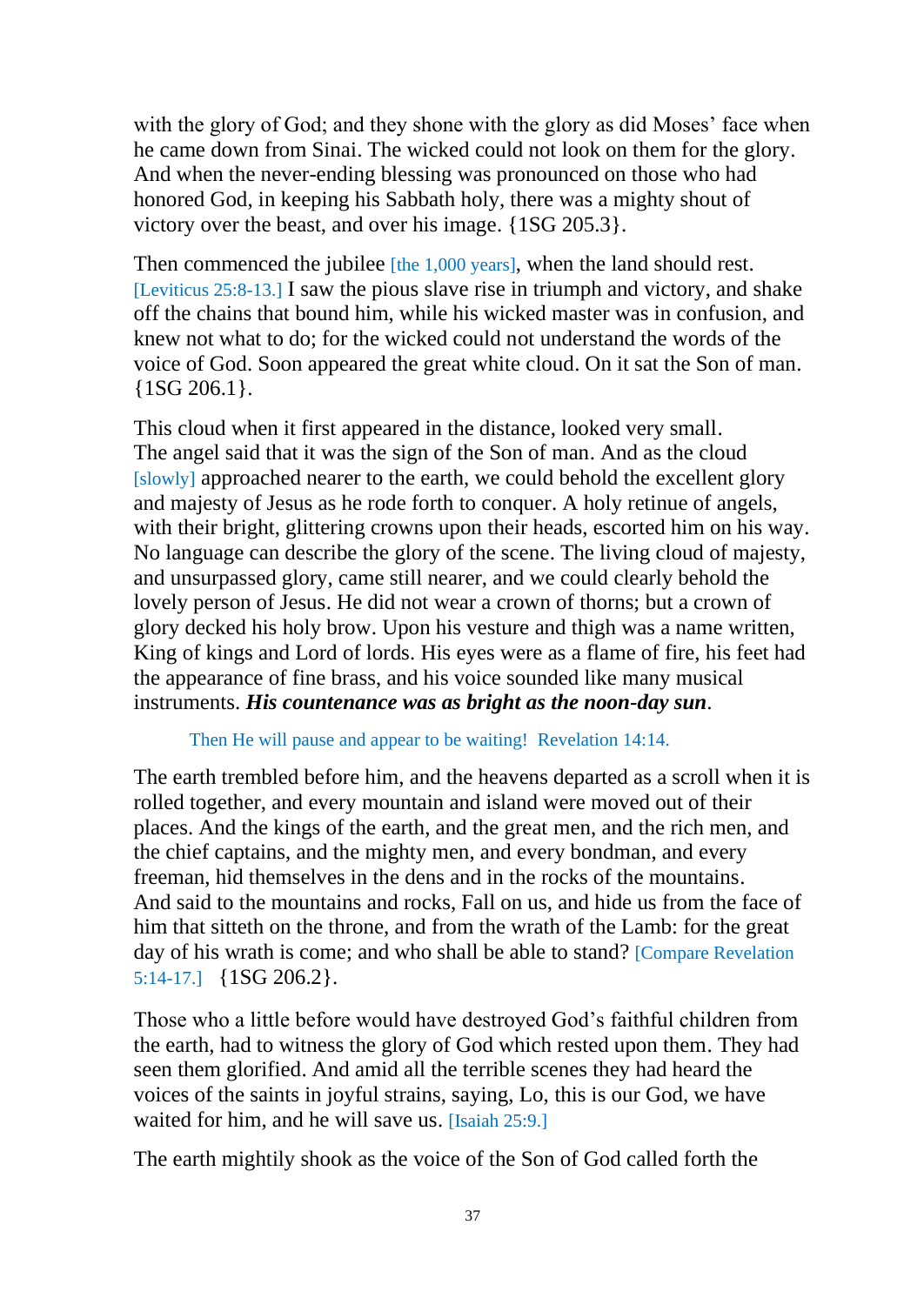with the glory of God; and they shone with the glory as did Moses' face when he came down from Sinai. The wicked could not look on them for the glory. And when the never-ending blessing was pronounced on those who had honored God, in keeping his Sabbath holy, there was a mighty shout of victory over the beast, and over his image. {1SG 205.3}.

Then commenced the jubilee [the 1,000 years], when the land should rest. [Leviticus 25:8-13.] I saw the pious slave rise in triumph and victory, and shake off the chains that bound him, while his wicked master was in confusion, and knew not what to do; for the wicked could not understand the words of the voice of God. Soon appeared the great white cloud. On it sat the Son of man. {1SG 206.1}.

This cloud when it first appeared in the distance, looked very small. The angel said that it was the sign of the Son of man. And as the cloud [slowly] approached nearer to the earth, we could behold the excellent glory and majesty of Jesus as he rode forth to conquer. A holy retinue of angels, with their bright, glittering crowns upon their heads, escorted him on his way. No language can describe the glory of the scene. The living cloud of majesty, and unsurpassed glory, came still nearer, and we could clearly behold the lovely person of Jesus. He did not wear a crown of thorns; but a crown of glory decked his holy brow. Upon his vesture and thigh was a name written, King of kings and Lord of lords. His eyes were as a flame of fire, his feet had the appearance of fine brass, and his voice sounded like many musical instruments. ***His countenance was as bright as the noon-day sun***.

> Then He will pause and appear to be waiting! Revelation 14:14.

The earth trembled before him, and the heavens departed as a scroll when it is rolled together, and every mountain and island were moved out of their places. And the kings of the earth, and the great men, and the rich men, and the chief captains, and the mighty men, and every bondman, and every freeman, hid themselves in the dens and in the rocks of the mountains. And said to the mountains and rocks, Fall on us, and hide us from the face of him that sitteth on the throne, and from the wrath of the Lamb: for the great day of his wrath is come; and who shall be able to stand? [Compare Revelation 5:14-17.] {1SG 206.2}.

Those who a little before would have destroyed God's faithful children from the earth, had to witness the glory of God which rested upon them. They had seen them glorified. And amid all the terrible scenes they had heard the voices of the saints in joyful strains, saying, Lo, this is our God, we have waited for him, and he will save us. [Isaiah 25:9.]

The earth mightily shook as the voice of the Son of God called forth the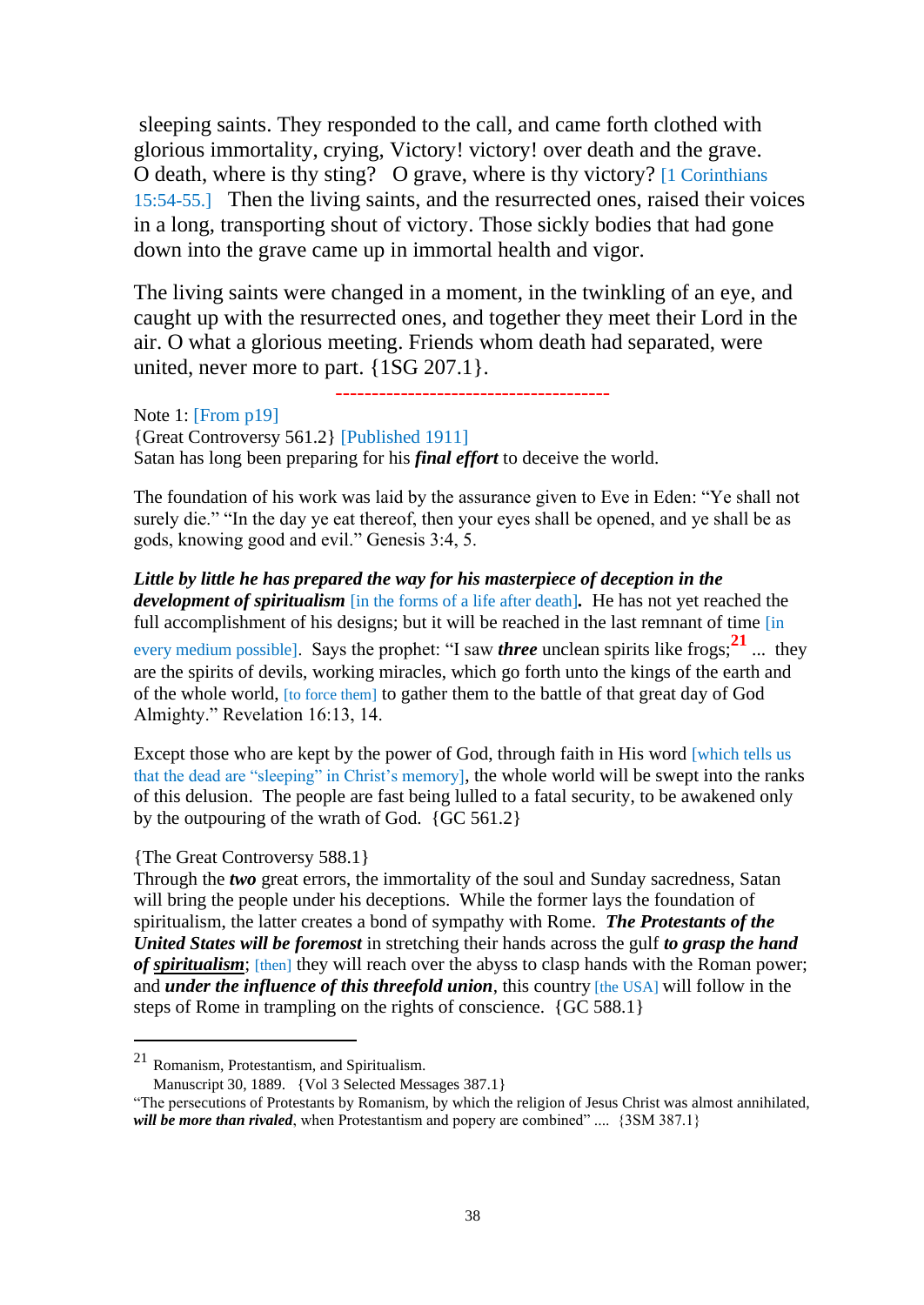sleeping saints. They responded to the call, and came forth clothed with glorious immortality, crying, Victory! victory! over death and the grave. O death, where is thy sting? O grave, where is thy victory? [1 Corinthians 15:54-55.] Then the living saints, and the resurrected ones, raised their voices in a long, transporting shout of victory. Those sickly bodies that had gone down into the grave came up in immortal health and vigor.

The living saints were changed in a moment, in the twinkling of an eye, and caught up with the resurrected ones, and together they meet their Lord in the air. O what a glorious meeting. Friends whom death had separated, were united, never more to part. {1SG 207.1}.

-------------------------------------

Note 1: [From p19]
{Great Controversy 561.2} [Published 1911]
Satan has long been preparing for his ***final effort*** to deceive the world.

The foundation of his work was laid by the assurance given to Eve in Eden: "Ye shall not surely die." "In the day ye eat thereof, then your eyes shall be opened, and ye shall be as gods, knowing good and evil." Genesis 3:4, 5.

***Little by little he has prepared the way for his masterpiece of deception in the development of spiritualism*** [in the forms of a life after death]**.** He has not yet reached the full accomplishment of his designs; but it will be reached in the last remnant of time [in every medium possible]. Says the prophet: "I saw ***three*** unclean spirits like frogs;[21] ... they are the spirits of devils, working miracles, which go forth unto the kings of the earth and of the whole world, [to force them] to gather them to the battle of that great day of God Almighty." Revelation 16:13, 14.

Except those who are kept by the power of God, through faith in His word [which tells us that the dead are "sleeping" in Christ's memory], the whole world will be swept into the ranks of this delusion. The people are fast being lulled to a fatal security, to be awakened only by the outpouring of the wrath of God. {GC 561.2}

{The Great Controversy 588.1}
Through the ***two*** great errors, the immortality of the soul and Sunday sacredness, Satan will bring the people under his deceptions. While the former lays the foundation of spiritualism, the latter creates a bond of sympathy with Rome. ***The Protestants of the United States will be foremost*** in stretching their hands across the gulf ***to grasp the hand of <u>spiritualism</u>***; [then] they will reach over the abyss to clasp hands with the Roman power; and ***under the influence of this threefold union***, this country [the USA] will follow in the steps of Rome in trampling on the rights of conscience. {GC 588.1}

---

[21] Romanism, Protestantism, and Spiritualism.
Manuscript 30, 1889. {Vol 3 Selected Messages 387.1}
"The persecutions of Protestants by Romanism, by which the religion of Jesus Christ was almost annihilated, ***will be more than rivaled***, when Protestantism and popery are combined" .... {3SM 387.1}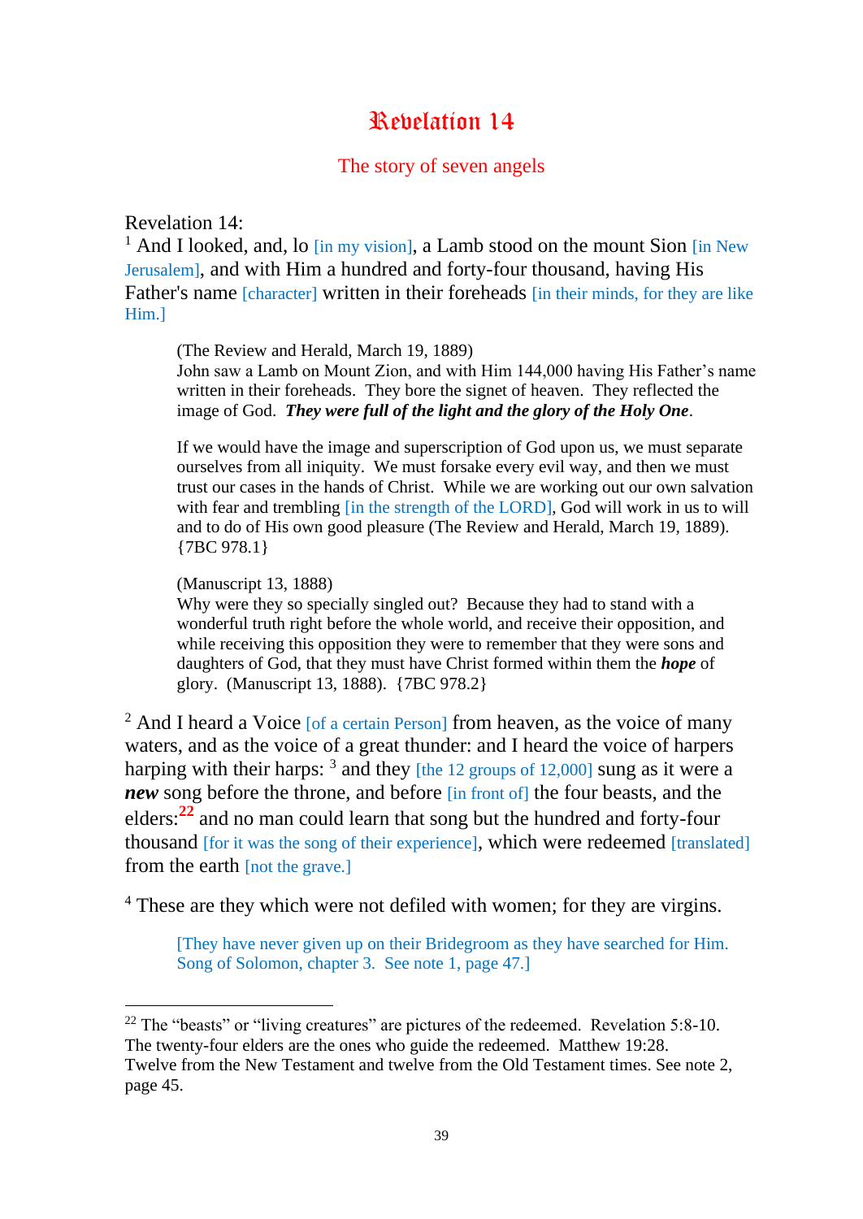# Revelation 14

## The story of seven angels

Revelation 14:

[1] And I looked, and, lo [in my vision], a Lamb stood on the mount Sion [in New Jerusalem], and with Him a hundred and forty-four thousand, having His Father's name [character] written in their foreheads [in their minds, for they are like Him.]

> (The Review and Herald, March 19, 1889)
> John saw a Lamb on Mount Zion, and with Him 144,000 having His Father's name written in their foreheads. They bore the signet of heaven. They reflected the image of God. ***They were full of the light and the glory of the Holy One***.
>
> If we would have the image and superscription of God upon us, we must separate ourselves from all iniquity. We must forsake every evil way, and then we must trust our cases in the hands of Christ. While we are working out our own salvation with fear and trembling [in the strength of the LORD], God will work in us to will and to do of His own good pleasure (The Review and Herald, March 19, 1889). {7BC 978.1}
>
> (Manuscript 13, 1888)
> Why were they so specially singled out? Because they had to stand with a wonderful truth right before the whole world, and receive their opposition, and while receiving this opposition they were to remember that they were sons and daughters of God, that they must have Christ formed within them the ***hope*** of glory. (Manuscript 13, 1888). {7BC 978.2}

[2] And I heard a Voice [of a certain Person] from heaven, as the voice of many waters, and as the voice of a great thunder: and I heard the voice of harpers harping with their harps: [3] and they [the 12 groups of 12,000] sung as it were a ***new*** song before the throne, and before [in front of] the four beasts, and the elders:[22] and no man could learn that song but the hundred and forty-four thousand [for it was the song of their experience], which were redeemed [translated] from the earth [not the grave.]

[4] These are they which were not defiled with women; for they are virgins.

> [They have never given up on their Bridegroom as they have searched for Him. Song of Solomon, chapter 3. See note 1, page 47.]

---

[22] The "beasts" or "living creatures" are pictures of the redeemed. Revelation 5:8-10. The twenty-four elders are the ones who guide the redeemed. Matthew 19:28. Twelve from the New Testament and twelve from the Old Testament times. See note 2, page 45.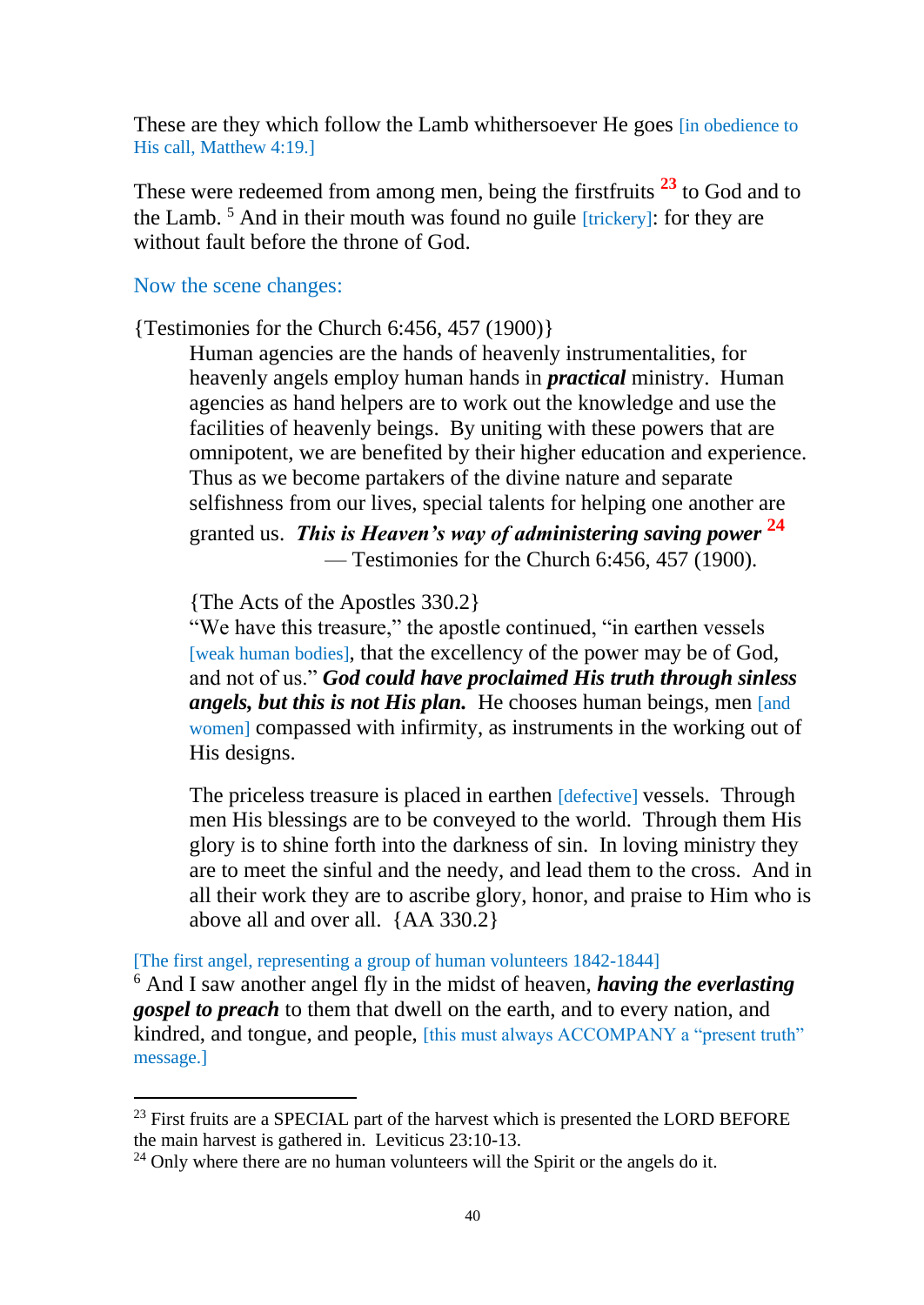These are they which follow the Lamb whithersoever He goes [in obedience to His call, Matthew 4:19.]

These were redeemed from among men, being the firstfruits [23] to God and to the Lamb. [5] And in their mouth was found no guile [trickery]: for they are without fault before the throne of God.

Now the scene changes:

{Testimonies for the Church 6:456, 457 (1900)}

> Human agencies are the hands of heavenly instrumentalities, for heavenly angels employ human hands in ***practical*** ministry. Human agencies as hand helpers are to work out the knowledge and use the facilities of heavenly beings. By uniting with these powers that are omnipotent, we are benefited by their higher education and experience. Thus as we become partakers of the divine nature and separate selfishness from our lives, special talents for helping one another are granted us. ***This is Heaven's way of administering saving power*** [24] — Testimonies for the Church 6:456, 457 (1900).
>
> {The Acts of the Apostles 330.2}
> "We have this treasure," the apostle continued, "in earthen vessels [weak human bodies], that the excellency of the power may be of God, and not of us." ***God could have proclaimed His truth through sinless angels, but this is not His plan.*** He chooses human beings, men [and women] compassed with infirmity, as instruments in the working out of His designs.
>
> The priceless treasure is placed in earthen [defective] vessels. Through men His blessings are to be conveyed to the world. Through them His glory is to shine forth into the darkness of sin. In loving ministry they are to meet the sinful and the needy, and lead them to the cross. And in all their work they are to ascribe glory, honor, and praise to Him who is above all and over all. {AA 330.2}

[The first angel, representing a group of human volunteers 1842-1844]
[6] And I saw another angel fly in the midst of heaven, ***having the everlasting gospel to preach*** to them that dwell on the earth, and to every nation, and kindred, and tongue, and people, [this must always ACCOMPANY a "present truth" message.]

---

[23] First fruits are a SPECIAL part of the harvest which is presented the LORD BEFORE the main harvest is gathered in. Leviticus 23:10-13.

[24] Only where there are no human volunteers will the Spirit or the angels do it.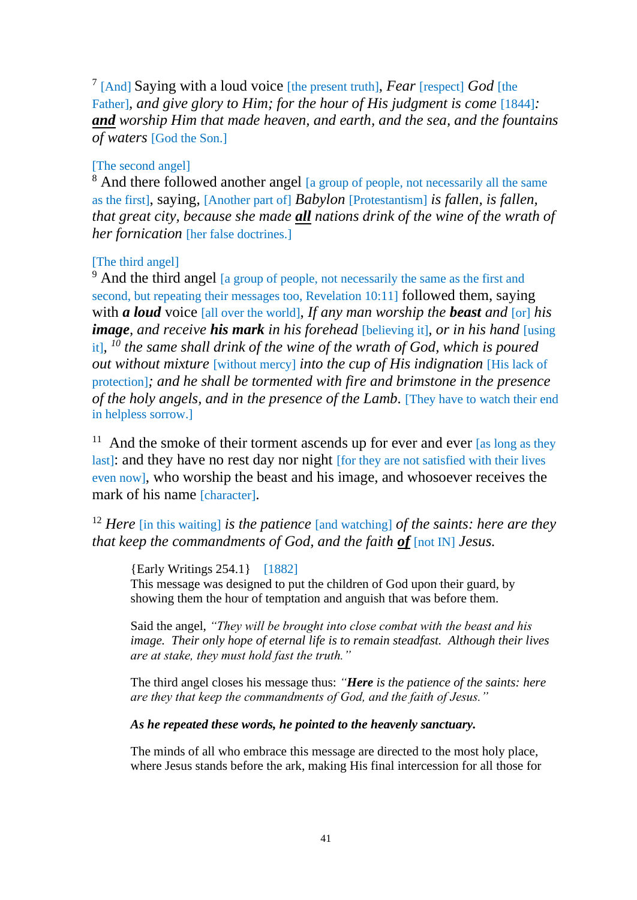[7] [And] Saying with a loud voice [the present truth], *Fear* [respect] *God* [the Father], *and give glory to Him; for the hour of His judgment is come* [1844]*:* ***and*** *worship Him that made heaven, and earth, and the sea, and the fountains of waters* [God the Son.]

[The second angel]
[8] And there followed another angel [a group of people, not necessarily all the same as the first], saying, [Another part of] *Babylon* [Protestantism] *is fallen, is fallen, that great city, because she made* ***all*** *nations drink of the wine of the wrath of her fornication* [her false doctrines.]

[The third angel]
[9] And the third angel [a group of people, not necessarily the same as the first and second, but repeating their messages too, Revelation 10:11] followed them, saying with ***a loud*** voice [all over the world], *If any man worship the* ***beast*** *and* [or] *his* ***image****, and receive* **his mark** *in his forehead* [believing it], *or in his hand* [using it], [10] *the same shall drink of the wine of the wrath of God, which is poured out without mixture* [without mercy] *into the cup of His indignation* [His lack of protection]*; and he shall be tormented with fire and brimstone in the presence of the holy angels, and in the presence of the Lamb.* [They have to watch their end in helpless sorrow.]

[11] And the smoke of their torment ascends up for ever and ever [as long as they last]: and they have no rest day nor night [for they are not satisfied with their lives even now], who worship the beast and his image, and whosoever receives the mark of his name [character].

[12] *Here* [in this waiting] *is the patience* [and watching] *of the saints: here are they that keep the commandments of God, and the faith* ***of*** [not IN] *Jesus.*

> {Early Writings 254.1} [1882]
> This message was designed to put the children of God upon their guard, by showing them the hour of temptation and anguish that was before them.
>
> Said the angel, *"They will be brought into close combat with the beast and his image. Their only hope of eternal life is to remain steadfast. Although their lives are at stake, they must hold fast the truth."*
>
> The third angel closes his message thus: *"**Here** is the patience of the saints: here are they that keep the commandments of God, and the faith of Jesus."*
>
> ***As he repeated these words, he pointed to the heavenly sanctuary.***
>
> The minds of all who embrace this message are directed to the most holy place, where Jesus stands before the ark, making His final intercession for all those for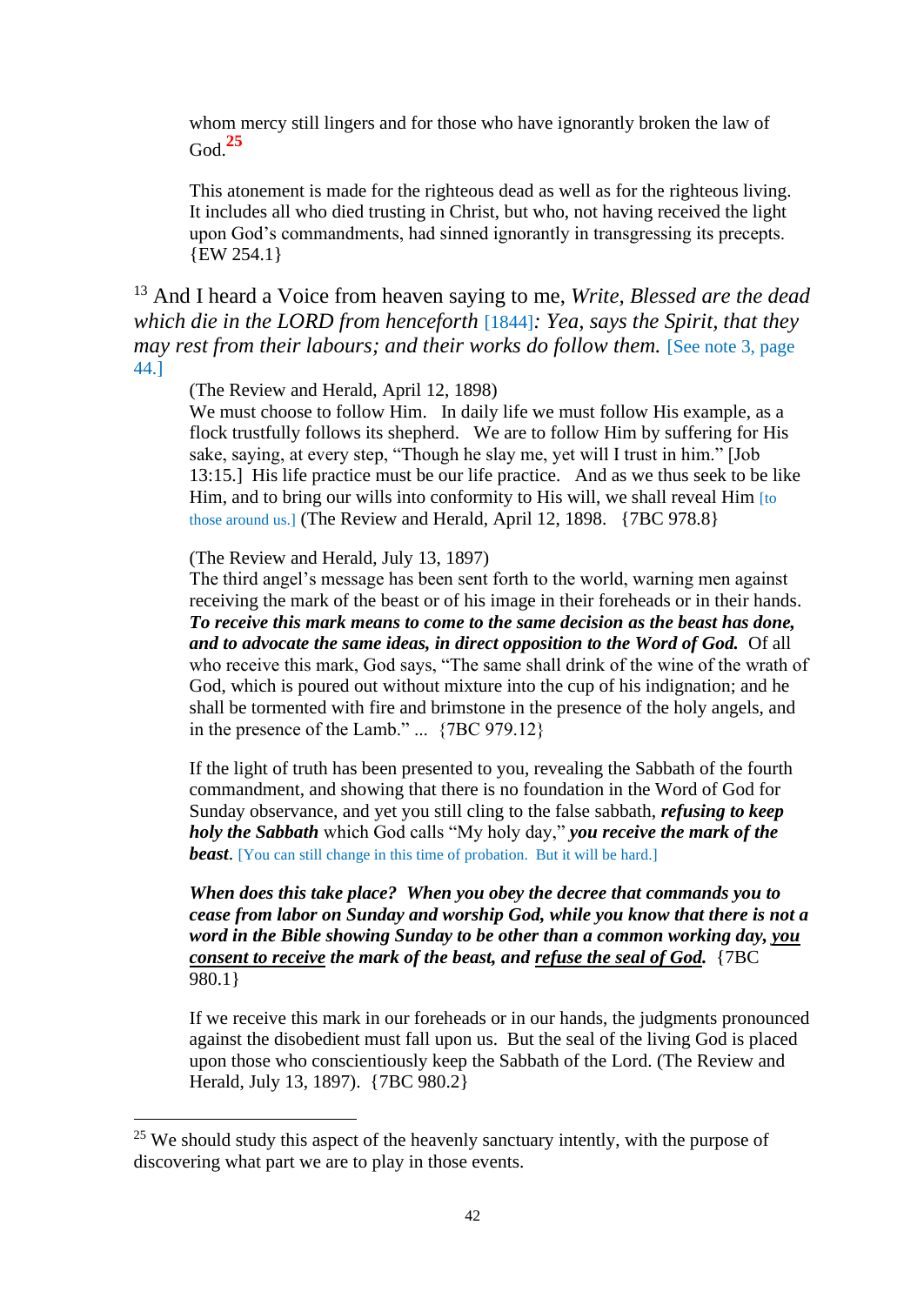whom mercy still lingers and for those who have ignorantly broken the law of God.[25]

This atonement is made for the righteous dead as well as for the righteous living. It includes all who died trusting in Christ, but who, not having received the light upon God's commandments, had sinned ignorantly in transgressing its precepts. {EW 254.1}

[13] And I heard a Voice from heaven saying to me, *Write, Blessed are the dead which die in the LORD from henceforth* [1844]*: Yea, says the Spirit, that they may rest from their labours; and their works do follow them.* [See note 3, page 44.]

(The Review and Herald, April 12, 1898)
We must choose to follow Him. In daily life we must follow His example, as a flock trustfully follows its shepherd. We are to follow Him by suffering for His sake, saying, at every step, "Though he slay me, yet will I trust in him." [Job 13:15.] His life practice must be our life practice. And as we thus seek to be like Him, and to bring our wills into conformity to His will, we shall reveal Him [to those around us.] (The Review and Herald, April 12, 1898. {7BC 978.8}

(The Review and Herald, July 13, 1897)
The third angel's message has been sent forth to the world, warning men against receiving the mark of the beast or of his image in their foreheads or in their hands. ***To receive this mark means to come to the same decision as the beast has done, and to advocate the same ideas, in direct opposition to the Word of God.*** Of all who receive this mark, God says, "The same shall drink of the wine of the wrath of God, which is poured out without mixture into the cup of his indignation; and he shall be tormented with fire and brimstone in the presence of the holy angels, and in the presence of the Lamb." ... {7BC 979.12}

If the light of truth has been presented to you, revealing the Sabbath of the fourth commandment, and showing that there is no foundation in the Word of God for Sunday observance, and yet you still cling to the false sabbath, ***refusing to keep holy the Sabbath*** which God calls "My holy day," ***you receive the mark of the beast***. [You can still change in this time of probation. But it will be hard.]

***When does this take place? When you obey the decree that commands you to cease from labor on Sunday and worship God, while you know that there is not a word in the Bible showing Sunday to be other than a common working day, <u>you consent to receive</u> the mark of the beast, and <u>refuse the seal of God</u>.*** {7BC 980.1}

If we receive this mark in our foreheads or in our hands, the judgments pronounced against the disobedient must fall upon us. But the seal of the living God is placed upon those who conscientiously keep the Sabbath of the Lord. (The Review and Herald, July 13, 1897). {7BC 980.2}

---

[25] We should study this aspect of the heavenly sanctuary intently, with the purpose of discovering what part we are to play in those events.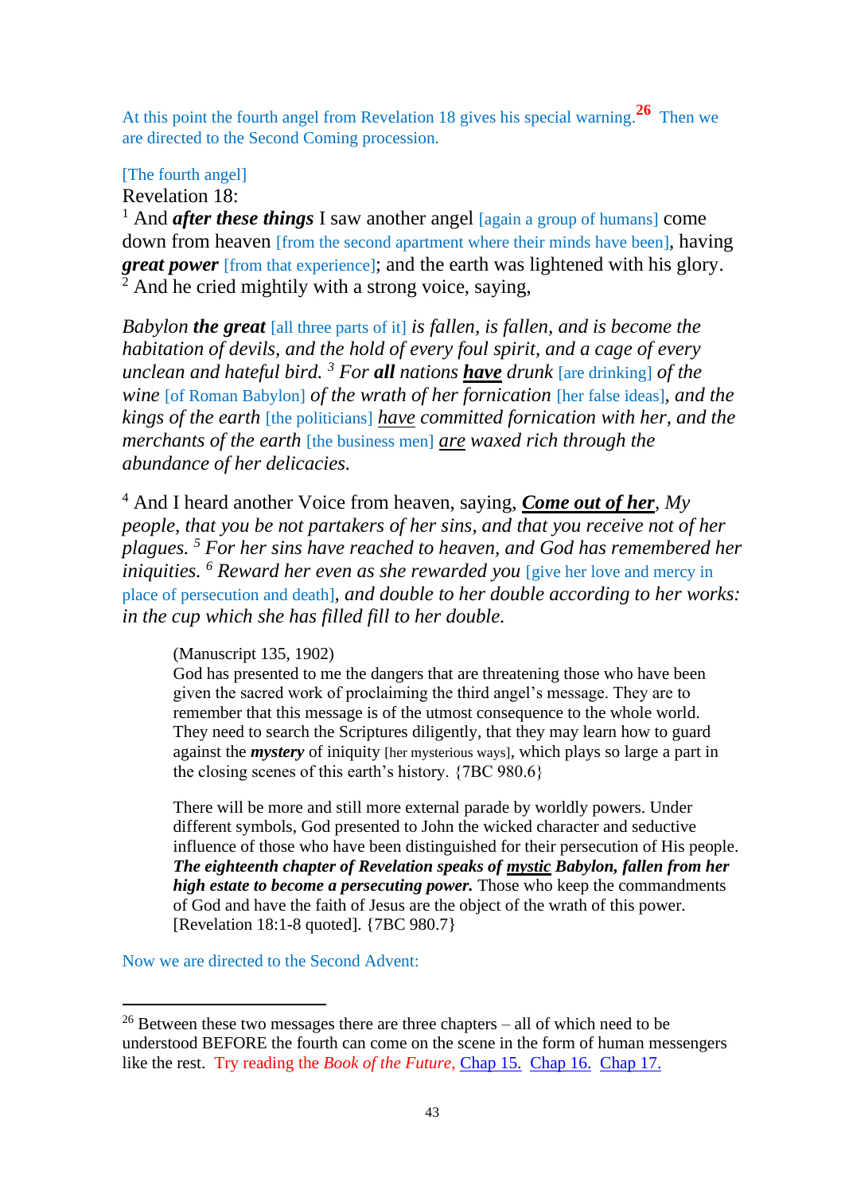At this point the fourth angel from Revelation 18 gives his special warning.[26] Then we are directed to the Second Coming procession.

[The fourth angel]
Revelation 18:
[1] And ***after these things*** I saw another angel [again a group of humans] come down from heaven [from the second apartment where their minds have been], having ***great power*** [from that experience]; and the earth was lightened with his glory. [2] And he cried mightily with a strong voice, saying,

*Babylon* ***the great*** [all three parts of it] *is fallen, is fallen, and is become the habitation of devils, and the hold of every foul spirit, and a cage of every unclean and hateful bird.* [3] *For* ***all*** *nations* ***<u>have</u>*** *drunk* [are drinking] *of the wine* [of Roman Babylon] *of the wrath of her fornication* [her false ideas], *and the kings of the earth* [the politicians] *<u>have</u> committed fornication with her, and the merchants of the earth* [the business men] *<u>are</u> waxed rich through the abundance of her delicacies.*

[4] And I heard another Voice from heaven, saying, ***<u>Come out of her</u>***, *My people, that you be not partakers of her sins, and that you receive not of her plagues.* [5] *For her sins have reached to heaven, and God has remembered her iniquities.* [6] *Reward her even as she rewarded you* [give her love and mercy in place of persecution and death], *and double to her double according to her works: in the cup which she has filled fill to her double.*

> (Manuscript 135, 1902)
> God has presented to me the dangers that are threatening those who have been given the sacred work of proclaiming the third angel's message. They are to remember that this message is of the utmost consequence to the whole world. They need to search the Scriptures diligently, that they may learn how to guard against the ***mystery*** of iniquity [her mysterious ways], which plays so large a part in the closing scenes of this earth's history. {7BC 980.6}
>
> There will be more and still more external parade by worldly powers. Under different symbols, God presented to John the wicked character and seductive influence of those who have been distinguished for their persecution of His people. ***The eighteenth chapter of Revelation speaks of <u>mystic</u> Babylon, fallen from her high estate to become a persecuting power.*** Those who keep the commandments of God and have the faith of Jesus are the object of the wrath of this power. [Revelation 18:1-8 quoted]. {7BC 980.7}

Now we are directed to the Second Advent:

---

[26] Between these two messages there are three chapters – all of which need to be understood BEFORE the fourth can come on the scene in the form of human messengers like the rest. Try reading the *Book of the Future*, Chap 15. Chap 16. Chap 17.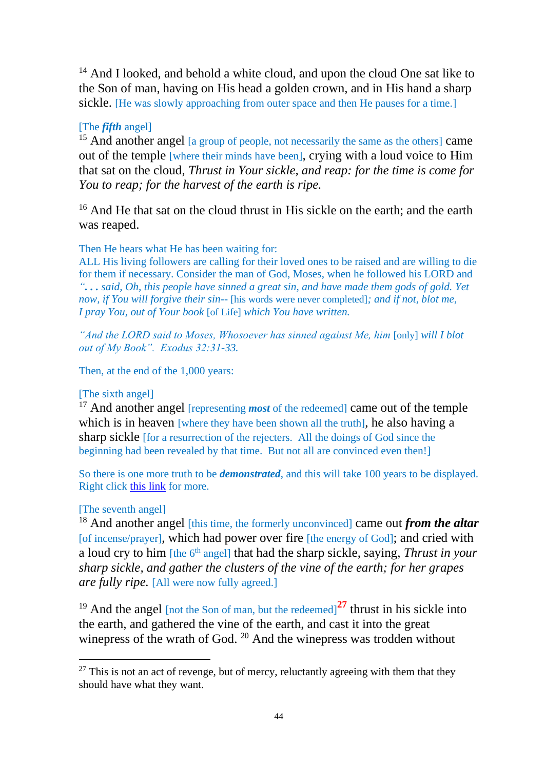[14] And I looked, and behold a white cloud, and upon the cloud One sat like to the Son of man, having on His head a golden crown, and in His hand a sharp sickle. [He was slowly approaching from outer space and then He pauses for a time.]

[The ***fifth*** angel]
[15] And another angel [a group of people, not necessarily the same as the others] came out of the temple [where their minds have been], crying with a loud voice to Him that sat on the cloud, *Thrust in Your sickle, and reap: for the time is come for You to reap; for the harvest of the earth is ripe.*

[16] And He that sat on the cloud thrust in His sickle on the earth; and the earth was reaped.

Then He hears what He has been waiting for:
ALL His living followers are calling for their loved ones to be raised and are willing to die for them if necessary. Consider the man of God, Moses, when he followed his LORD and *". . . said, Oh, this people have sinned a great sin, and have made them gods of gold. Yet now, if You will forgive their sin--* [his words were never completed]*; and if not, blot me, I pray You, out of Your book* [of Life] *which You have written.*

*"And the LORD said to Moses, Whosoever has sinned against Me, him* [only] *will I blot out of My Book". Exodus 32:31-33.*

Then, at the end of the 1,000 years:

[The sixth angel]
[17] And another angel [representing ***most*** of the redeemed] came out of the temple which is in heaven [where they have been shown all the truth], he also having a sharp sickle [for a resurrection of the rejecters. All the doings of God since the beginning had been revealed by that time. But not all are convinced even then!]

So there is one more truth to be ***demonstrated***, and this will take 100 years to be displayed. Right click this link for more.

[The seventh angel]
[18] And another angel [this time, the formerly unconvinced] came out ***from the altar*** [of incense/prayer], which had power over fire [the energy of God]; and cried with a loud cry to him [the 6th angel] that had the sharp sickle, saying, *Thrust in your sharp sickle, and gather the clusters of the vine of the earth; for her grapes are fully ripe.* [All were now fully agreed.]

[19] And the angel [not the Son of man, but the redeemed][27] thrust in his sickle into the earth, and gathered the vine of the earth, and cast it into the great winepress of the wrath of God. [20] And the winepress was trodden without

---

[27] This is not an act of revenge, but of mercy, reluctantly agreeing with them that they should have what they want.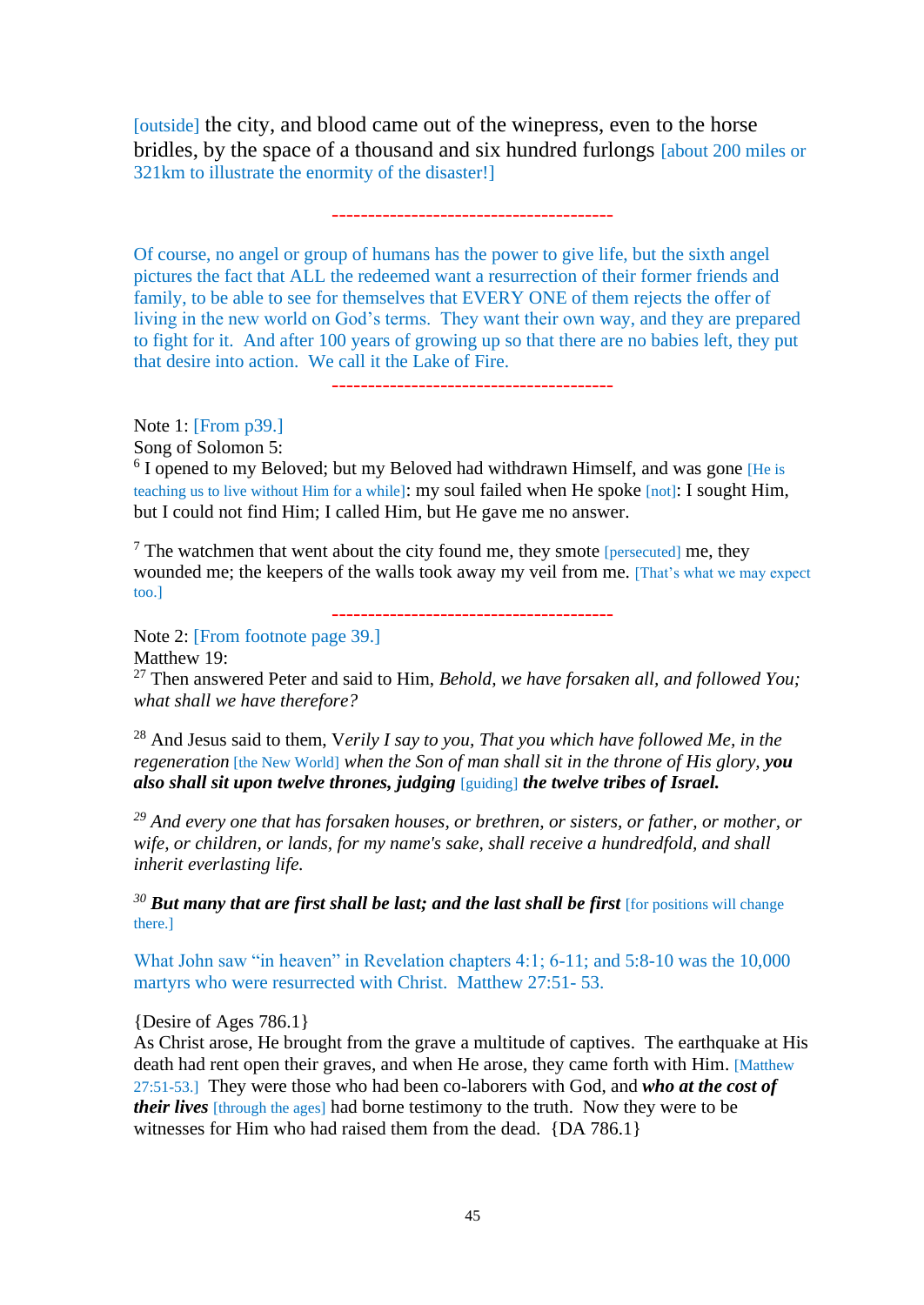[outside] the city, and blood came out of the winepress, even to the horse bridles, by the space of a thousand and six hundred furlongs [about 200 miles or 321km to illustrate the enormity of the disaster!]

---------------------------------------

Of course, no angel or group of humans has the power to give life, but the sixth angel pictures the fact that ALL the redeemed want a resurrection of their former friends and family, to be able to see for themselves that EVERY ONE of them rejects the offer of living in the new world on God's terms. They want their own way, and they are prepared to fight for it. And after 100 years of growing up so that there are no babies left, they put that desire into action. We call it the Lake of Fire.

---------------------------------------

Note 1: [From p39.]
Song of Solomon 5:
[6] I opened to my Beloved; but my Beloved had withdrawn Himself, and was gone [He is teaching us to live without Him for a while]: my soul failed when He spoke [not]: I sought Him, but I could not find Him; I called Him, but He gave me no answer.

[7] The watchmen that went about the city found me, they smote [persecuted] me, they wounded me; the keepers of the walls took away my veil from me. [That's what we may expect too.]

---------------------------------------

Note 2: [From footnote page 39.]
Matthew 19:
[27] Then answered Peter and said to Him, *Behold, we have forsaken all, and followed You; what shall we have therefore?*

[28] And Jesus said to them, V*erily I say to you, That you which have followed Me, in the regeneration* [the New World] *when the Son of man shall sit in the throne of His glory, **you also shall sit upon twelve thrones, judging*** [guiding] ***the twelve tribes of Israel.***

[29] *And every one that has forsaken houses, or brethren, or sisters, or father, or mother, or wife, or children, or lands, for my name's sake, shall receive a hundredfold, and shall inherit everlasting life.*

[30] ***But many that are first shall be last; and the last shall be first*** [for positions will change there.]

What John saw "in heaven" in Revelation chapters 4:1; 6-11; and 5:8-10 was the 10,000 martyrs who were resurrected with Christ. Matthew 27:51- 53.

{Desire of Ages 786.1}
As Christ arose, He brought from the grave a multitude of captives. The earthquake at His death had rent open their graves, and when He arose, they came forth with Him. [Matthew 27:51-53.] They were those who had been co-laborers with God, and ***who at the cost of their lives*** [through the ages] had borne testimony to the truth. Now they were to be witnesses for Him who had raised them from the dead. {DA 786.1}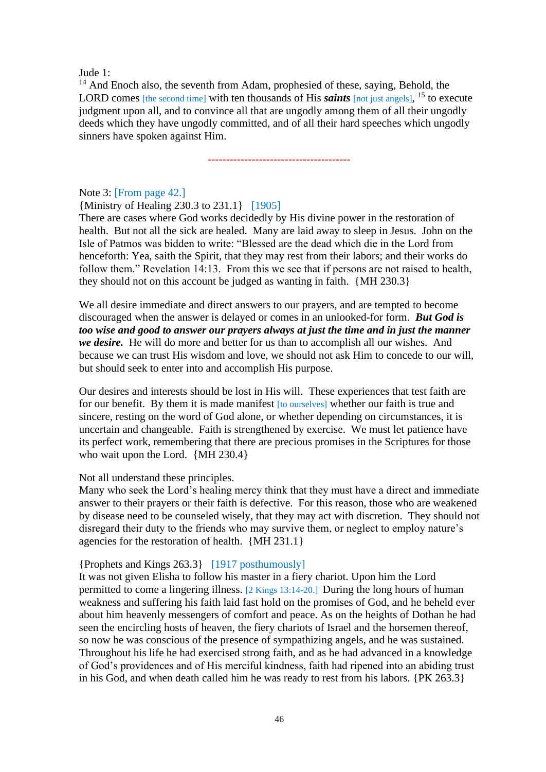Jude 1:
[14] And Enoch also, the seventh from Adam, prophesied of these, saying, Behold, the LORD comes [the second time] with ten thousands of His ***saints*** [not just angels], [15] to execute judgment upon all, and to convince all that are ungodly among them of all their ungodly deeds which they have ungodly committed, and of all their hard speeches which ungodly sinners have spoken against Him.

---

Note 3: [From page 42.]
{Ministry of Healing 230.3 to 231.1} [1905]
There are cases where God works decidedly by His divine power in the restoration of health. But not all the sick are healed. Many are laid away to sleep in Jesus. John on the Isle of Patmos was bidden to write: "Blessed are the dead which die in the Lord from henceforth: Yea, saith the Spirit, that they may rest from their labors; and their works do follow them." Revelation 14:13. From this we see that if persons are not raised to health, they should not on this account be judged as wanting in faith. {MH 230.3}

We all desire immediate and direct answers to our prayers, and are tempted to become discouraged when the answer is delayed or comes in an unlooked-for form. ***But God is too wise and good to answer our prayers always at just the time and in just the manner we desire.*** He will do more and better for us than to accomplish all our wishes. And because we can trust His wisdom and love, we should not ask Him to concede to our will, but should seek to enter into and accomplish His purpose.

Our desires and interests should be lost in His will. These experiences that test faith are for our benefit. By them it is made manifest [to ourselves] whether our faith is true and sincere, resting on the word of God alone, or whether depending on circumstances, it is uncertain and changeable. Faith is strengthened by exercise. We must let patience have its perfect work, remembering that there are precious promises in the Scriptures for those who wait upon the Lord. {MH 230.4}

Not all understand these principles.
Many who seek the Lord's healing mercy think that they must have a direct and immediate answer to their prayers or their faith is defective. For this reason, those who are weakened by disease need to be counseled wisely, that they may act with discretion. They should not disregard their duty to the friends who may survive them, or neglect to employ nature's agencies for the restoration of health. {MH 231.1}

{Prophets and Kings 263.3} [1917 posthumously]
It was not given Elisha to follow his master in a fiery chariot. Upon him the Lord permitted to come a lingering illness. [2 Kings 13:14-20.] During the long hours of human weakness and suffering his faith laid fast hold on the promises of God, and he beheld ever about him heavenly messengers of comfort and peace. As on the heights of Dothan he had seen the encircling hosts of heaven, the fiery chariots of Israel and the horsemen thereof, so now he was conscious of the presence of sympathizing angels, and he was sustained. Throughout his life he had exercised strong faith, and as he had advanced in a knowledge of God's providences and of His merciful kindness, faith had ripened into an abiding trust in his God, and when death called him he was ready to rest from his labors. {PK 263.3}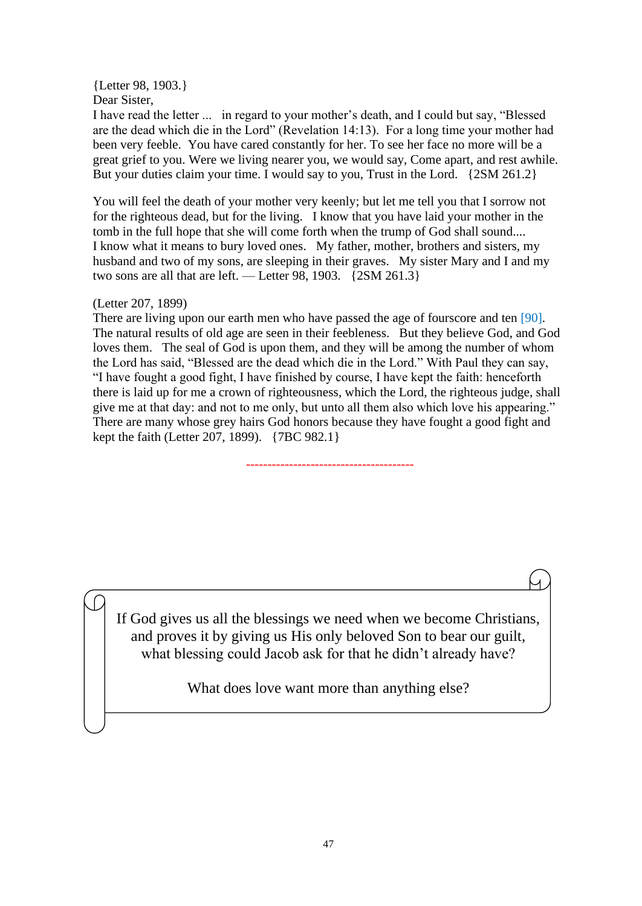{Letter 98, 1903.}
Dear Sister,
I have read the letter ... in regard to your mother's death, and I could but say, "Blessed are the dead which die in the Lord" (Revelation 14:13). For a long time your mother had been very feeble. You have cared constantly for her. To see her face no more will be a great grief to you. Were we living nearer you, we would say, Come apart, and rest awhile. But your duties claim your time. I would say to you, Trust in the Lord. {2SM 261.2}

You will feel the death of your mother very keenly; but let me tell you that I sorrow not for the righteous dead, but for the living. I know that you have laid your mother in the tomb in the full hope that she will come forth when the trump of God shall sound.... I know what it means to bury loved ones. My father, mother, brothers and sisters, my husband and two of my sons, are sleeping in their graves. My sister Mary and I and my two sons are all that are left. — Letter 98, 1903. {2SM 261.3}

(Letter 207, 1899)
There are living upon our earth men who have passed the age of fourscore and ten [90]. The natural results of old age are seen in their feebleness. But they believe God, and God loves them. The seal of God is upon them, and they will be among the number of whom the Lord has said, "Blessed are the dead which die in the Lord." With Paul they can say, "I have fought a good fight, I have finished by course, I have kept the faith: henceforth there is laid up for me a crown of righteousness, which the Lord, the righteous judge, shall give me at that day: and not to me only, but unto all them also which love his appearing." There are many whose grey hairs God honors because they have fought a good fight and kept the faith (Letter 207, 1899). {7BC 982.1}

---

If God gives us all the blessings we need when we become Christians, and proves it by giving us His only beloved Son to bear our guilt, what blessing could Jacob ask for that he didn't already have?

What does love want more than anything else?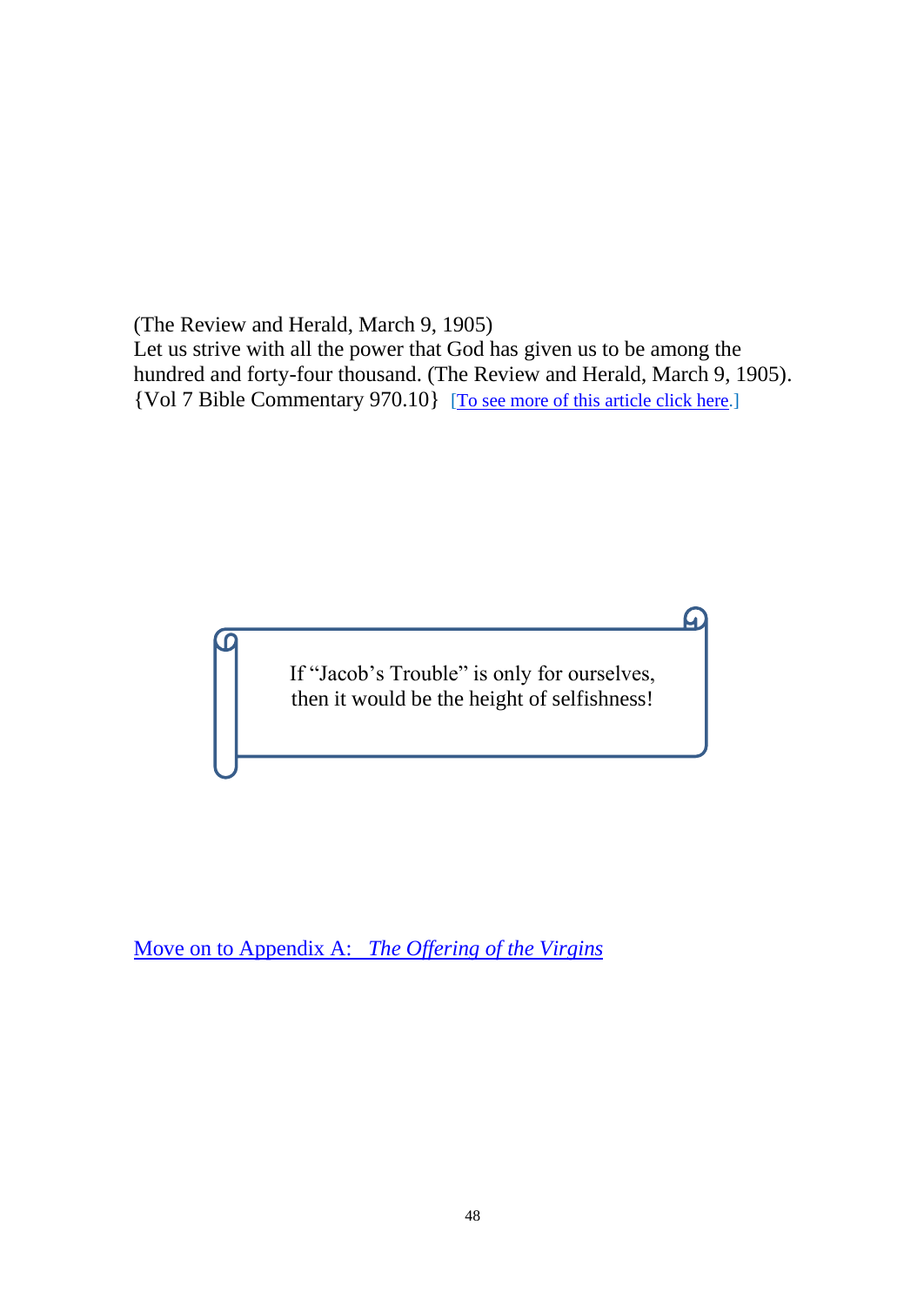(The Review and Herald, March 9, 1905)
Let us strive with all the power that God has given us to be among the hundred and forty-four thousand. (The Review and Herald, March 9, 1905). {Vol 7 Bible Commentary 970.10} [To see more of this article click here.]

If "Jacob's Trouble" is only for ourselves, then it would be the height of selfishness!

Move on to Appendix A: *The Offering of the Virgins*